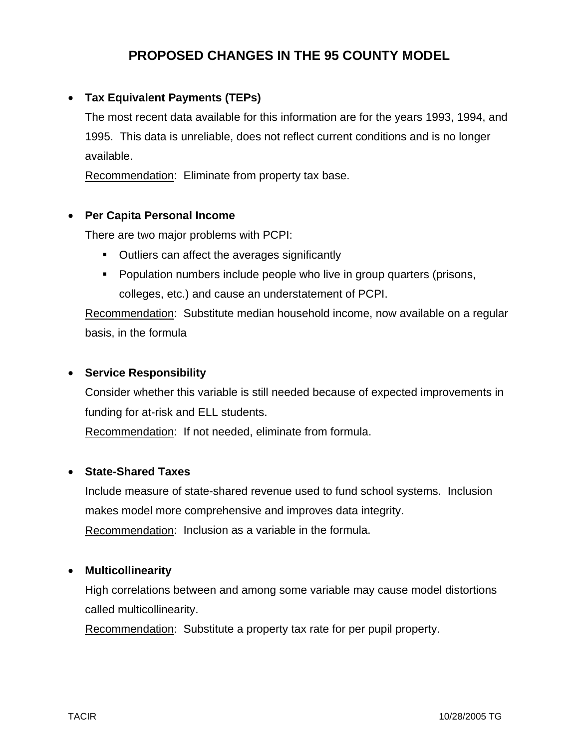# PROPOSED CHANGES IN THE 95 COUNTY MODEL

- **Tax Equivalent Payments (TEPs)**

  The most recent data available for this information are for the years 1993, 1994, and 1995. This data is unreliable, does not reflect current conditions and is no longer available.

  Recommendation: Eliminate from property tax base.

- **Per Capita Personal Income**

  There are two major problems with PCPI:

  - Outliers can affect the averages significantly
  - Population numbers include people who live in group quarters (prisons, colleges, etc.) and cause an understatement of PCPI.

  Recommendation: Substitute median household income, now available on a regular basis, in the formula

- **Service Responsibility**

  Consider whether this variable is still needed because of expected improvements in funding for at-risk and ELL students.

  Recommendation: If not needed, eliminate from formula.

- **State-Shared Taxes**

  Include measure of state-shared revenue used to fund school systems. Inclusion makes model more comprehensive and improves data integrity.

  Recommendation: Inclusion as a variable in the formula.

- **Multicollinearity**

  High correlations between and among some variable may cause model distortions called multicollinearity.

  Recommendation: Substitute a property tax rate for per pupil property.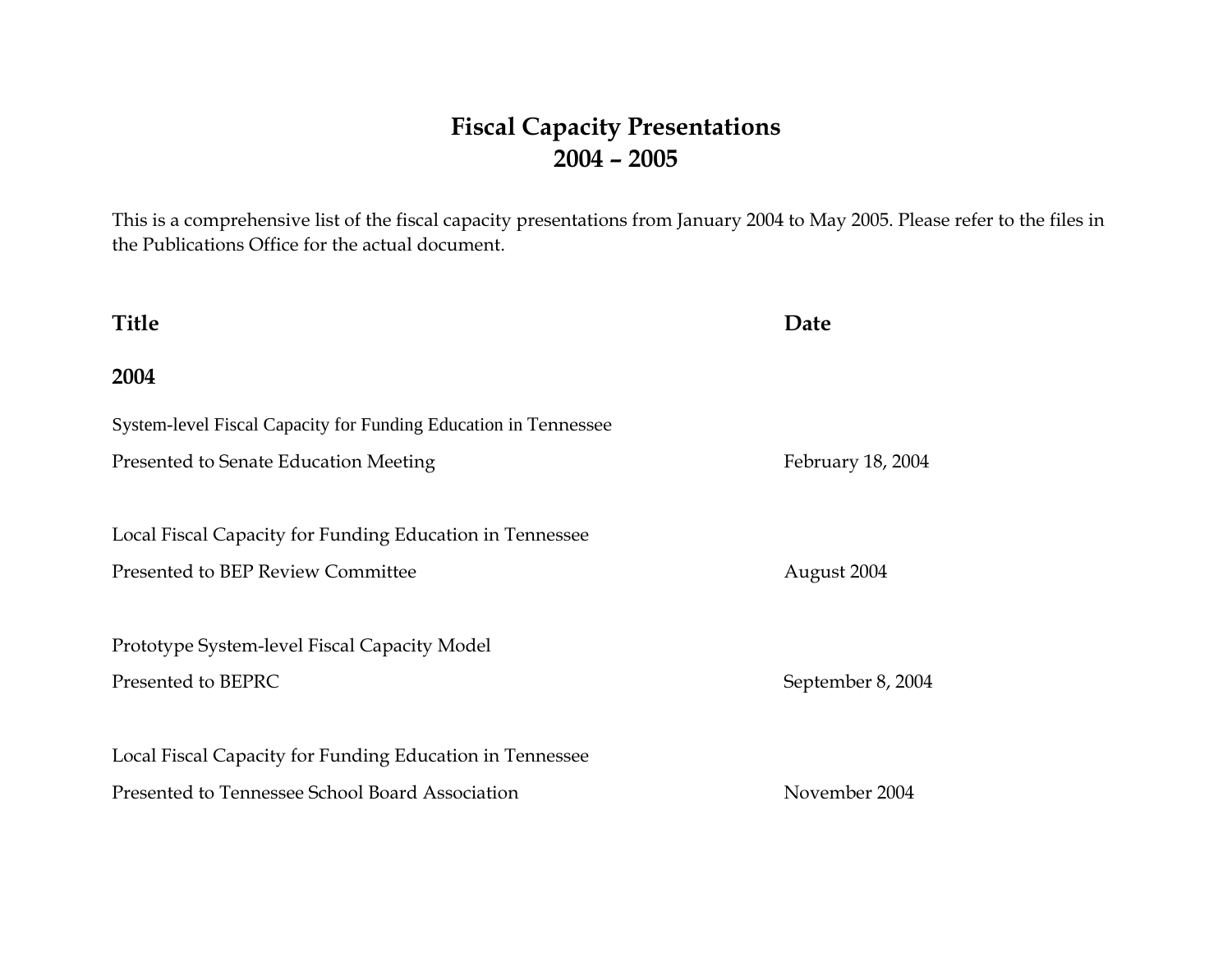# Fiscal Capacity Presentations
# 2004 – 2005

This is a comprehensive list of the fiscal capacity presentations from January 2004 to May 2005. Please refer to the files in the Publications Office for the actual document.

| Title | Date |
| --- | --- |
| **2004** | |
| System-level Fiscal Capacity for Funding Education in Tennessee | |
| Presented to Senate Education Meeting | February 18, 2004 |
| Local Fiscal Capacity for Funding Education in Tennessee | |
| Presented to BEP Review Committee | August 2004 |
| Prototype System-level Fiscal Capacity Model | |
| Presented to BEPRC | September 8, 2004 |
| Local Fiscal Capacity for Funding Education in Tennessee | |
| Presented to Tennessee School Board Association | November 2004 |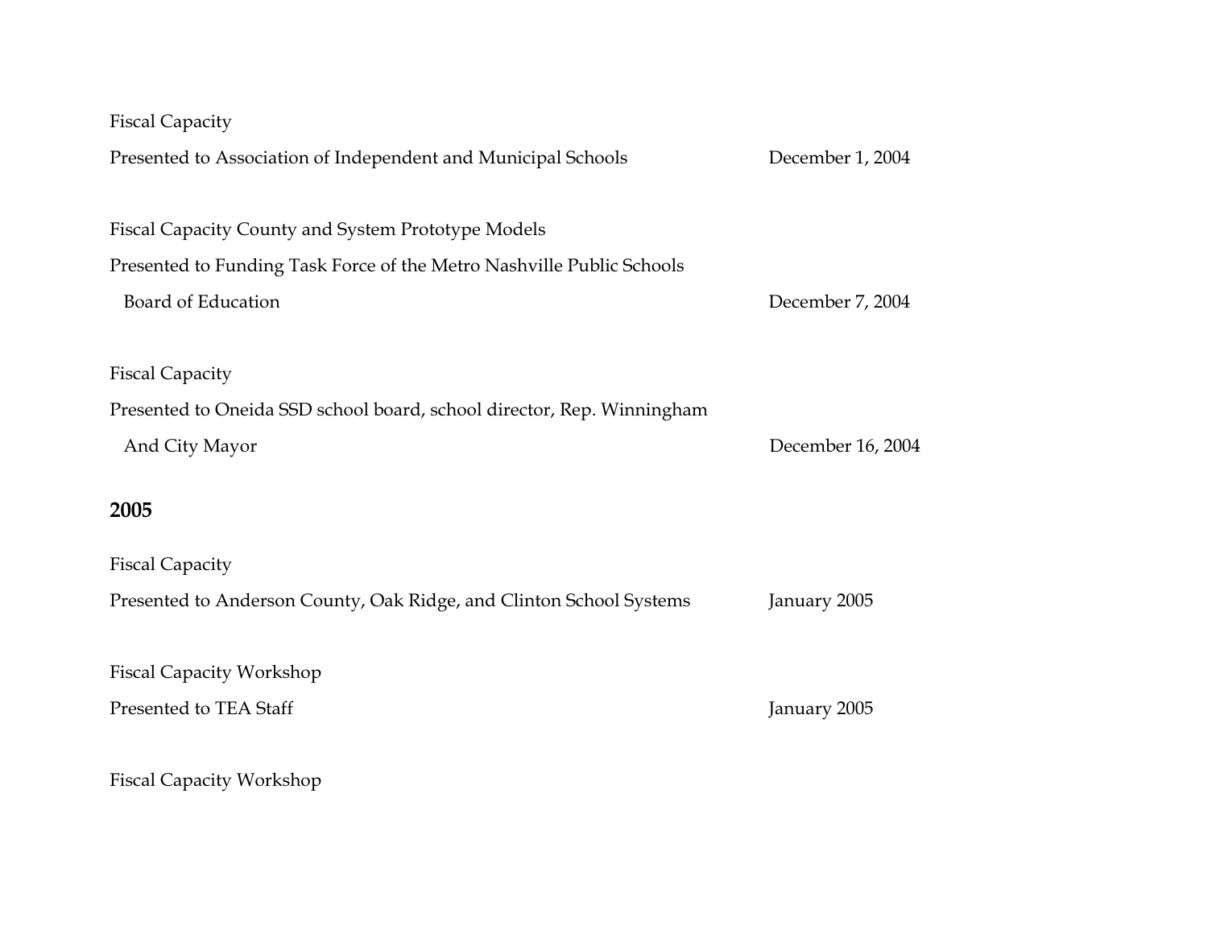Fiscal Capacity

Presented to Association of Independent and Municipal Schools — December 1, 2004

Fiscal Capacity County and System Prototype Models

Presented to Funding Task Force of the Metro Nashville Public Schools Board of Education — December 7, 2004

Fiscal Capacity

Presented to Oneida SSD school board, school director, Rep. Winningham And City Mayor — December 16, 2004

## 2005

Fiscal Capacity

Presented to Anderson County, Oak Ridge, and Clinton School Systems — January 2005

Fiscal Capacity Workshop

Presented to TEA Staff — January 2005

Fiscal Capacity Workshop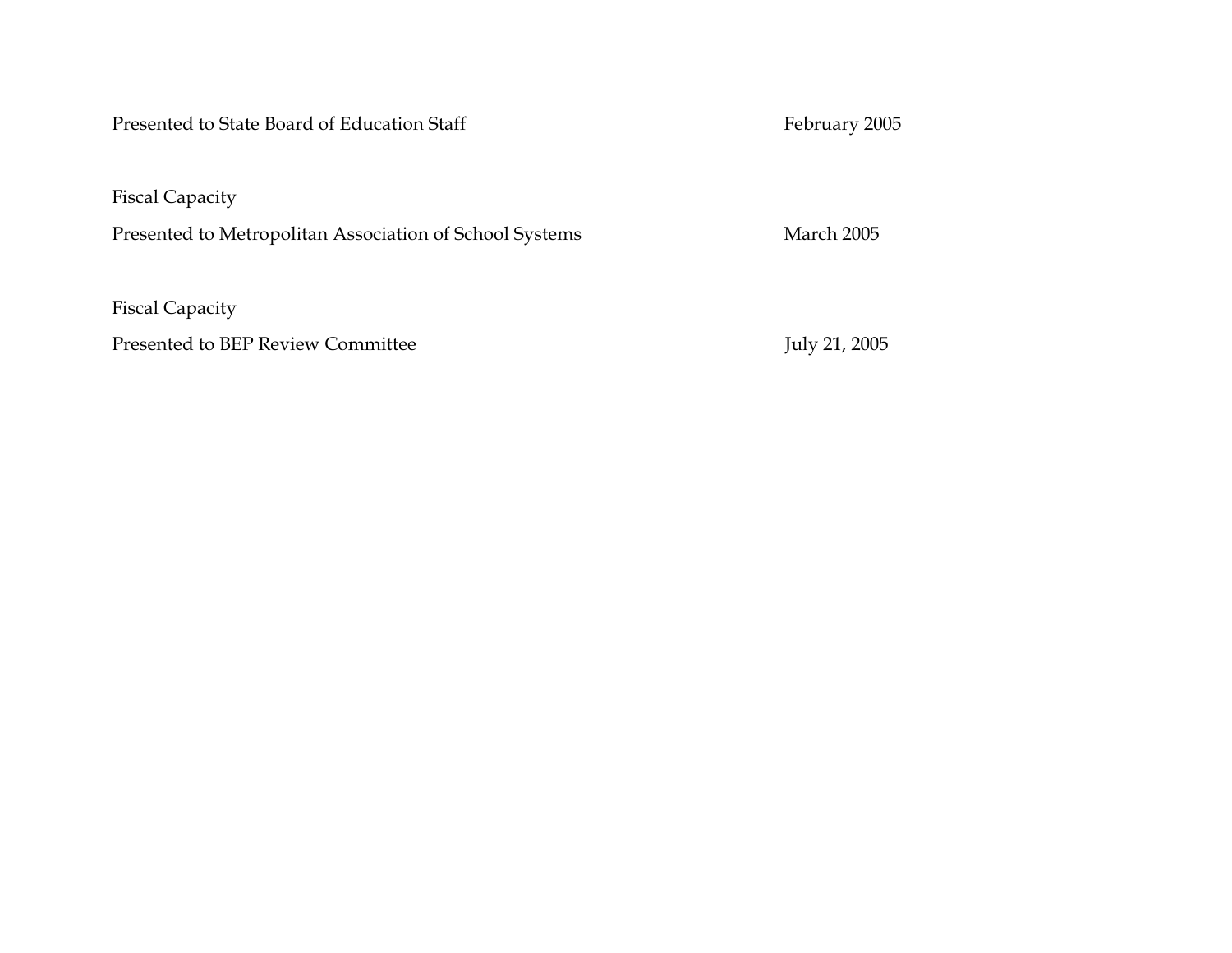Presented to State Board of Education Staff February 2005

Fiscal Capacity

Presented to Metropolitan Association of School Systems March 2005

Fiscal Capacity

Presented to BEP Review Committee July 21, 2005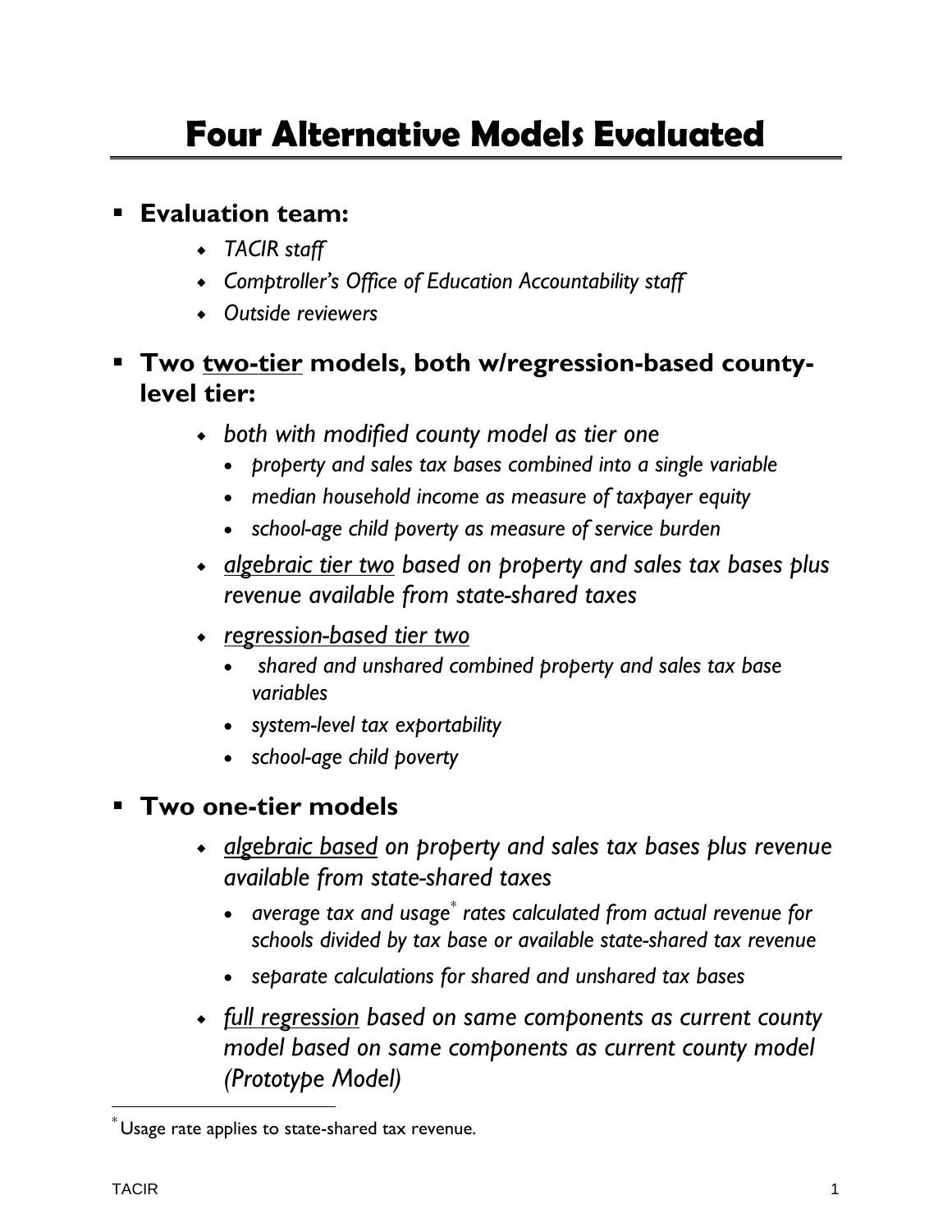# Four Alternative Models Evaluated

- **Evaluation team:**
  - *TACIR staff*
  - *Comptroller's Office of Education Accountability staff*
  - *Outside reviewers*

- **Two <u>two-tier</u> models, both w/regression-based county-level tier:**
  - *both with modified county model as tier one*
    - *property and sales tax bases combined into a single variable*
    - *median household income as measure of taxpayer equity*
    - *school-age child poverty as measure of service burden*
  - *<u>algebraic tier two</u> based on property and sales tax bases plus revenue available from state-shared taxes*
  - *<u>regression-based tier two</u>*
    - *shared and unshared combined property and sales tax base variables*
    - *system-level tax exportability*
    - *school-age child poverty*

- **Two one-tier models**
  - *<u>algebraic based</u> on property and sales tax bases plus revenue available from state-shared taxes*
    - *average tax and usage[*] rates calculated from actual revenue for schools divided by tax base or available state-shared tax revenue*
    - *separate calculations for shared and unshared tax bases*
  - *<u>full regression</u> based on same components as current county model based on same components as current county model (Prototype Model)*

---

[*] Usage rate applies to state-shared tax revenue.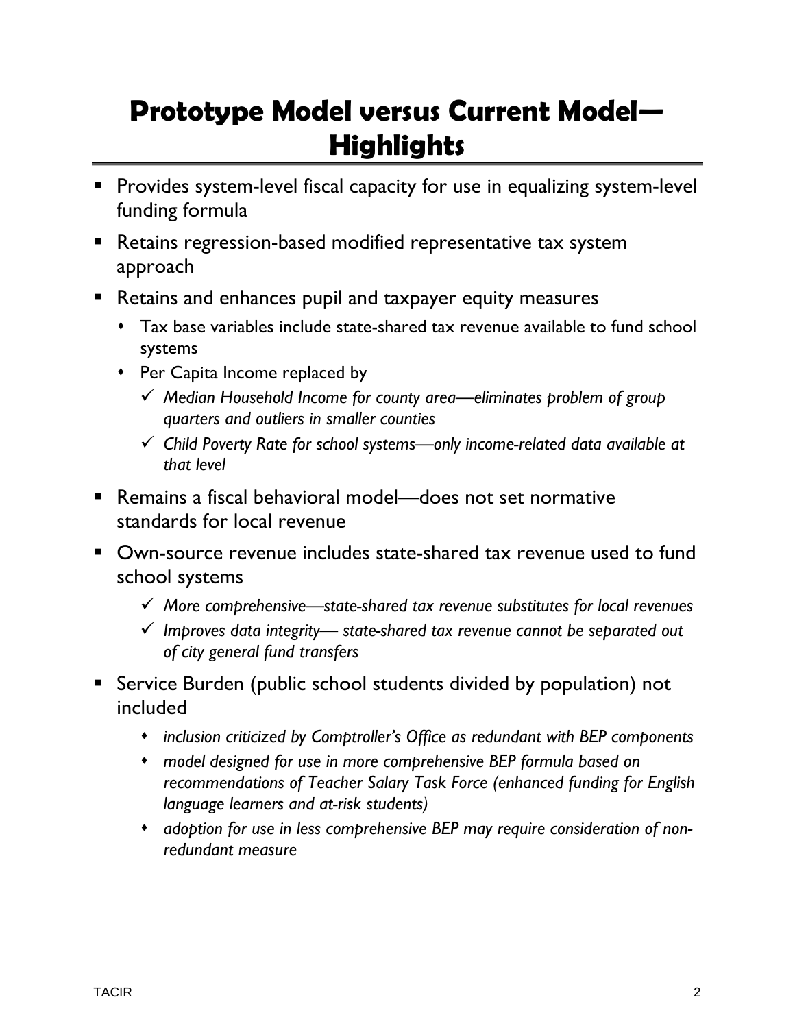# Prototype Model versus Current Model—Highlights

- Provides system-level fiscal capacity for use in equalizing system-level funding formula
- Retains regression-based modified representative tax system approach
- Retains and enhances pupil and taxpayer equity measures
  - Tax base variables include state-shared tax revenue available to fund school systems
  - Per Capita Income replaced by
    - ✓ *Median Household Income for county area—eliminates problem of group quarters and outliers in smaller counties*
    - ✓ *Child Poverty Rate for school systems—only income-related data available at that level*
- Remains a fiscal behavioral model—does not set normative standards for local revenue
- Own-source revenue includes state-shared tax revenue used to fund school systems
  - ✓ *More comprehensive—state-shared tax revenue substitutes for local revenues*
  - ✓ *Improves data integrity— state-shared tax revenue cannot be separated out of city general fund transfers*
- Service Burden (public school students divided by population) not included
  - *inclusion criticized by Comptroller's Office as redundant with BEP components*
  - *model designed for use in more comprehensive BEP formula based on recommendations of Teacher Salary Task Force (enhanced funding for English language learners and at-risk students)*
  - *adoption for use in less comprehensive BEP may require consideration of non-redundant measure*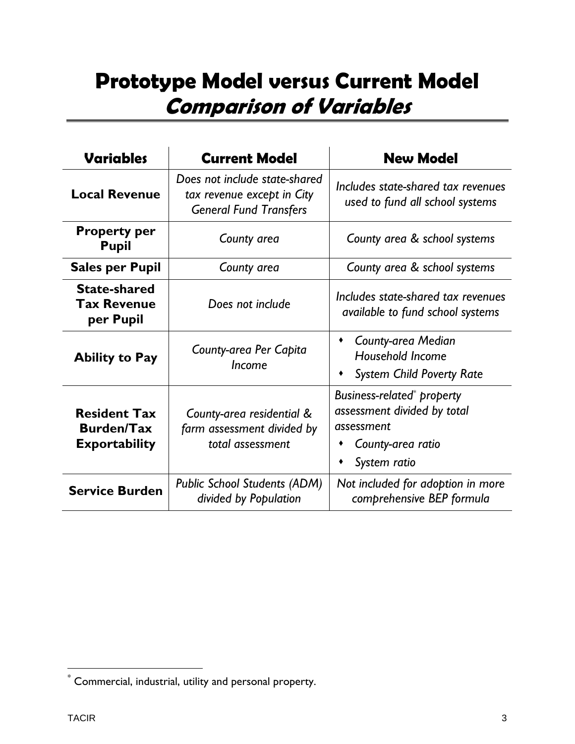# Prototype Model versus Current Model
## *Comparison of Variables*

| Variables | Current Model | New Model |
|---|---|---|
| **Local Revenue** | *Does not include state-shared tax revenue except in City General Fund Transfers* | *Includes state-shared tax revenues used to fund all school systems* |
| **Property per Pupil** | *County area* | *County area & school systems* |
| **Sales per Pupil** | *County area* | *County area & school systems* |
| **State-shared Tax Revenue per Pupil** | *Does not include* | *Includes state-shared tax revenues available to fund school systems* |
| **Ability to Pay** | *County-area Per Capita Income* | • *County-area Median Household Income*<br>• *System Child Poverty Rate* |
| **Resident Tax Burden/Tax Exportability** | *County-area residential & farm assessment divided by total assessment* | *Business-related\* property assessment divided by total assessment*<br>• *County-area ratio*<br>• *System ratio* |
| **Service Burden** | *Public School Students (ADM) divided by Population* | *Not included for adoption in more comprehensive BEP formula* |

\* Commercial, industrial, utility and personal property.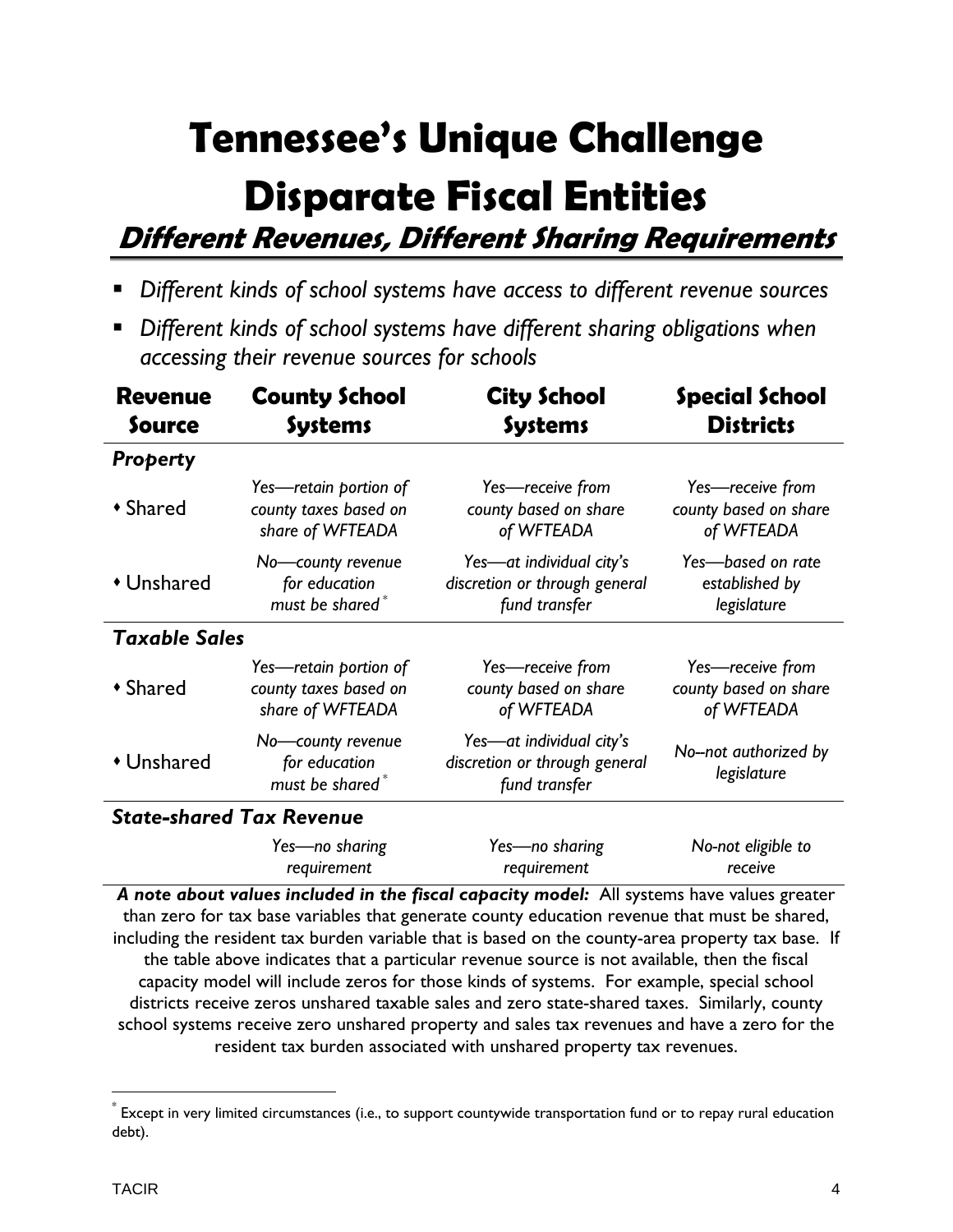# Tennessee's Unique Challenge
# Disparate Fiscal Entities
## *Different Revenues, Different Sharing Requirements*

- *Different kinds of school systems have access to different revenue sources*
- *Different kinds of school systems have different sharing obligations when accessing their revenue sources for schools*

| Revenue Source | County School Systems | City School Systems | Special School Districts |
|---|---|---|---|
| ***Property*** | | | |
| • Shared | *Yes—retain portion of county taxes based on share of WFTEADA* | *Yes—receive from county based on share of WFTEADA* | *Yes—receive from county based on share of WFTEADA* |
| • Unshared | *No—county revenue for education must be shared*[*] | *Yes—at individual city's discretion or through general fund transfer* | *Yes—based on rate established by legislature* |
| ***Taxable Sales*** | | | |
| • Shared | *Yes—retain portion of county taxes based on share of WFTEADA* | *Yes—receive from county based on share of WFTEADA* | *Yes—receive from county based on share of WFTEADA* |
| • Unshared | *No—county revenue for education must be shared*[*] | *Yes—at individual city's discretion or through general fund transfer* | *No–not authorized by legislature* |
| ***State-shared Tax Revenue*** | | | |
| | *Yes—no sharing requirement* | *Yes—no sharing requirement* | *No-not eligible to receive* |

***A note about values included in the fiscal capacity model:*** All systems have values greater than zero for tax base variables that generate county education revenue that must be shared, including the resident tax burden variable that is based on the county-area property tax base. If the table above indicates that a particular revenue source is not available, then the fiscal capacity model will include zeros for those kinds of systems. For example, special school districts receive zeros unshared taxable sales and zero state-shared taxes. Similarly, county school systems receive zero unshared property and sales tax revenues and have a zero for the resident tax burden associated with unshared property tax revenues.

[*] Except in very limited circumstances (i.e., to support countywide transportation fund or to repay rural education debt).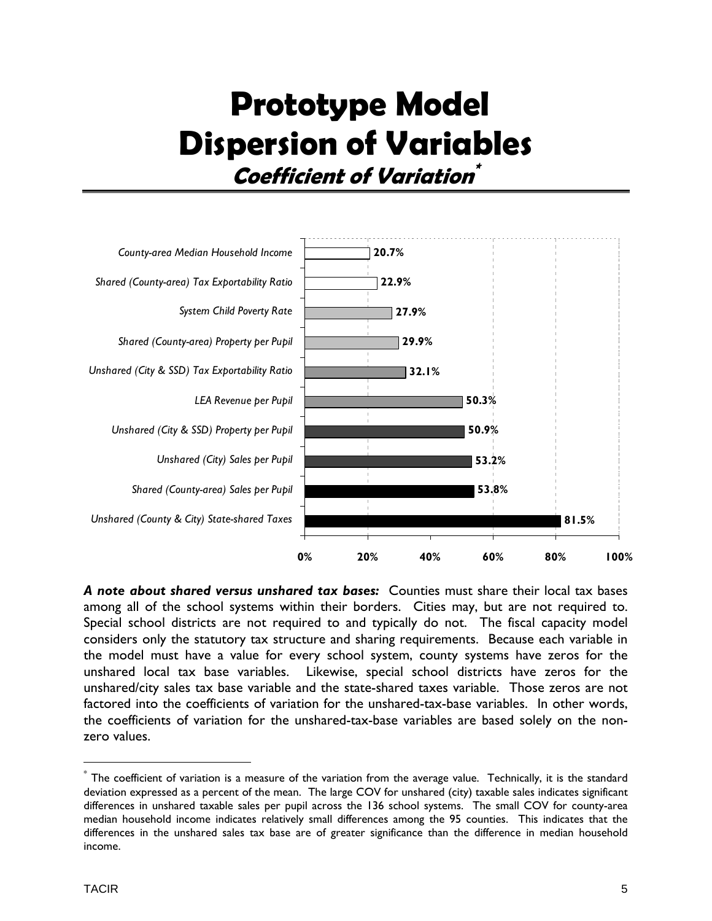# Prototype Model
# Dispersion of Variables
## *Coefficient of Variation*[*]

| Variable | Coefficient of Variation |
| --- | --- |
| *County-area Median Household Income* | 20.7% |
| *Shared (County-area) Tax Exportability Ratio* | 22.9% |
| *System Child Poverty Rate* | 27.9% |
| *Shared (County-area) Property per Pupil* | 29.9% |
| *Unshared (City & SSD) Tax Exportability Ratio* | 32.1% |
| *LEA Revenue per Pupil* | 50.3% |
| *Unshared (City & SSD) Property per Pupil* | 50.9% |
| *Unshared (City) Sales per Pupil* | 53.2% |
| *Shared (County-area) Sales per Pupil* | 53.8% |
| *Unshared (County & City) State-shared Taxes* | 81.5% |

***A note about shared versus unshared tax bases:*** Counties must share their local tax bases among all of the school systems within their borders. Cities may, but are not required to. Special school districts are not required to and typically do not. The fiscal capacity model considers only the statutory tax structure and sharing requirements. Because each variable in the model must have a value for every school system, county systems have zeros for the unshared local tax base variables. Likewise, special school districts have zeros for the unshared/city sales tax base variable and the state-shared taxes variable. Those zeros are not factored into the coefficients of variation for the unshared-tax-base variables. In other words, the coefficients of variation for the unshared-tax-base variables are based solely on the non-zero values.

[*] The coefficient of variation is a measure of the variation from the average value. Technically, it is the standard deviation expressed as a percent of the mean. The large COV for unshared (city) taxable sales indicates significant differences in unshared taxable sales per pupil across the 136 school systems. The small COV for county-area median household income indicates relatively small differences among the 95 counties. This indicates that the differences in the unshared sales tax base are of greater significance than the difference in median household income.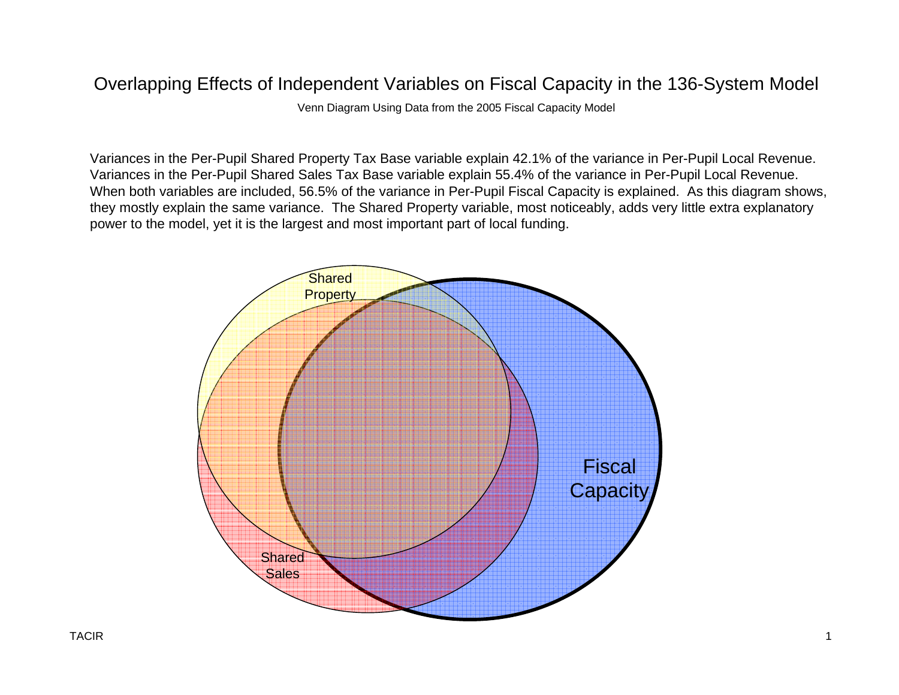# Overlapping Effects of Independent Variables on Fiscal Capacity in the 136-System Model

Venn Diagram Using Data from the 2005 Fiscal Capacity Model

Variances in the Per-Pupil Shared Property Tax Base variable explain 42.1% of the variance in Per-Pupil Local Revenue. Variances in the Per-Pupil Shared Sales Tax Base variable explain 55.4% of the variance in Per-Pupil Local Revenue. When both variables are included, 56.5% of the variance in Per-Pupil Fiscal Capacity is explained. As this diagram shows, they mostly explain the same variance. The Shared Property variable, most noticeably, adds very little extra explanatory power to the model, yet it is the largest and most important part of local funding.

Shared Property

Shared Sales

Fiscal Capacity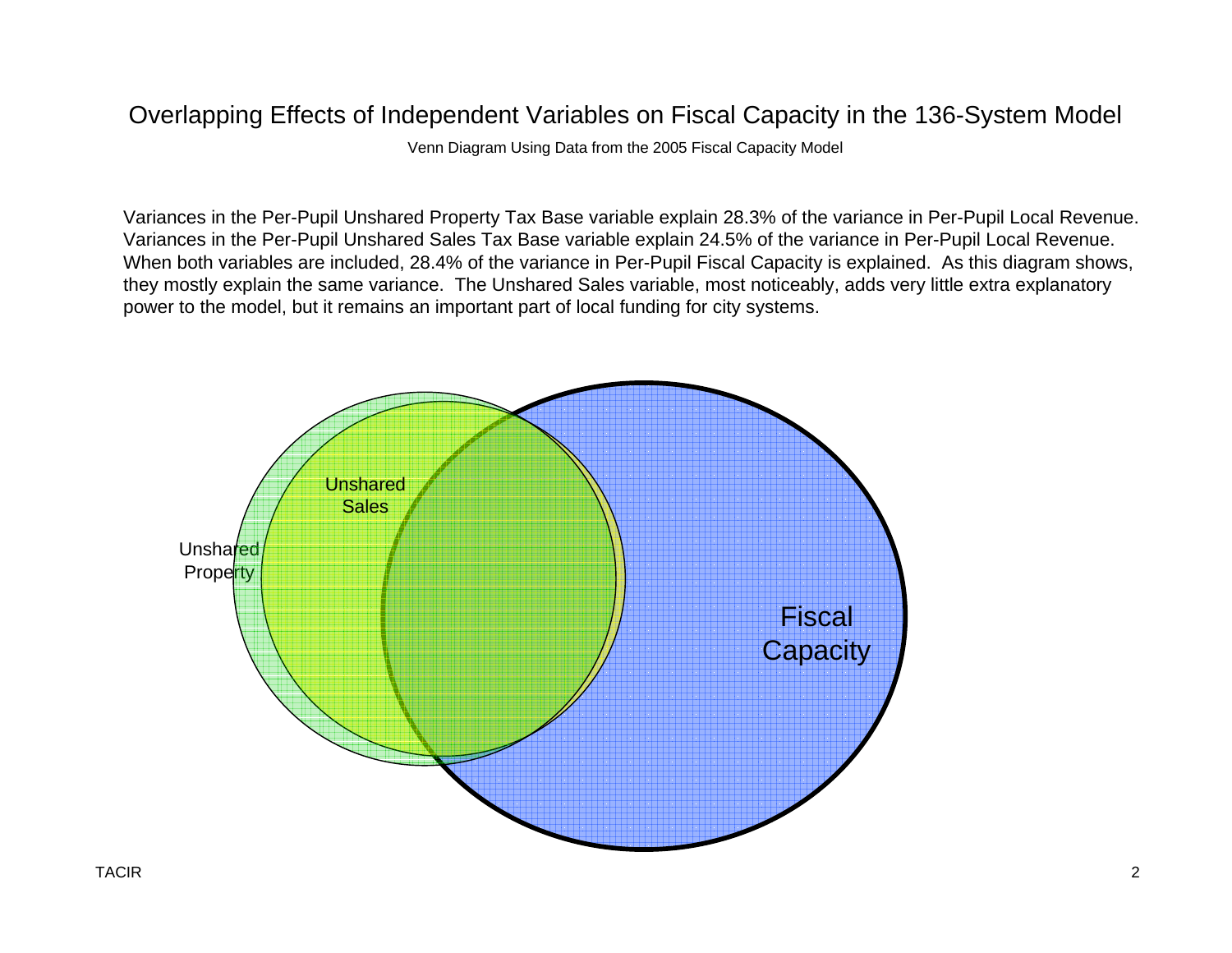# Overlapping Effects of Independent Variables on Fiscal Capacity in the 136-System Model

Venn Diagram Using Data from the 2005 Fiscal Capacity Model

Variances in the Per-Pupil Unshared Property Tax Base variable explain 28.3% of the variance in Per-Pupil Local Revenue. Variances in the Per-Pupil Unshared Sales Tax Base variable explain 24.5% of the variance in Per-Pupil Local Revenue. When both variables are included, 28.4% of the variance in Per-Pupil Fiscal Capacity is explained. As this diagram shows, they mostly explain the same variance. The Unshared Sales variable, most noticeably, adds very little extra explanatory power to the model, but it remains an important part of local funding for city systems.

Unshared Sales

Unshared Property

Fiscal Capacity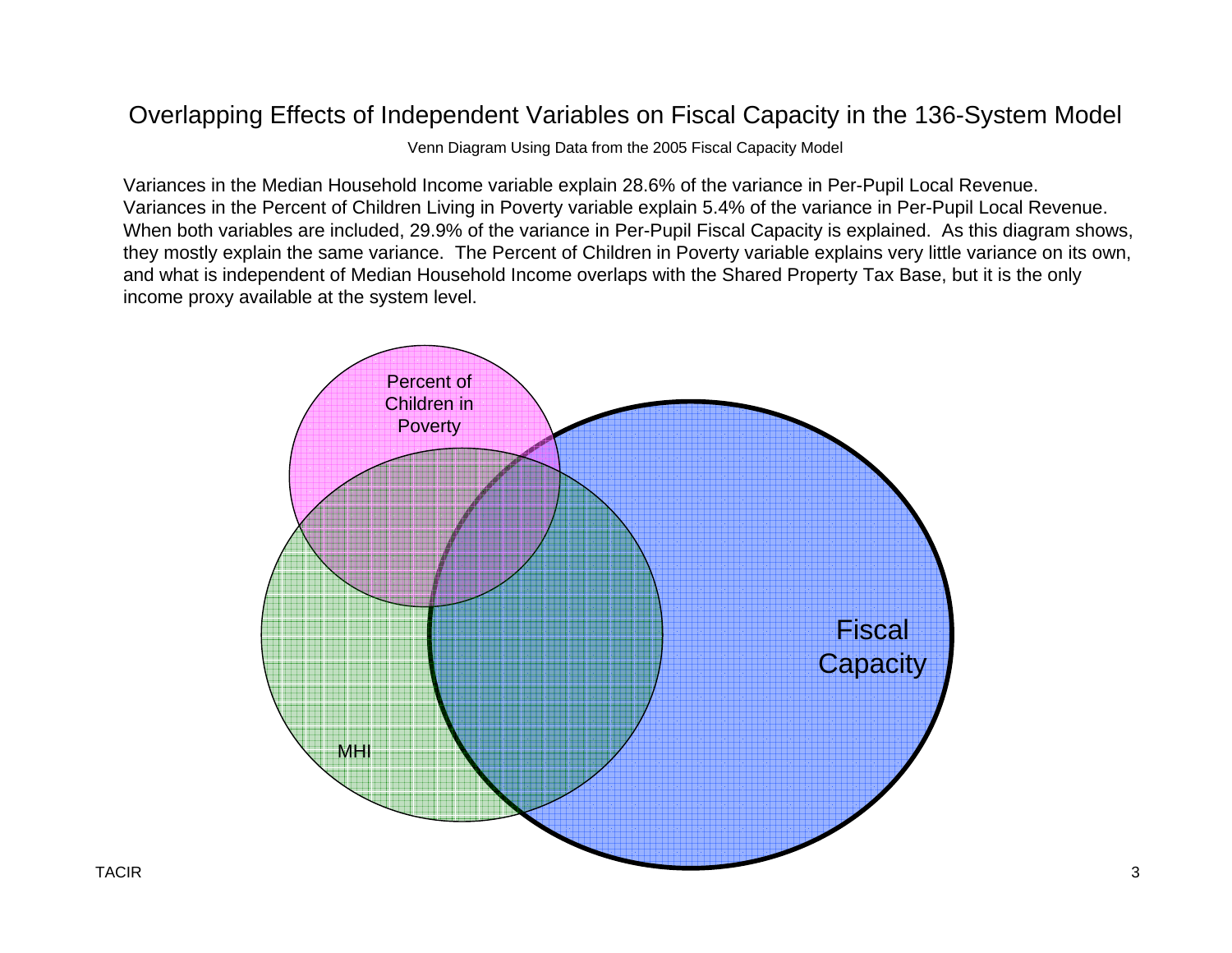# Overlapping Effects of Independent Variables on Fiscal Capacity in the 136-System Model

Venn Diagram Using Data from the 2005 Fiscal Capacity Model

Variances in the Median Household Income variable explain 28.6% of the variance in Per-Pupil Local Revenue. Variances in the Percent of Children Living in Poverty variable explain 5.4% of the variance in Per-Pupil Local Revenue. When both variables are included, 29.9% of the variance in Per-Pupil Fiscal Capacity is explained. As this diagram shows, they mostly explain the same variance. The Percent of Children in Poverty variable explains very little variance on its own, and what is independent of Median Household Income overlaps with the Shared Property Tax Base, but it is the only income proxy available at the system level.

Percent of Children in Poverty

MHI

Fiscal Capacity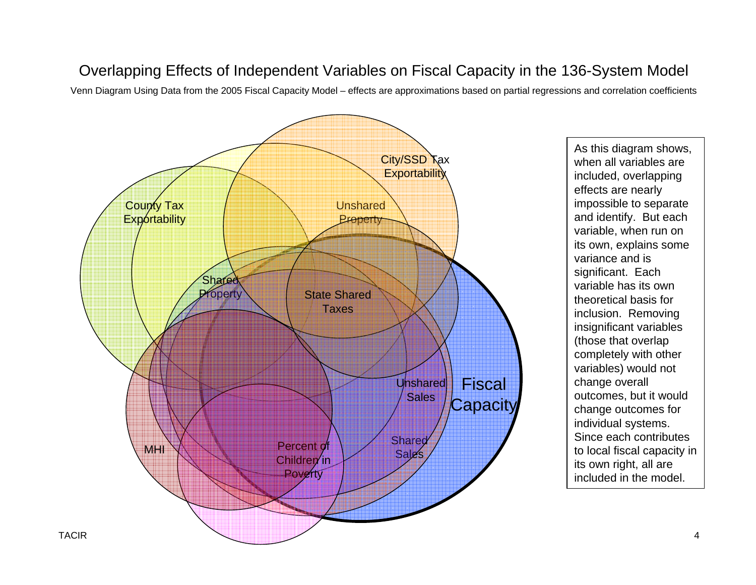# Overlapping Effects of Independent Variables on Fiscal Capacity in the 136-System Model

Venn Diagram Using Data from the 2005 Fiscal Capacity Model – effects are approximations based on partial regressions and correlation coefficients

City/SSD Tax Exportability

County Tax Exportability

Unshared Property

Shared Property

State Shared Taxes

Unshared Sales

Fiscal Capacity

Shared Sales

MHI

Percent of Children in Poverty

As this diagram shows, when all variables are included, overlapping effects are nearly impossible to separate and identify. But each variable, when run on its own, explains some variance and is significant. Each variable has its own theoretical basis for inclusion. Removing insignificant variables (those that overlap completely with other variables) would not change overall outcomes, but it would change outcomes for individual systems. Since each contributes to local fiscal capacity in its own right, all are included in the model.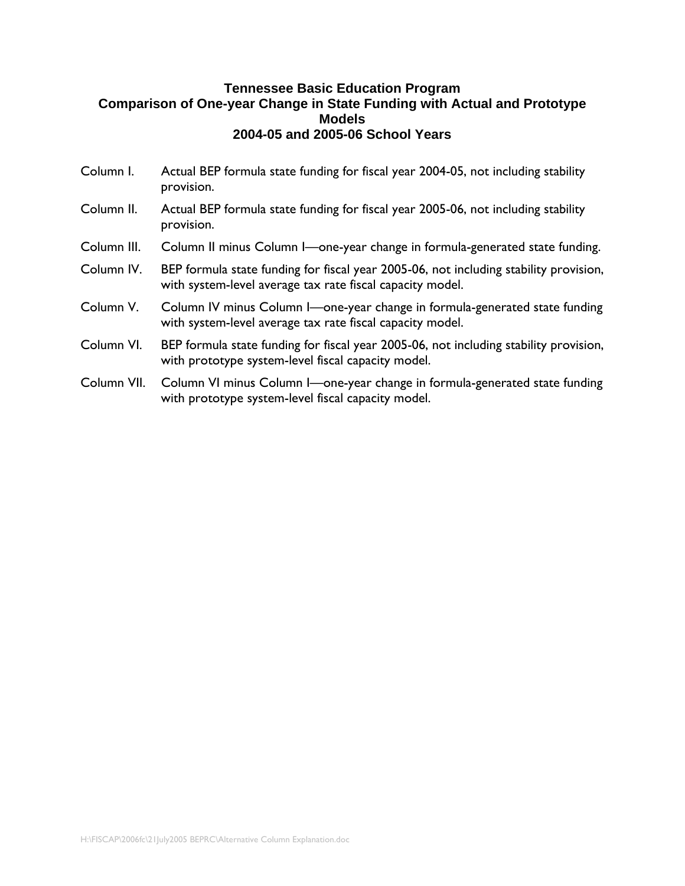# Tennessee Basic Education Program
## Comparison of One-year Change in State Funding with Actual and Prototype Models
## 2004-05 and 2005-06 School Years

Column I. Actual BEP formula state funding for fiscal year 2004-05, not including stability provision.

Column II. Actual BEP formula state funding for fiscal year 2005-06, not including stability provision.

Column III. Column II minus Column I—one-year change in formula-generated state funding.

Column IV. BEP formula state funding for fiscal year 2005-06, not including stability provision, with system-level average tax rate fiscal capacity model.

Column V. Column IV minus Column I—one-year change in formula-generated state funding with system-level average tax rate fiscal capacity model.

Column VI. BEP formula state funding for fiscal year 2005-06, not including stability provision, with prototype system-level fiscal capacity model.

Column VII. Column VI minus Column I—one-year change in formula-generated state funding with prototype system-level fiscal capacity model.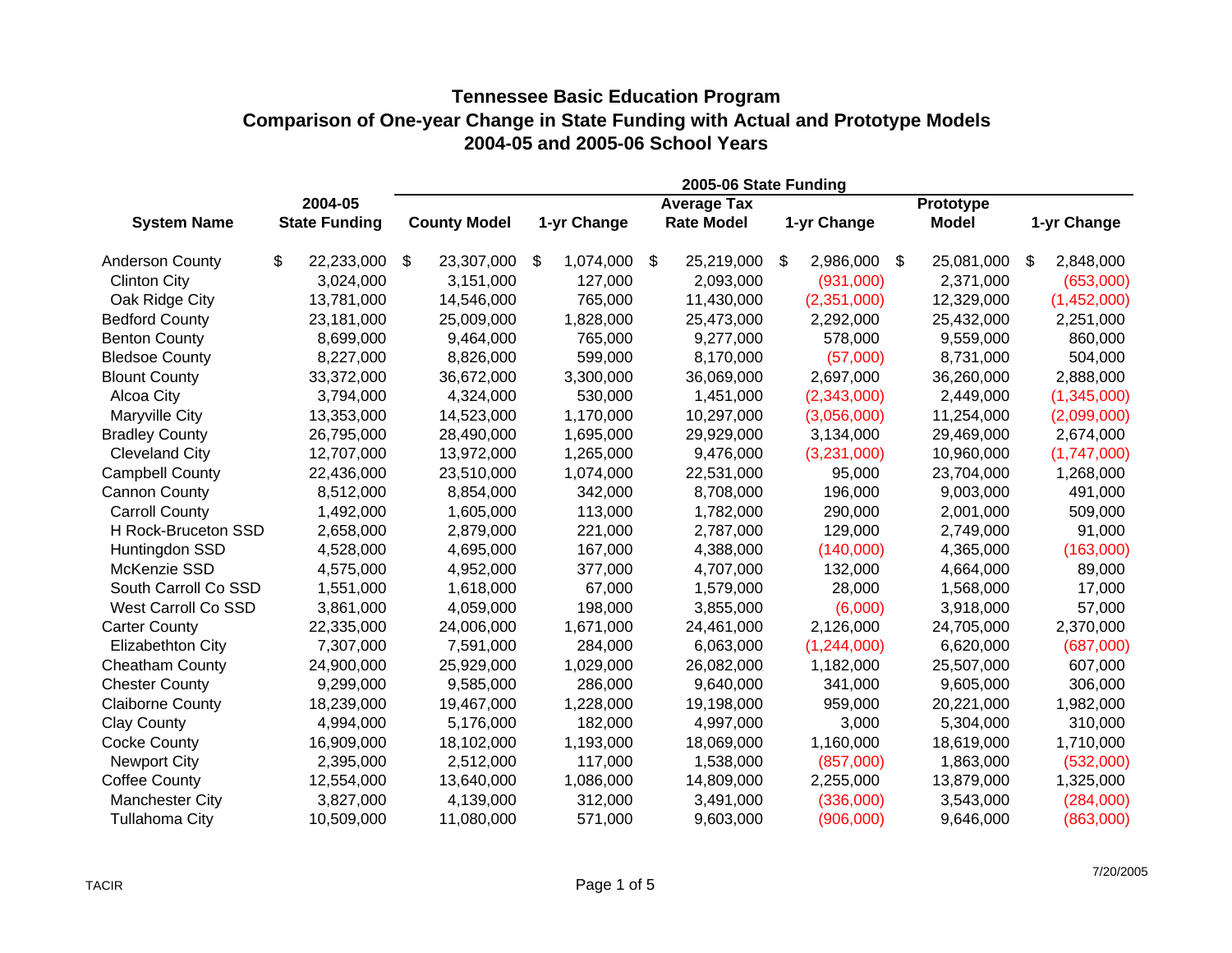# Tennessee Basic Education Program

## Comparison of One-year Change in State Funding with Actual and Prototype Models

## 2004-05 and 2005-06 School Years

| System Name | 2004-05 State Funding | 2005-06 State Funding: County Model | 1-yr Change | Average Tax Rate Model | 1-yr Change | Prototype Model | 1-yr Change |
|---|---|---|---|---|---|---|---|
| Anderson County | $ 22,233,000 | $ 23,307,000 | $ 1,074,000 | $ 25,219,000 | $ 2,986,000 | $ 25,081,000 | $ 2,848,000 |
| Clinton City | 3,024,000 | 3,151,000 | 127,000 | 2,093,000 | (931,000) | 2,371,000 | (653,000) |
| Oak Ridge City | 13,781,000 | 14,546,000 | 765,000 | 11,430,000 | (2,351,000) | 12,329,000 | (1,452,000) |
| Bedford County | 23,181,000 | 25,009,000 | 1,828,000 | 25,473,000 | 2,292,000 | 25,432,000 | 2,251,000 |
| Benton County | 8,699,000 | 9,464,000 | 765,000 | 9,277,000 | 578,000 | 9,559,000 | 860,000 |
| Bledsoe County | 8,227,000 | 8,826,000 | 599,000 | 8,170,000 | (57,000) | 8,731,000 | 504,000 |
| Blount County | 33,372,000 | 36,672,000 | 3,300,000 | 36,069,000 | 2,697,000 | 36,260,000 | 2,888,000 |
| Alcoa City | 3,794,000 | 4,324,000 | 530,000 | 1,451,000 | (2,343,000) | 2,449,000 | (1,345,000) |
| Maryville City | 13,353,000 | 14,523,000 | 1,170,000 | 10,297,000 | (3,056,000) | 11,254,000 | (2,099,000) |
| Bradley County | 26,795,000 | 28,490,000 | 1,695,000 | 29,929,000 | 3,134,000 | 29,469,000 | 2,674,000 |
| Cleveland City | 12,707,000 | 13,972,000 | 1,265,000 | 9,476,000 | (3,231,000) | 10,960,000 | (1,747,000) |
| Campbell County | 22,436,000 | 23,510,000 | 1,074,000 | 22,531,000 | 95,000 | 23,704,000 | 1,268,000 |
| Cannon County | 8,512,000 | 8,854,000 | 342,000 | 8,708,000 | 196,000 | 9,003,000 | 491,000 |
| Carroll County | 1,492,000 | 1,605,000 | 113,000 | 1,782,000 | 290,000 | 2,001,000 | 509,000 |
| H Rock-Bruceton SSD | 2,658,000 | 2,879,000 | 221,000 | 2,787,000 | 129,000 | 2,749,000 | 91,000 |
| Huntingdon SSD | 4,528,000 | 4,695,000 | 167,000 | 4,388,000 | (140,000) | 4,365,000 | (163,000) |
| McKenzie SSD | 4,575,000 | 4,952,000 | 377,000 | 4,707,000 | 132,000 | 4,664,000 | 89,000 |
| South Carroll Co SSD | 1,551,000 | 1,618,000 | 67,000 | 1,579,000 | 28,000 | 1,568,000 | 17,000 |
| West Carroll Co SSD | 3,861,000 | 4,059,000 | 198,000 | 3,855,000 | (6,000) | 3,918,000 | 57,000 |
| Carter County | 22,335,000 | 24,006,000 | 1,671,000 | 24,461,000 | 2,126,000 | 24,705,000 | 2,370,000 |
| Elizabethton City | 7,307,000 | 7,591,000 | 284,000 | 6,063,000 | (1,244,000) | 6,620,000 | (687,000) |
| Cheatham County | 24,900,000 | 25,929,000 | 1,029,000 | 26,082,000 | 1,182,000 | 25,507,000 | 607,000 |
| Chester County | 9,299,000 | 9,585,000 | 286,000 | 9,640,000 | 341,000 | 9,605,000 | 306,000 |
| Claiborne County | 18,239,000 | 19,467,000 | 1,228,000 | 19,198,000 | 959,000 | 20,221,000 | 1,982,000 |
| Clay County | 4,994,000 | 5,176,000 | 182,000 | 4,997,000 | 3,000 | 5,304,000 | 310,000 |
| Cocke County | 16,909,000 | 18,102,000 | 1,193,000 | 18,069,000 | 1,160,000 | 18,619,000 | 1,710,000 |
| Newport City | 2,395,000 | 2,512,000 | 117,000 | 1,538,000 | (857,000) | 1,863,000 | (532,000) |
| Coffee County | 12,554,000 | 13,640,000 | 1,086,000 | 14,809,000 | 2,255,000 | 13,879,000 | 1,325,000 |
| Manchester City | 3,827,000 | 4,139,000 | 312,000 | 3,491,000 | (336,000) | 3,543,000 | (284,000) |
| Tullahoma City | 10,509,000 | 11,080,000 | 571,000 | 9,603,000 | (906,000) | 9,646,000 | (863,000) |

TACIR 7/20/2005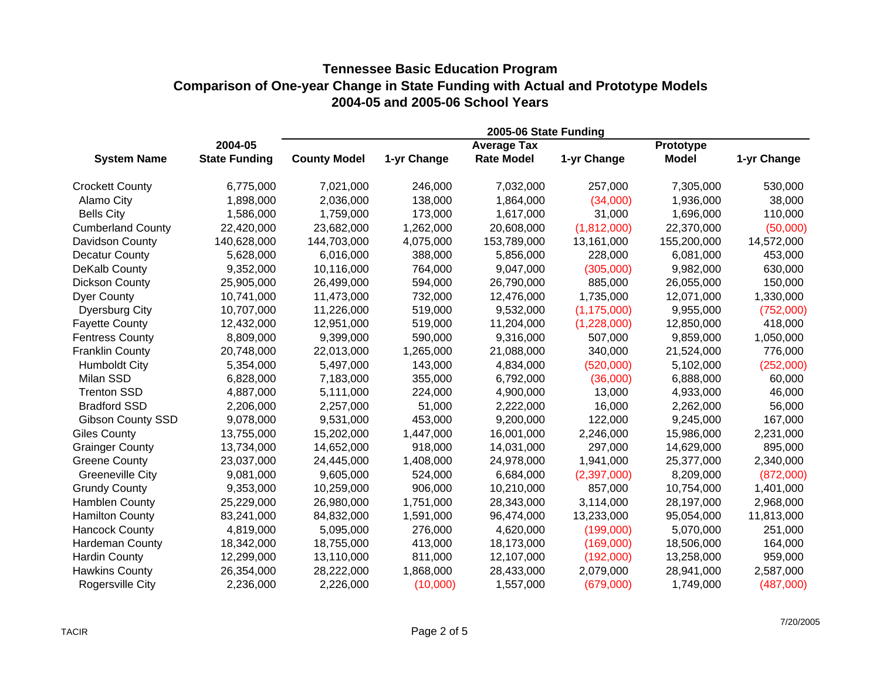# Tennessee Basic Education Program
## Comparison of One-year Change in State Funding with Actual and Prototype Models
## 2004-05 and 2005-06 School Years

| System Name | 2004-05 State Funding | 2005-06 State Funding: County Model | 1-yr Change | Average Tax Rate Model | 1-yr Change | Prototype Model | 1-yr Change |
|---|---|---|---|---|---|---|---|
| Crockett County | 6,775,000 | 7,021,000 | 246,000 | 7,032,000 | 257,000 | 7,305,000 | 530,000 |
| Alamo City | 1,898,000 | 2,036,000 | 138,000 | 1,864,000 | (34,000) | 1,936,000 | 38,000 |
| Bells City | 1,586,000 | 1,759,000 | 173,000 | 1,617,000 | 31,000 | 1,696,000 | 110,000 |
| Cumberland County | 22,420,000 | 23,682,000 | 1,262,000 | 20,608,000 | (1,812,000) | 22,370,000 | (50,000) |
| Davidson County | 140,628,000 | 144,703,000 | 4,075,000 | 153,789,000 | 13,161,000 | 155,200,000 | 14,572,000 |
| Decatur County | 5,628,000 | 6,016,000 | 388,000 | 5,856,000 | 228,000 | 6,081,000 | 453,000 |
| DeKalb County | 9,352,000 | 10,116,000 | 764,000 | 9,047,000 | (305,000) | 9,982,000 | 630,000 |
| Dickson County | 25,905,000 | 26,499,000 | 594,000 | 26,790,000 | 885,000 | 26,055,000 | 150,000 |
| Dyer County | 10,741,000 | 11,473,000 | 732,000 | 12,476,000 | 1,735,000 | 12,071,000 | 1,330,000 |
| Dyersburg City | 10,707,000 | 11,226,000 | 519,000 | 9,532,000 | (1,175,000) | 9,955,000 | (752,000) |
| Fayette County | 12,432,000 | 12,951,000 | 519,000 | 11,204,000 | (1,228,000) | 12,850,000 | 418,000 |
| Fentress County | 8,809,000 | 9,399,000 | 590,000 | 9,316,000 | 507,000 | 9,859,000 | 1,050,000 |
| Franklin County | 20,748,000 | 22,013,000 | 1,265,000 | 21,088,000 | 340,000 | 21,524,000 | 776,000 |
| Humboldt City | 5,354,000 | 5,497,000 | 143,000 | 4,834,000 | (520,000) | 5,102,000 | (252,000) |
| Milan SSD | 6,828,000 | 7,183,000 | 355,000 | 6,792,000 | (36,000) | 6,888,000 | 60,000 |
| Trenton SSD | 4,887,000 | 5,111,000 | 224,000 | 4,900,000 | 13,000 | 4,933,000 | 46,000 |
| Bradford SSD | 2,206,000 | 2,257,000 | 51,000 | 2,222,000 | 16,000 | 2,262,000 | 56,000 |
| Gibson County SSD | 9,078,000 | 9,531,000 | 453,000 | 9,200,000 | 122,000 | 9,245,000 | 167,000 |
| Giles County | 13,755,000 | 15,202,000 | 1,447,000 | 16,001,000 | 2,246,000 | 15,986,000 | 2,231,000 |
| Grainger County | 13,734,000 | 14,652,000 | 918,000 | 14,031,000 | 297,000 | 14,629,000 | 895,000 |
| Greene County | 23,037,000 | 24,445,000 | 1,408,000 | 24,978,000 | 1,941,000 | 25,377,000 | 2,340,000 |
| Greeneville City | 9,081,000 | 9,605,000 | 524,000 | 6,684,000 | (2,397,000) | 8,209,000 | (872,000) |
| Grundy County | 9,353,000 | 10,259,000 | 906,000 | 10,210,000 | 857,000 | 10,754,000 | 1,401,000 |
| Hamblen County | 25,229,000 | 26,980,000 | 1,751,000 | 28,343,000 | 3,114,000 | 28,197,000 | 2,968,000 |
| Hamilton County | 83,241,000 | 84,832,000 | 1,591,000 | 96,474,000 | 13,233,000 | 95,054,000 | 11,813,000 |
| Hancock County | 4,819,000 | 5,095,000 | 276,000 | 4,620,000 | (199,000) | 5,070,000 | 251,000 |
| Hardeman County | 18,342,000 | 18,755,000 | 413,000 | 18,173,000 | (169,000) | 18,506,000 | 164,000 |
| Hardin County | 12,299,000 | 13,110,000 | 811,000 | 12,107,000 | (192,000) | 13,258,000 | 959,000 |
| Hawkins County | 26,354,000 | 28,222,000 | 1,868,000 | 28,433,000 | 2,079,000 | 28,941,000 | 2,587,000 |
| Rogersville City | 2,236,000 | 2,226,000 | (10,000) | 1,557,000 | (679,000) | 1,749,000 | (487,000) |

TACIR

7/20/2005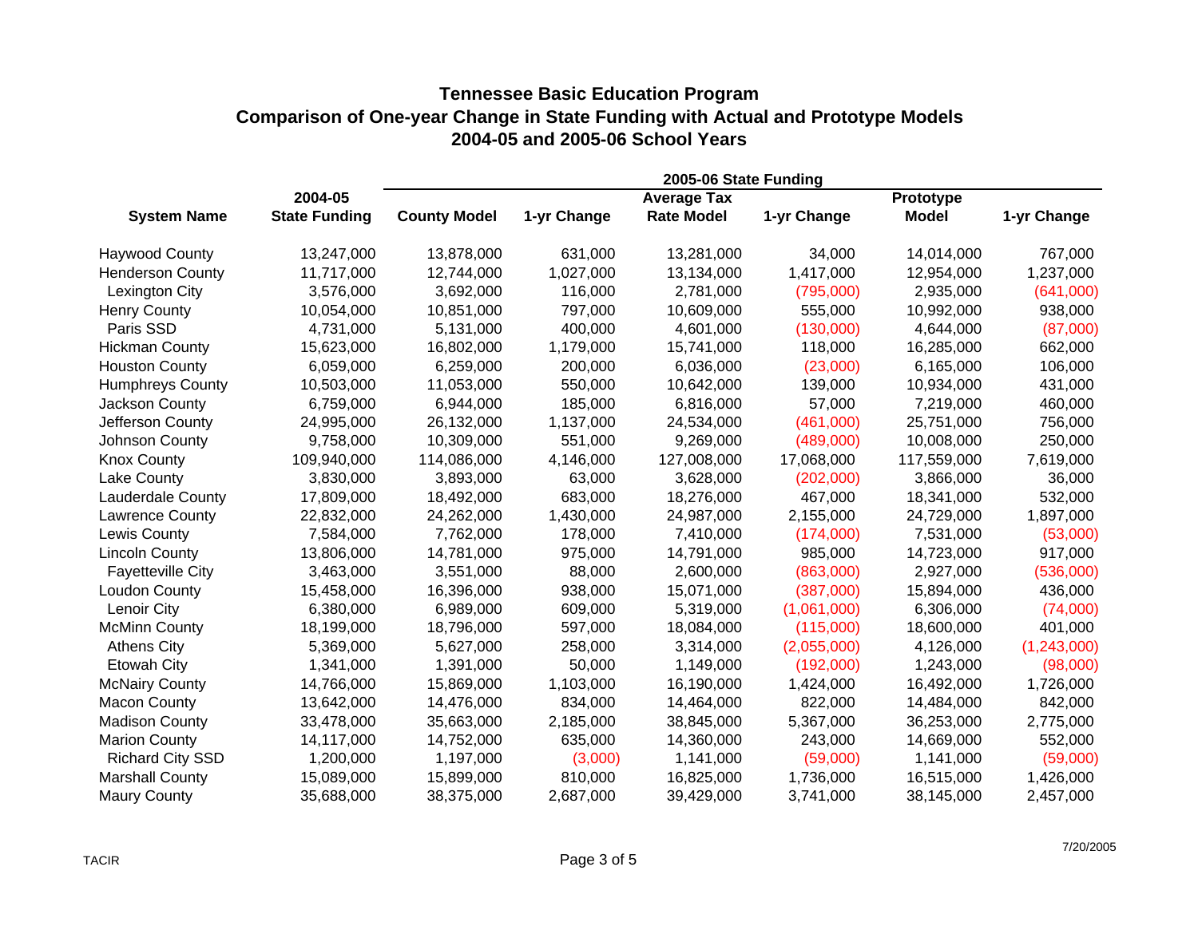# Tennessee Basic Education Program
## Comparison of One-year Change in State Funding with Actual and Prototype Models
## 2004-05 and 2005-06 School Years

| System Name | 2004-05 State Funding | 2005-06 State Funding: County Model | 1-yr Change | Average Tax Rate Model | 1-yr Change | Prototype Model | 1-yr Change |
|---|---|---|---|---|---|---|---|
| Haywood County | 13,247,000 | 13,878,000 | 631,000 | 13,281,000 | 34,000 | 14,014,000 | 767,000 |
| Henderson County | 11,717,000 | 12,744,000 | 1,027,000 | 13,134,000 | 1,417,000 | 12,954,000 | 1,237,000 |
| Lexington City | 3,576,000 | 3,692,000 | 116,000 | 2,781,000 | (795,000) | 2,935,000 | (641,000) |
| Henry County | 10,054,000 | 10,851,000 | 797,000 | 10,609,000 | 555,000 | 10,992,000 | 938,000 |
| Paris SSD | 4,731,000 | 5,131,000 | 400,000 | 4,601,000 | (130,000) | 4,644,000 | (87,000) |
| Hickman County | 15,623,000 | 16,802,000 | 1,179,000 | 15,741,000 | 118,000 | 16,285,000 | 662,000 |
| Houston County | 6,059,000 | 6,259,000 | 200,000 | 6,036,000 | (23,000) | 6,165,000 | 106,000 |
| Humphreys County | 10,503,000 | 11,053,000 | 550,000 | 10,642,000 | 139,000 | 10,934,000 | 431,000 |
| Jackson County | 6,759,000 | 6,944,000 | 185,000 | 6,816,000 | 57,000 | 7,219,000 | 460,000 |
| Jefferson County | 24,995,000 | 26,132,000 | 1,137,000 | 24,534,000 | (461,000) | 25,751,000 | 756,000 |
| Johnson County | 9,758,000 | 10,309,000 | 551,000 | 9,269,000 | (489,000) | 10,008,000 | 250,000 |
| Knox County | 109,940,000 | 114,086,000 | 4,146,000 | 127,008,000 | 17,068,000 | 117,559,000 | 7,619,000 |
| Lake County | 3,830,000 | 3,893,000 | 63,000 | 3,628,000 | (202,000) | 3,866,000 | 36,000 |
| Lauderdale County | 17,809,000 | 18,492,000 | 683,000 | 18,276,000 | 467,000 | 18,341,000 | 532,000 |
| Lawrence County | 22,832,000 | 24,262,000 | 1,430,000 | 24,987,000 | 2,155,000 | 24,729,000 | 1,897,000 |
| Lewis County | 7,584,000 | 7,762,000 | 178,000 | 7,410,000 | (174,000) | 7,531,000 | (53,000) |
| Lincoln County | 13,806,000 | 14,781,000 | 975,000 | 14,791,000 | 985,000 | 14,723,000 | 917,000 |
| Fayetteville City | 3,463,000 | 3,551,000 | 88,000 | 2,600,000 | (863,000) | 2,927,000 | (536,000) |
| Loudon County | 15,458,000 | 16,396,000 | 938,000 | 15,071,000 | (387,000) | 15,894,000 | 436,000 |
| Lenoir City | 6,380,000 | 6,989,000 | 609,000 | 5,319,000 | (1,061,000) | 6,306,000 | (74,000) |
| McMinn County | 18,199,000 | 18,796,000 | 597,000 | 18,084,000 | (115,000) | 18,600,000 | 401,000 |
| Athens City | 5,369,000 | 5,627,000 | 258,000 | 3,314,000 | (2,055,000) | 4,126,000 | (1,243,000) |
| Etowah City | 1,341,000 | 1,391,000 | 50,000 | 1,149,000 | (192,000) | 1,243,000 | (98,000) |
| McNairy County | 14,766,000 | 15,869,000 | 1,103,000 | 16,190,000 | 1,424,000 | 16,492,000 | 1,726,000 |
| Macon County | 13,642,000 | 14,476,000 | 834,000 | 14,464,000 | 822,000 | 14,484,000 | 842,000 |
| Madison County | 33,478,000 | 35,663,000 | 2,185,000 | 38,845,000 | 5,367,000 | 36,253,000 | 2,775,000 |
| Marion County | 14,117,000 | 14,752,000 | 635,000 | 14,360,000 | 243,000 | 14,669,000 | 552,000 |
| Richard City SSD | 1,200,000 | 1,197,000 | (3,000) | 1,141,000 | (59,000) | 1,141,000 | (59,000) |
| Marshall County | 15,089,000 | 15,899,000 | 810,000 | 16,825,000 | 1,736,000 | 16,515,000 | 1,426,000 |
| Maury County | 35,688,000 | 38,375,000 | 2,687,000 | 39,429,000 | 3,741,000 | 38,145,000 | 2,457,000 |

TACIR

7/20/2005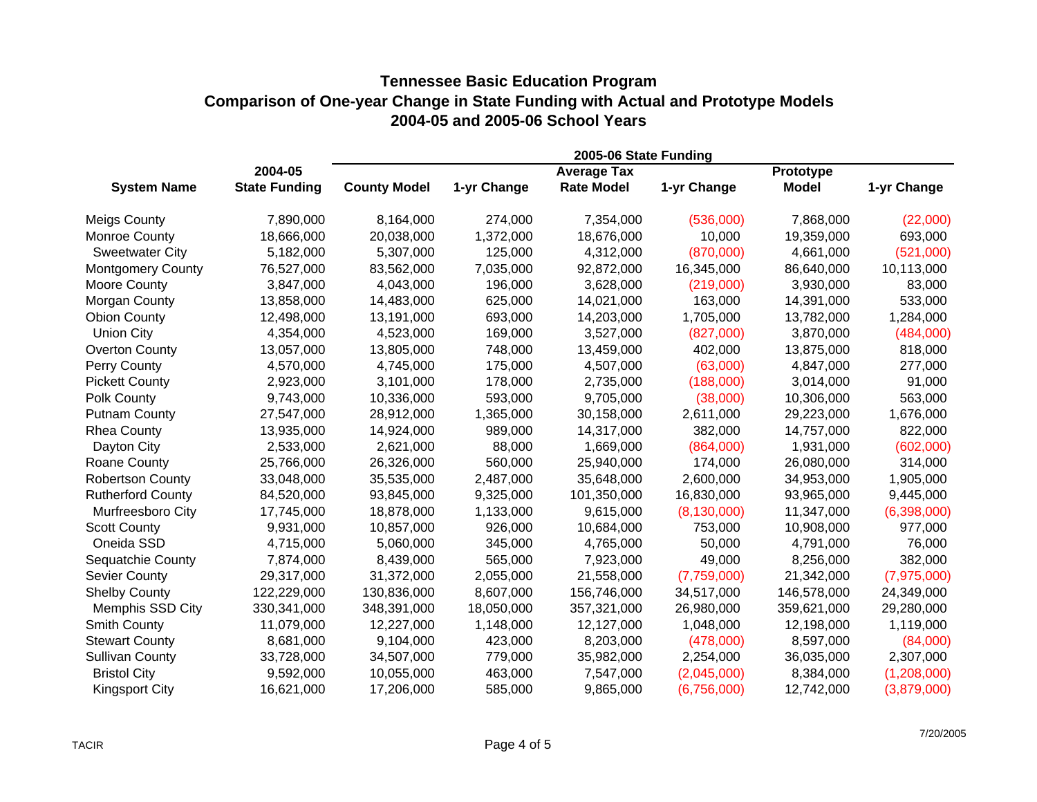# Tennessee Basic Education Program
## Comparison of One-year Change in State Funding with Actual and Prototype Models
## 2004-05 and 2005-06 School Years

| System Name | 2004-05 State Funding | 2005-06 State Funding | | | | | |
|---|---|---|---|---|---|---|---|
| | | County Model | 1-yr Change | Average Tax Rate Model | 1-yr Change | Prototype Model | 1-yr Change |
| Meigs County | 7,890,000 | 8,164,000 | 274,000 | 7,354,000 | (536,000) | 7,868,000 | (22,000) |
| Monroe County | 18,666,000 | 20,038,000 | 1,372,000 | 18,676,000 | 10,000 | 19,359,000 | 693,000 |
| Sweetwater City | 5,182,000 | 5,307,000 | 125,000 | 4,312,000 | (870,000) | 4,661,000 | (521,000) |
| Montgomery County | 76,527,000 | 83,562,000 | 7,035,000 | 92,872,000 | 16,345,000 | 86,640,000 | 10,113,000 |
| Moore County | 3,847,000 | 4,043,000 | 196,000 | 3,628,000 | (219,000) | 3,930,000 | 83,000 |
| Morgan County | 13,858,000 | 14,483,000 | 625,000 | 14,021,000 | 163,000 | 14,391,000 | 533,000 |
| Obion County | 12,498,000 | 13,191,000 | 693,000 | 14,203,000 | 1,705,000 | 13,782,000 | 1,284,000 |
| Union City | 4,354,000 | 4,523,000 | 169,000 | 3,527,000 | (827,000) | 3,870,000 | (484,000) |
| Overton County | 13,057,000 | 13,805,000 | 748,000 | 13,459,000 | 402,000 | 13,875,000 | 818,000 |
| Perry County | 4,570,000 | 4,745,000 | 175,000 | 4,507,000 | (63,000) | 4,847,000 | 277,000 |
| Pickett County | 2,923,000 | 3,101,000 | 178,000 | 2,735,000 | (188,000) | 3,014,000 | 91,000 |
| Polk County | 9,743,000 | 10,336,000 | 593,000 | 9,705,000 | (38,000) | 10,306,000 | 563,000 |
| Putnam County | 27,547,000 | 28,912,000 | 1,365,000 | 30,158,000 | 2,611,000 | 29,223,000 | 1,676,000 |
| Rhea County | 13,935,000 | 14,924,000 | 989,000 | 14,317,000 | 382,000 | 14,757,000 | 822,000 |
| Dayton City | 2,533,000 | 2,621,000 | 88,000 | 1,669,000 | (864,000) | 1,931,000 | (602,000) |
| Roane County | 25,766,000 | 26,326,000 | 560,000 | 25,940,000 | 174,000 | 26,080,000 | 314,000 |
| Robertson County | 33,048,000 | 35,535,000 | 2,487,000 | 35,648,000 | 2,600,000 | 34,953,000 | 1,905,000 |
| Rutherford County | 84,520,000 | 93,845,000 | 9,325,000 | 101,350,000 | 16,830,000 | 93,965,000 | 9,445,000 |
| Murfreesboro City | 17,745,000 | 18,878,000 | 1,133,000 | 9,615,000 | (8,130,000) | 11,347,000 | (6,398,000) |
| Scott County | 9,931,000 | 10,857,000 | 926,000 | 10,684,000 | 753,000 | 10,908,000 | 977,000 |
| Oneida SSD | 4,715,000 | 5,060,000 | 345,000 | 4,765,000 | 50,000 | 4,791,000 | 76,000 |
| Sequatchie County | 7,874,000 | 8,439,000 | 565,000 | 7,923,000 | 49,000 | 8,256,000 | 382,000 |
| Sevier County | 29,317,000 | 31,372,000 | 2,055,000 | 21,558,000 | (7,759,000) | 21,342,000 | (7,975,000) |
| Shelby County | 122,229,000 | 130,836,000 | 8,607,000 | 156,746,000 | 34,517,000 | 146,578,000 | 24,349,000 |
| Memphis SSD City | 330,341,000 | 348,391,000 | 18,050,000 | 357,321,000 | 26,980,000 | 359,621,000 | 29,280,000 |
| Smith County | 11,079,000 | 12,227,000 | 1,148,000 | 12,127,000 | 1,048,000 | 12,198,000 | 1,119,000 |
| Stewart County | 8,681,000 | 9,104,000 | 423,000 | 8,203,000 | (478,000) | 8,597,000 | (84,000) |
| Sullivan County | 33,728,000 | 34,507,000 | 779,000 | 35,982,000 | 2,254,000 | 36,035,000 | 2,307,000 |
| Bristol City | 9,592,000 | 10,055,000 | 463,000 | 7,547,000 | (2,045,000) | 8,384,000 | (1,208,000) |
| Kingsport City | 16,621,000 | 17,206,000 | 585,000 | 9,865,000 | (6,756,000) | 12,742,000 | (3,879,000) |

TACIR

7/20/2005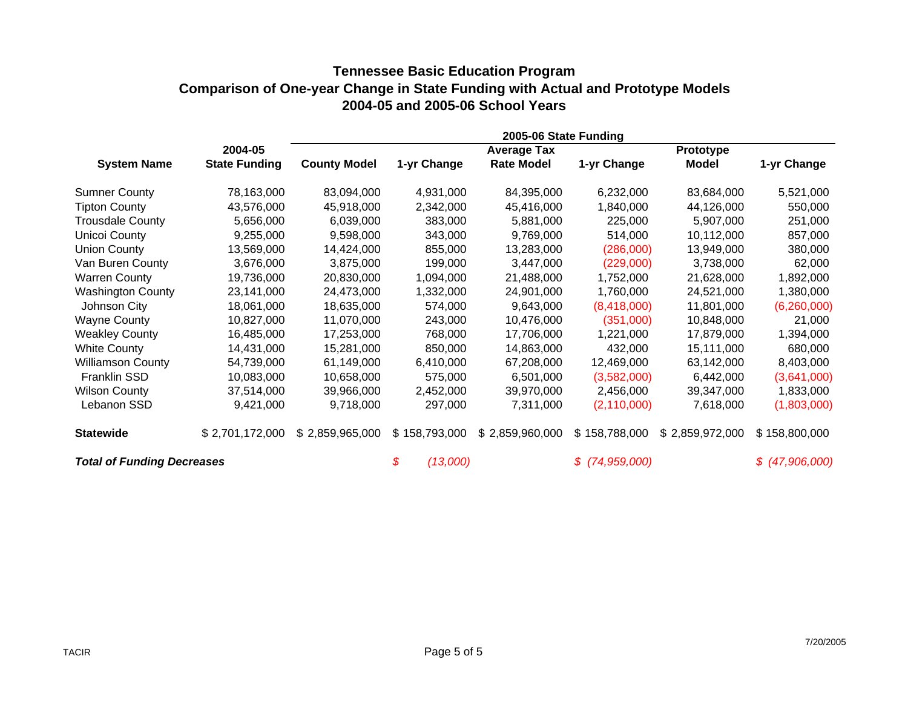# Tennessee Basic Education Program
## Comparison of One-year Change in State Funding with Actual and Prototype Models
## 2004-05 and 2005-06 School Years

| System Name | 2004-05 State Funding | 2005-06 State Funding | | | | | |
|---|---|---|---|---|---|---|---|
| | | County Model | 1-yr Change | Average Tax Rate Model | 1-yr Change | Prototype Model | 1-yr Change |
| Sumner County | 78,163,000 | 83,094,000 | 4,931,000 | 84,395,000 | 6,232,000 | 83,684,000 | 5,521,000 |
| Tipton County | 43,576,000 | 45,918,000 | 2,342,000 | 45,416,000 | 1,840,000 | 44,126,000 | 550,000 |
| Trousdale County | 5,656,000 | 6,039,000 | 383,000 | 5,881,000 | 225,000 | 5,907,000 | 251,000 |
| Unicoi County | 9,255,000 | 9,598,000 | 343,000 | 9,769,000 | 514,000 | 10,112,000 | 857,000 |
| Union County | 13,569,000 | 14,424,000 | 855,000 | 13,283,000 | (286,000) | 13,949,000 | 380,000 |
| Van Buren County | 3,676,000 | 3,875,000 | 199,000 | 3,447,000 | (229,000) | 3,738,000 | 62,000 |
| Warren County | 19,736,000 | 20,830,000 | 1,094,000 | 21,488,000 | 1,752,000 | 21,628,000 | 1,892,000 |
| Washington County | 23,141,000 | 24,473,000 | 1,332,000 | 24,901,000 | 1,760,000 | 24,521,000 | 1,380,000 |
| Johnson City | 18,061,000 | 18,635,000 | 574,000 | 9,643,000 | (8,418,000) | 11,801,000 | (6,260,000) |
| Wayne County | 10,827,000 | 11,070,000 | 243,000 | 10,476,000 | (351,000) | 10,848,000 | 21,000 |
| Weakley County | 16,485,000 | 17,253,000 | 768,000 | 17,706,000 | 1,221,000 | 17,879,000 | 1,394,000 |
| White County | 14,431,000 | 15,281,000 | 850,000 | 14,863,000 | 432,000 | 15,111,000 | 680,000 |
| Williamson County | 54,739,000 | 61,149,000 | 6,410,000 | 67,208,000 | 12,469,000 | 63,142,000 | 8,403,000 |
| Franklin SSD | 10,083,000 | 10,658,000 | 575,000 | 6,501,000 | (3,582,000) | 6,442,000 | (3,641,000) |
| Wilson County | 37,514,000 | 39,966,000 | 2,452,000 | 39,970,000 | 2,456,000 | 39,347,000 | 1,833,000 |
| Lebanon SSD | 9,421,000 | 9,718,000 | 297,000 | 7,311,000 | (2,110,000) | 7,618,000 | (1,803,000) |
| **Statewide** | $ 2,701,172,000 | $ 2,859,965,000 | $ 158,793,000 | $ 2,859,960,000 | $ 158,788,000 | $ 2,859,972,000 | $ 158,800,000 |
| ***Total of Funding Decreases*** | | | *$ (13,000)* | | *$ (74,959,000)* | | *$ (47,906,000)* |

TACIR

7/20/2005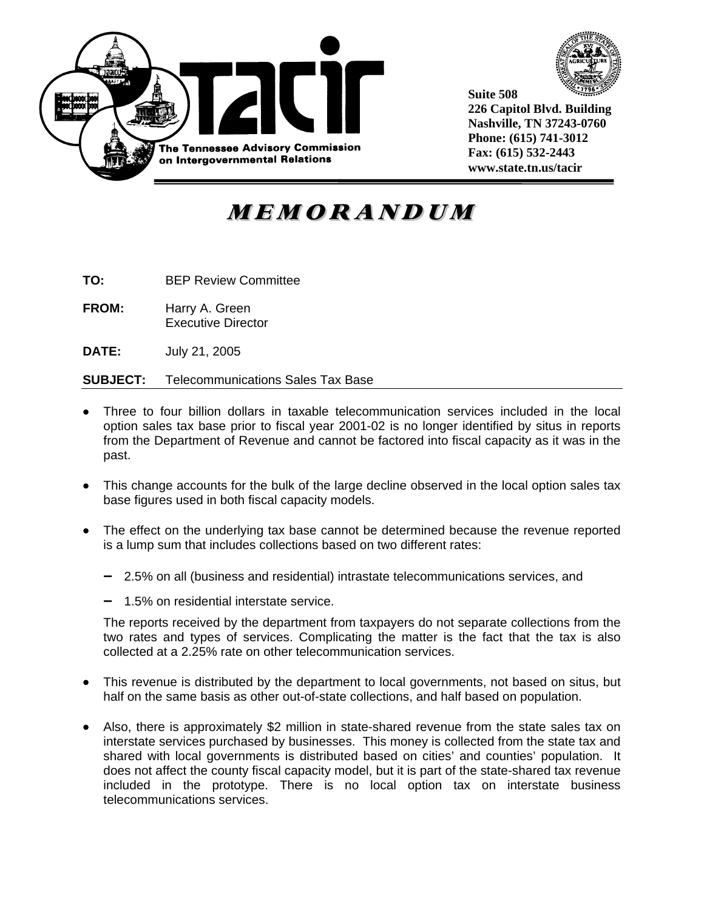The Tennessee Advisory Commission on Intergovernmental Relations

Suite 508
226 Capitol Blvd. Building
Nashville, TN 37243-0760
Phone: (615) 741-3012
Fax: (615) 532-2443
www.state.tn.us/tacir

# MEMORANDUM

**TO:** BEP Review Committee

**FROM:** Harry A. Green
Executive Director

**DATE:** July 21, 2005

**SUBJECT:** Telecommunications Sales Tax Base

- Three to four billion dollars in taxable telecommunication services included in the local option sales tax base prior to fiscal year 2001-02 is no longer identified by situs in reports from the Department of Revenue and cannot be factored into fiscal capacity as it was in the past.

- This change accounts for the bulk of the large decline observed in the local option sales tax base figures used in both fiscal capacity models.

- The effect on the underlying tax base cannot be determined because the revenue reported is a lump sum that includes collections based on two different rates:

  - 2.5% on all (business and residential) intrastate telecommunications services, and
  - 1.5% on residential interstate service.

  The reports received by the department from taxpayers do not separate collections from the two rates and types of services. Complicating the matter is the fact that the tax is also collected at a 2.25% rate on other telecommunication services.

- This revenue is distributed by the department to local governments, not based on situs, but half on the same basis as other out-of-state collections, and half based on population.

- Also, there is approximately $2 million in state-shared revenue from the state sales tax on interstate services purchased by businesses. This money is collected from the state tax and shared with local governments is distributed based on cities' and counties' population. It does not affect the county fiscal capacity model, but it is part of the state-shared tax revenue included in the prototype. There is no local option tax on interstate business telecommunications services.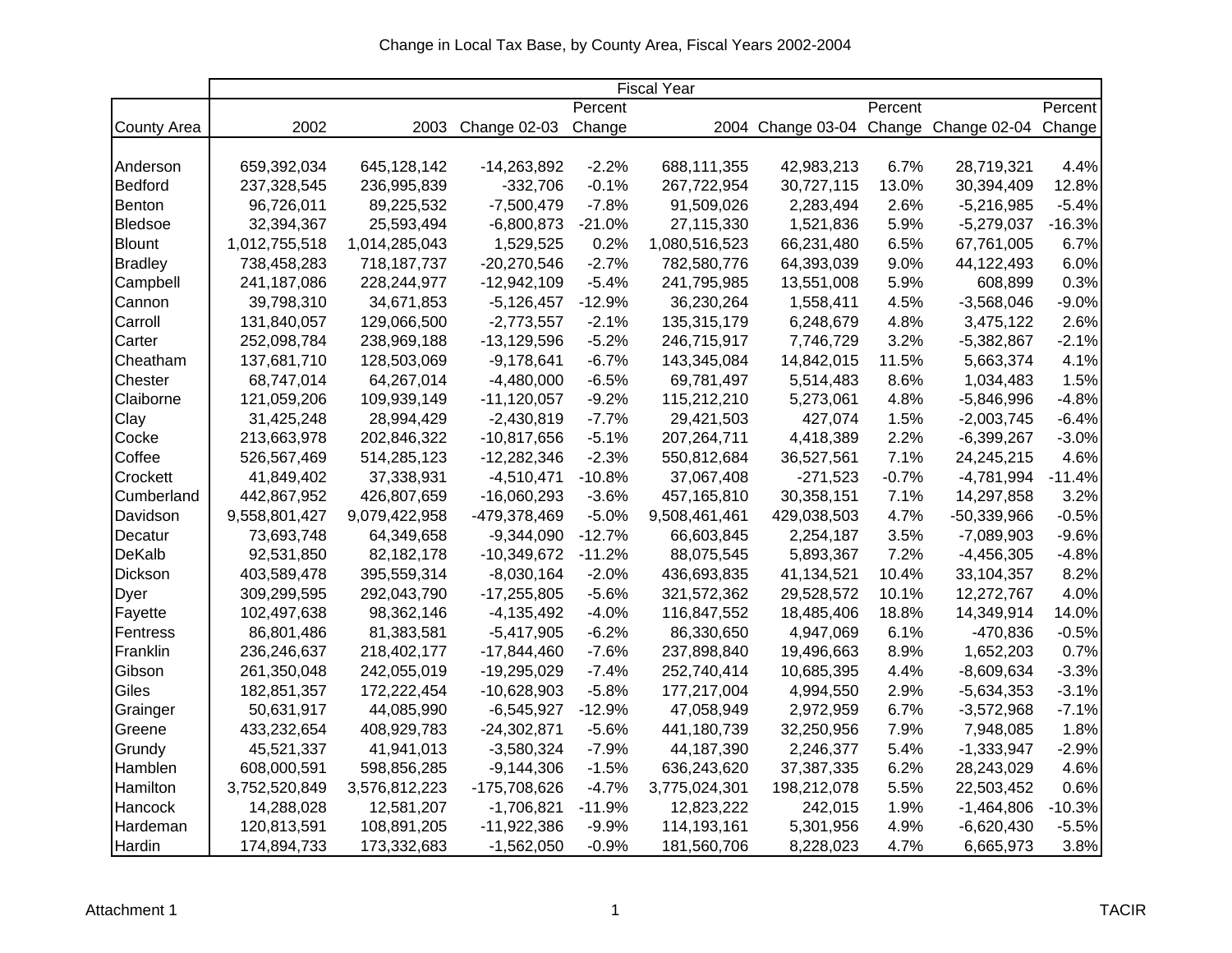Change in Local Tax Base, by County Area, Fiscal Years 2002-2004

| County Area | Fiscal Year | | | | | | | | |
|---|---|---|---|---|---|---|---|---|---|
| | 2002 | 2003 | Change 02-03 | Percent Change | 2004 | Change 03-04 | Percent Change | Change 02-04 | Percent Change |
| Anderson | 659,392,034 | 645,128,142 | -14,263,892 | -2.2% | 688,111,355 | 42,983,213 | 6.7% | 28,719,321 | 4.4% |
| Bedford | 237,328,545 | 236,995,839 | -332,706 | -0.1% | 267,722,954 | 30,727,115 | 13.0% | 30,394,409 | 12.8% |
| Benton | 96,726,011 | 89,225,532 | -7,500,479 | -7.8% | 91,509,026 | 2,283,494 | 2.6% | -5,216,985 | -5.4% |
| Bledsoe | 32,394,367 | 25,593,494 | -6,800,873 | -21.0% | 27,115,330 | 1,521,836 | 5.9% | -5,279,037 | -16.3% |
| Blount | 1,012,755,518 | 1,014,285,043 | 1,529,525 | 0.2% | 1,080,516,523 | 66,231,480 | 6.5% | 67,761,005 | 6.7% |
| Bradley | 738,458,283 | 718,187,737 | -20,270,546 | -2.7% | 782,580,776 | 64,393,039 | 9.0% | 44,122,493 | 6.0% |
| Campbell | 241,187,086 | 228,244,977 | -12,942,109 | -5.4% | 241,795,985 | 13,551,008 | 5.9% | 608,899 | 0.3% |
| Cannon | 39,798,310 | 34,671,853 | -5,126,457 | -12.9% | 36,230,264 | 1,558,411 | 4.5% | -3,568,046 | -9.0% |
| Carroll | 131,840,057 | 129,066,500 | -2,773,557 | -2.1% | 135,315,179 | 6,248,679 | 4.8% | 3,475,122 | 2.6% |
| Carter | 252,098,784 | 238,969,188 | -13,129,596 | -5.2% | 246,715,917 | 7,746,729 | 3.2% | -5,382,867 | -2.1% |
| Cheatham | 137,681,710 | 128,503,069 | -9,178,641 | -6.7% | 143,345,084 | 14,842,015 | 11.5% | 5,663,374 | 4.1% |
| Chester | 68,747,014 | 64,267,014 | -4,480,000 | -6.5% | 69,781,497 | 5,514,483 | 8.6% | 1,034,483 | 1.5% |
| Claiborne | 121,059,206 | 109,939,149 | -11,120,057 | -9.2% | 115,212,210 | 5,273,061 | 4.8% | -5,846,996 | -4.8% |
| Clay | 31,425,248 | 28,994,429 | -2,430,819 | -7.7% | 29,421,503 | 427,074 | 1.5% | -2,003,745 | -6.4% |
| Cocke | 213,663,978 | 202,846,322 | -10,817,656 | -5.1% | 207,264,711 | 4,418,389 | 2.2% | -6,399,267 | -3.0% |
| Coffee | 526,567,469 | 514,285,123 | -12,282,346 | -2.3% | 550,812,684 | 36,527,561 | 7.1% | 24,245,215 | 4.6% |
| Crockett | 41,849,402 | 37,338,931 | -4,510,471 | -10.8% | 37,067,408 | -271,523 | -0.7% | -4,781,994 | -11.4% |
| Cumberland | 442,867,952 | 426,807,659 | -16,060,293 | -3.6% | 457,165,810 | 30,358,151 | 7.1% | 14,297,858 | 3.2% |
| Davidson | 9,558,801,427 | 9,079,422,958 | -479,378,469 | -5.0% | 9,508,461,461 | 429,038,503 | 4.7% | -50,339,966 | -0.5% |
| Decatur | 73,693,748 | 64,349,658 | -9,344,090 | -12.7% | 66,603,845 | 2,254,187 | 3.5% | -7,089,903 | -9.6% |
| DeKalb | 92,531,850 | 82,182,178 | -10,349,672 | -11.2% | 88,075,545 | 5,893,367 | 7.2% | -4,456,305 | -4.8% |
| Dickson | 403,589,478 | 395,559,314 | -8,030,164 | -2.0% | 436,693,835 | 41,134,521 | 10.4% | 33,104,357 | 8.2% |
| Dyer | 309,299,595 | 292,043,790 | -17,255,805 | -5.6% | 321,572,362 | 29,528,572 | 10.1% | 12,272,767 | 4.0% |
| Fayette | 102,497,638 | 98,362,146 | -4,135,492 | -4.0% | 116,847,552 | 18,485,406 | 18.8% | 14,349,914 | 14.0% |
| Fentress | 86,801,486 | 81,383,581 | -5,417,905 | -6.2% | 86,330,650 | 4,947,069 | 6.1% | -470,836 | -0.5% |
| Franklin | 236,246,637 | 218,402,177 | -17,844,460 | -7.6% | 237,898,840 | 19,496,663 | 8.9% | 1,652,203 | 0.7% |
| Gibson | 261,350,048 | 242,055,019 | -19,295,029 | -7.4% | 252,740,414 | 10,685,395 | 4.4% | -8,609,634 | -3.3% |
| Giles | 182,851,357 | 172,222,454 | -10,628,903 | -5.8% | 177,217,004 | 4,994,550 | 2.9% | -5,634,353 | -3.1% |
| Grainger | 50,631,917 | 44,085,990 | -6,545,927 | -12.9% | 47,058,949 | 2,972,959 | 6.7% | -3,572,968 | -7.1% |
| Greene | 433,232,654 | 408,929,783 | -24,302,871 | -5.6% | 441,180,739 | 32,250,956 | 7.9% | 7,948,085 | 1.8% |
| Grundy | 45,521,337 | 41,941,013 | -3,580,324 | -7.9% | 44,187,390 | 2,246,377 | 5.4% | -1,333,947 | -2.9% |
| Hamblen | 608,000,591 | 598,856,285 | -9,144,306 | -1.5% | 636,243,620 | 37,387,335 | 6.2% | 28,243,029 | 4.6% |
| Hamilton | 3,752,520,849 | 3,576,812,223 | -175,708,626 | -4.7% | 3,775,024,301 | 198,212,078 | 5.5% | 22,503,452 | 0.6% |
| Hancock | 14,288,028 | 12,581,207 | -1,706,821 | -11.9% | 12,823,222 | 242,015 | 1.9% | -1,464,806 | -10.3% |
| Hardeman | 120,813,591 | 108,891,205 | -11,922,386 | -9.9% | 114,193,161 | 5,301,956 | 4.9% | -6,620,430 | -5.5% |
| Hardin | 174,894,733 | 173,332,683 | -1,562,050 | -0.9% | 181,560,706 | 8,228,023 | 4.7% | 6,665,973 | 3.8% |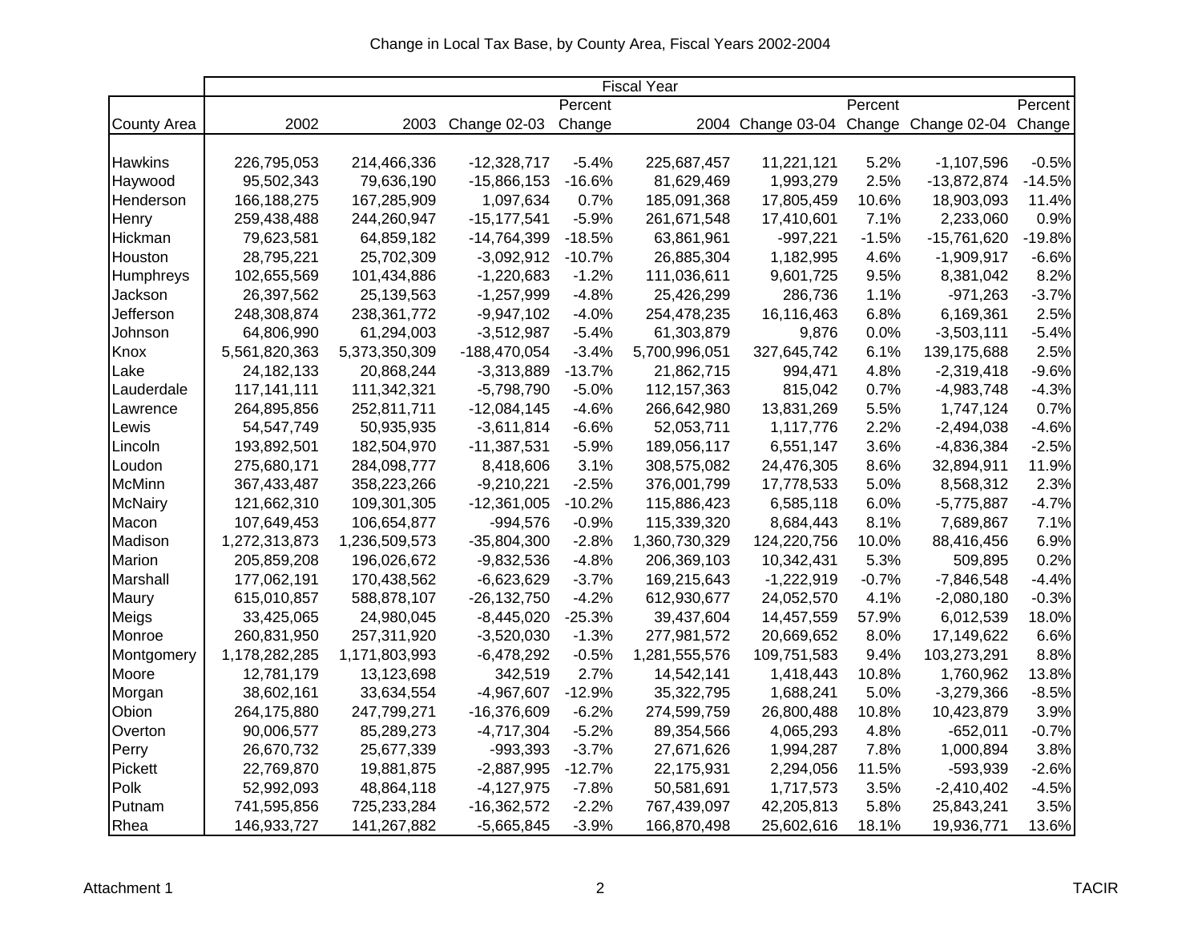Change in Local Tax Base, by County Area, Fiscal Years 2002-2004

| | Fiscal Year | | | | | | | | |
|---|---|---|---|---|---|---|---|---|---|
| County Area | 2002 | 2003 | Change 02-03 | Percent Change | 2004 | Change 03-04 | Percent Change | Change 02-04 | Percent Change |
| Hawkins | 226,795,053 | 214,466,336 | -12,328,717 | -5.4% | 225,687,457 | 11,221,121 | 5.2% | -1,107,596 | -0.5% |
| Haywood | 95,502,343 | 79,636,190 | -15,866,153 | -16.6% | 81,629,469 | 1,993,279 | 2.5% | -13,872,874 | -14.5% |
| Henderson | 166,188,275 | 167,285,909 | 1,097,634 | 0.7% | 185,091,368 | 17,805,459 | 10.6% | 18,903,093 | 11.4% |
| Henry | 259,438,488 | 244,260,947 | -15,177,541 | -5.9% | 261,671,548 | 17,410,601 | 7.1% | 2,233,060 | 0.9% |
| Hickman | 79,623,581 | 64,859,182 | -14,764,399 | -18.5% | 63,861,961 | -997,221 | -1.5% | -15,761,620 | -19.8% |
| Houston | 28,795,221 | 25,702,309 | -3,092,912 | -10.7% | 26,885,304 | 1,182,995 | 4.6% | -1,909,917 | -6.6% |
| Humphreys | 102,655,569 | 101,434,886 | -1,220,683 | -1.2% | 111,036,611 | 9,601,725 | 9.5% | 8,381,042 | 8.2% |
| Jackson | 26,397,562 | 25,139,563 | -1,257,999 | -4.8% | 25,426,299 | 286,736 | 1.1% | -971,263 | -3.7% |
| Jefferson | 248,308,874 | 238,361,772 | -9,947,102 | -4.0% | 254,478,235 | 16,116,463 | 6.8% | 6,169,361 | 2.5% |
| Johnson | 64,806,990 | 61,294,003 | -3,512,987 | -5.4% | 61,303,879 | 9,876 | 0.0% | -3,503,111 | -5.4% |
| Knox | 5,561,820,363 | 5,373,350,309 | -188,470,054 | -3.4% | 5,700,996,051 | 327,645,742 | 6.1% | 139,175,688 | 2.5% |
| Lake | 24,182,133 | 20,868,244 | -3,313,889 | -13.7% | 21,862,715 | 994,471 | 4.8% | -2,319,418 | -9.6% |
| Lauderdale | 117,141,111 | 111,342,321 | -5,798,790 | -5.0% | 112,157,363 | 815,042 | 0.7% | -4,983,748 | -4.3% |
| Lawrence | 264,895,856 | 252,811,711 | -12,084,145 | -4.6% | 266,642,980 | 13,831,269 | 5.5% | 1,747,124 | 0.7% |
| Lewis | 54,547,749 | 50,935,935 | -3,611,814 | -6.6% | 52,053,711 | 1,117,776 | 2.2% | -2,494,038 | -4.6% |
| Lincoln | 193,892,501 | 182,504,970 | -11,387,531 | -5.9% | 189,056,117 | 6,551,147 | 3.6% | -4,836,384 | -2.5% |
| Loudon | 275,680,171 | 284,098,777 | 8,418,606 | 3.1% | 308,575,082 | 24,476,305 | 8.6% | 32,894,911 | 11.9% |
| McMinn | 367,433,487 | 358,223,266 | -9,210,221 | -2.5% | 376,001,799 | 17,778,533 | 5.0% | 8,568,312 | 2.3% |
| McNairy | 121,662,310 | 109,301,305 | -12,361,005 | -10.2% | 115,886,423 | 6,585,118 | 6.0% | -5,775,887 | -4.7% |
| Macon | 107,649,453 | 106,654,877 | -994,576 | -0.9% | 115,339,320 | 8,684,443 | 8.1% | 7,689,867 | 7.1% |
| Madison | 1,272,313,873 | 1,236,509,573 | -35,804,300 | -2.8% | 1,360,730,329 | 124,220,756 | 10.0% | 88,416,456 | 6.9% |
| Marion | 205,859,208 | 196,026,672 | -9,832,536 | -4.8% | 206,369,103 | 10,342,431 | 5.3% | 509,895 | 0.2% |
| Marshall | 177,062,191 | 170,438,562 | -6,623,629 | -3.7% | 169,215,643 | -1,222,919 | -0.7% | -7,846,548 | -4.4% |
| Maury | 615,010,857 | 588,878,107 | -26,132,750 | -4.2% | 612,930,677 | 24,052,570 | 4.1% | -2,080,180 | -0.3% |
| Meigs | 33,425,065 | 24,980,045 | -8,445,020 | -25.3% | 39,437,604 | 14,457,559 | 57.9% | 6,012,539 | 18.0% |
| Monroe | 260,831,950 | 257,311,920 | -3,520,030 | -1.3% | 277,981,572 | 20,669,652 | 8.0% | 17,149,622 | 6.6% |
| Montgomery | 1,178,282,285 | 1,171,803,993 | -6,478,292 | -0.5% | 1,281,555,576 | 109,751,583 | 9.4% | 103,273,291 | 8.8% |
| Moore | 12,781,179 | 13,123,698 | 342,519 | 2.7% | 14,542,141 | 1,418,443 | 10.8% | 1,760,962 | 13.8% |
| Morgan | 38,602,161 | 33,634,554 | -4,967,607 | -12.9% | 35,322,795 | 1,688,241 | 5.0% | -3,279,366 | -8.5% |
| Obion | 264,175,880 | 247,799,271 | -16,376,609 | -6.2% | 274,599,759 | 26,800,488 | 10.8% | 10,423,879 | 3.9% |
| Overton | 90,006,577 | 85,289,273 | -4,717,304 | -5.2% | 89,354,566 | 4,065,293 | 4.8% | -652,011 | -0.7% |
| Perry | 26,670,732 | 25,677,339 | -993,393 | -3.7% | 27,671,626 | 1,994,287 | 7.8% | 1,000,894 | 3.8% |
| Pickett | 22,769,870 | 19,881,875 | -2,887,995 | -12.7% | 22,175,931 | 2,294,056 | 11.5% | -593,939 | -2.6% |
| Polk | 52,992,093 | 48,864,118 | -4,127,975 | -7.8% | 50,581,691 | 1,717,573 | 3.5% | -2,410,402 | -4.5% |
| Putnam | 741,595,856 | 725,233,284 | -16,362,572 | -2.2% | 767,439,097 | 42,205,813 | 5.8% | 25,843,241 | 3.5% |
| Rhea | 146,933,727 | 141,267,882 | -5,665,845 | -3.9% | 166,870,498 | 25,602,616 | 18.1% | 19,936,771 | 13.6% |

Attachment 1

TACIR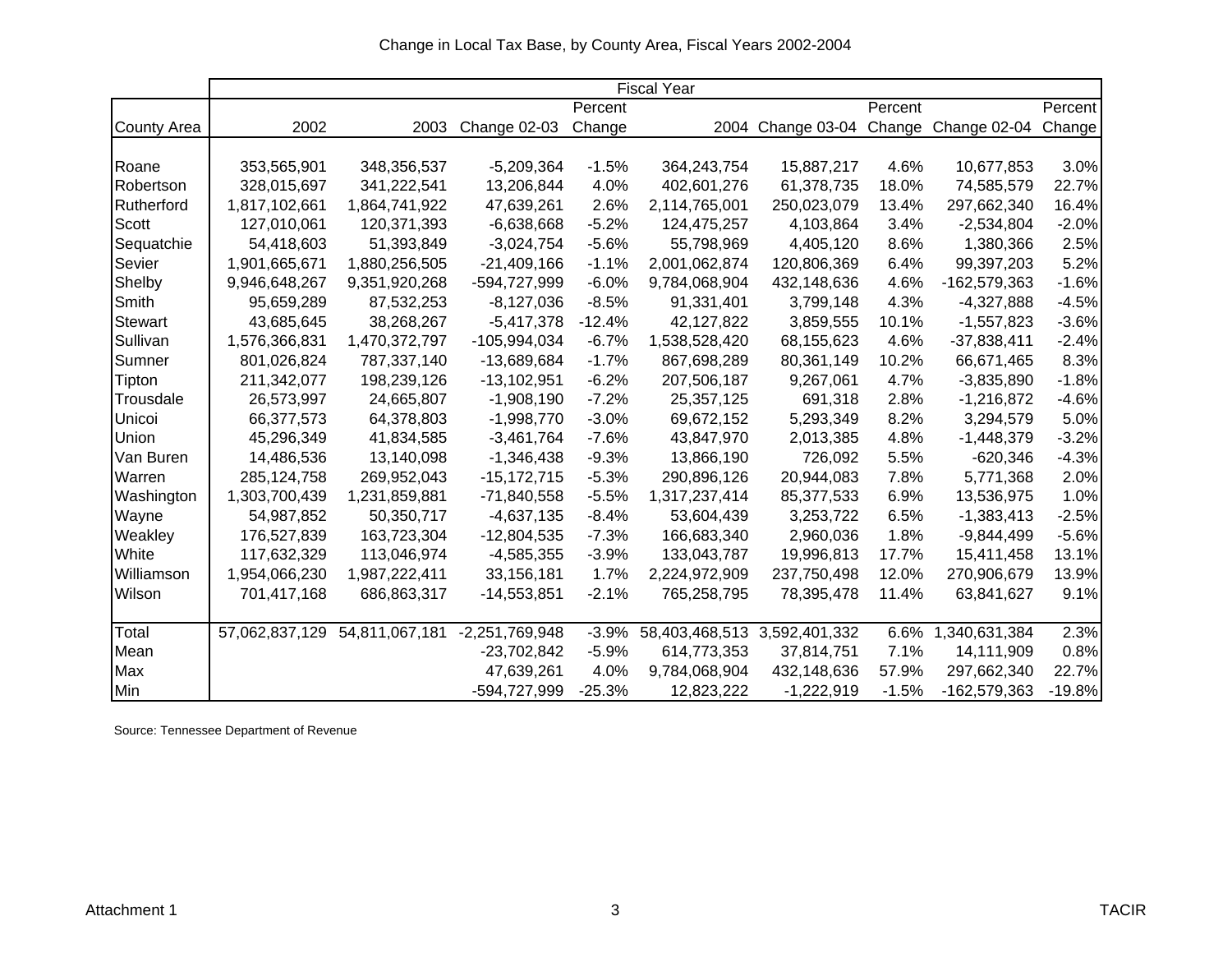Change in Local Tax Base, by County Area, Fiscal Years 2002-2004

| | Fiscal Year | | | | | | | | |
|---|---|---|---|---|---|---|---|---|---|
| County Area | 2002 | 2003 | Change 02-03 | Percent Change | 2004 | Change 03-04 | Percent Change | Change 02-04 | Percent Change |
| Roane | 353,565,901 | 348,356,537 | -5,209,364 | -1.5% | 364,243,754 | 15,887,217 | 4.6% | 10,677,853 | 3.0% |
| Robertson | 328,015,697 | 341,222,541 | 13,206,844 | 4.0% | 402,601,276 | 61,378,735 | 18.0% | 74,585,579 | 22.7% |
| Rutherford | 1,817,102,661 | 1,864,741,922 | 47,639,261 | 2.6% | 2,114,765,001 | 250,023,079 | 13.4% | 297,662,340 | 16.4% |
| Scott | 127,010,061 | 120,371,393 | -6,638,668 | -5.2% | 124,475,257 | 4,103,864 | 3.4% | -2,534,804 | -2.0% |
| Sequatchie | 54,418,603 | 51,393,849 | -3,024,754 | -5.6% | 55,798,969 | 4,405,120 | 8.6% | 1,380,366 | 2.5% |
| Sevier | 1,901,665,671 | 1,880,256,505 | -21,409,166 | -1.1% | 2,001,062,874 | 120,806,369 | 6.4% | 99,397,203 | 5.2% |
| Shelby | 9,946,648,267 | 9,351,920,268 | -594,727,999 | -6.0% | 9,784,068,904 | 432,148,636 | 4.6% | -162,579,363 | -1.6% |
| Smith | 95,659,289 | 87,532,253 | -8,127,036 | -8.5% | 91,331,401 | 3,799,148 | 4.3% | -4,327,888 | -4.5% |
| Stewart | 43,685,645 | 38,268,267 | -5,417,378 | -12.4% | 42,127,822 | 3,859,555 | 10.1% | -1,557,823 | -3.6% |
| Sullivan | 1,576,366,831 | 1,470,372,797 | -105,994,034 | -6.7% | 1,538,528,420 | 68,155,623 | 4.6% | -37,838,411 | -2.4% |
| Sumner | 801,026,824 | 787,337,140 | -13,689,684 | -1.7% | 867,698,289 | 80,361,149 | 10.2% | 66,671,465 | 8.3% |
| Tipton | 211,342,077 | 198,239,126 | -13,102,951 | -6.2% | 207,506,187 | 9,267,061 | 4.7% | -3,835,890 | -1.8% |
| Trousdale | 26,573,997 | 24,665,807 | -1,908,190 | -7.2% | 25,357,125 | 691,318 | 2.8% | -1,216,872 | -4.6% |
| Unicoi | 66,377,573 | 64,378,803 | -1,998,770 | -3.0% | 69,672,152 | 5,293,349 | 8.2% | 3,294,579 | 5.0% |
| Union | 45,296,349 | 41,834,585 | -3,461,764 | -7.6% | 43,847,970 | 2,013,385 | 4.8% | -1,448,379 | -3.2% |
| Van Buren | 14,486,536 | 13,140,098 | -1,346,438 | -9.3% | 13,866,190 | 726,092 | 5.5% | -620,346 | -4.3% |
| Warren | 285,124,758 | 269,952,043 | -15,172,715 | -5.3% | 290,896,126 | 20,944,083 | 7.8% | 5,771,368 | 2.0% |
| Washington | 1,303,700,439 | 1,231,859,881 | -71,840,558 | -5.5% | 1,317,237,414 | 85,377,533 | 6.9% | 13,536,975 | 1.0% |
| Wayne | 54,987,852 | 50,350,717 | -4,637,135 | -8.4% | 53,604,439 | 3,253,722 | 6.5% | -1,383,413 | -2.5% |
| Weakley | 176,527,839 | 163,723,304 | -12,804,535 | -7.3% | 166,683,340 | 2,960,036 | 1.8% | -9,844,499 | -5.6% |
| White | 117,632,329 | 113,046,974 | -4,585,355 | -3.9% | 133,043,787 | 19,996,813 | 17.7% | 15,411,458 | 13.1% |
| Williamson | 1,954,066,230 | 1,987,222,411 | 33,156,181 | 1.7% | 2,224,972,909 | 237,750,498 | 12.0% | 270,906,679 | 13.9% |
| Wilson | 701,417,168 | 686,863,317 | -14,553,851 | -2.1% | 765,258,795 | 78,395,478 | 11.4% | 63,841,627 | 9.1% |
| Total | 57,062,837,129 | 54,811,067,181 | -2,251,769,948 | -3.9% | 58,403,468,513 | 3,592,401,332 | 6.6% | 1,340,631,384 | 2.3% |
| Mean | | | -23,702,842 | -5.9% | 614,773,353 | 37,814,751 | 7.1% | 14,111,909 | 0.8% |
| Max | | | 47,639,261 | 4.0% | 9,784,068,904 | 432,148,636 | 57.9% | 297,662,340 | 22.7% |
| Min | | | -594,727,999 | -25.3% | 12,823,222 | -1,222,919 | -1.5% | -162,579,363 | -19.8% |

Source: Tennessee Department of Revenue

Attachment 1 TACIR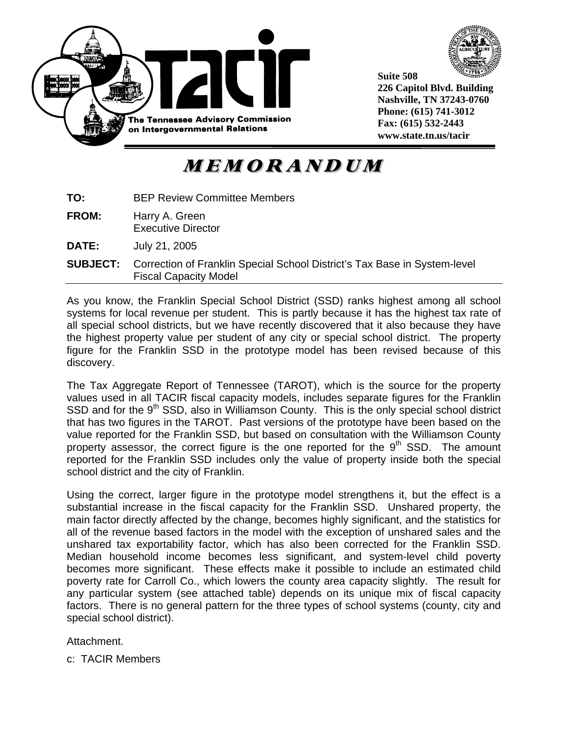The Tennessee Advisory Commission on Intergovernmental Relations

Suite 508
226 Capitol Blvd. Building
Nashville, TN 37243-0760
Phone: (615) 741-3012
Fax: (615) 532-2443
www.state.tn.us/tacir

# MEMORANDUM

**TO:** BEP Review Committee Members

**FROM:** Harry A. Green
Executive Director

**DATE:** July 21, 2005

**SUBJECT:** Correction of Franklin Special School District's Tax Base in System-level Fiscal Capacity Model

As you know, the Franklin Special School District (SSD) ranks highest among all school systems for local revenue per student. This is partly because it has the highest tax rate of all special school districts, but we have recently discovered that it also because they have the highest property value per student of any city or special school district. The property figure for the Franklin SSD in the prototype model has been revised because of this discovery.

The Tax Aggregate Report of Tennessee (TAROT), which is the source for the property values used in all TACIR fiscal capacity models, includes separate figures for the Franklin SSD and for the 9th SSD, also in Williamson County. This is the only special school district that has two figures in the TAROT. Past versions of the prototype have been based on the value reported for the Franklin SSD, but based on consultation with the Williamson County property assessor, the correct figure is the one reported for the 9th SSD. The amount reported for the Franklin SSD includes only the value of property inside both the special school district and the city of Franklin.

Using the correct, larger figure in the prototype model strengthens it, but the effect is a substantial increase in the fiscal capacity for the Franklin SSD. Unshared property, the main factor directly affected by the change, becomes highly significant, and the statistics for all of the revenue based factors in the model with the exception of unshared sales and the unshared tax exportability factor, which has also been corrected for the Franklin SSD. Median household income becomes less significant, and system-level child poverty becomes more significant. These effects make it possible to include an estimated child poverty rate for Carroll Co., which lowers the county area capacity slightly. The result for any particular system (see attached table) depends on its unique mix of fiscal capacity factors. There is no general pattern for the three types of school systems (county, city and special school district).

Attachment.

c: TACIR Members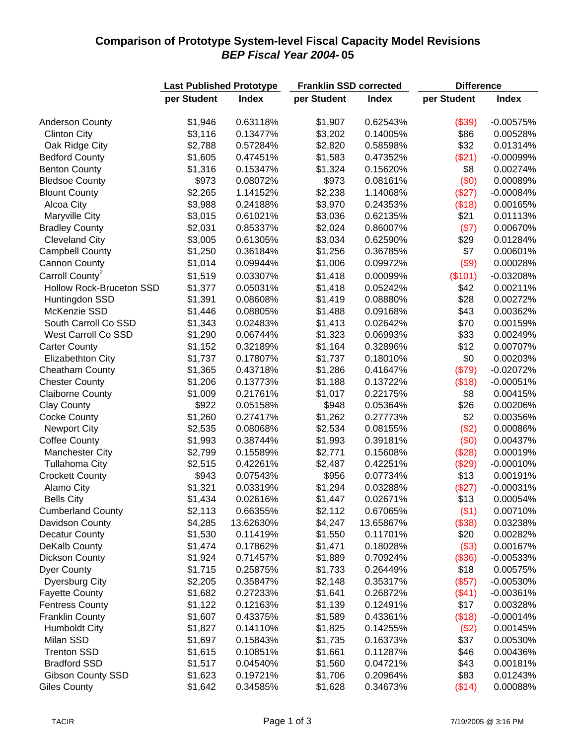# Comparison of Prototype System-level Fiscal Capacity Model Revisions

## *BEP Fiscal Year 2004-* 05

| | Last Published Prototype | | Franklin SSD corrected | | Difference | |
|---|---|---|---|---|---|---|
| | per Student | Index | per Student | Index | per Student | Index |
| Anderson County | $1,946 | 0.63118% | $1,907 | 0.62543% | ($39) | -0.00575% |
| Clinton City | $3,116 | 0.13477% | $3,202 | 0.14005% | $86 | 0.00528% |
| Oak Ridge City | $2,788 | 0.57284% | $2,820 | 0.58598% | $32 | 0.01314% |
| Bedford County | $1,605 | 0.47451% | $1,583 | 0.47352% | ($21) | -0.00099% |
| Benton County | $1,316 | 0.15347% | $1,324 | 0.15620% | $8 | 0.00274% |
| Bledsoe County | $973 | 0.08072% | $973 | 0.08161% | ($0) | 0.00089% |
| Blount County | $2,265 | 1.14152% | $2,238 | 1.14068% | ($27) | -0.00084% |
| Alcoa City | $3,988 | 0.24188% | $3,970 | 0.24353% | ($18) | 0.00165% |
| Maryville City | $3,015 | 0.61021% | $3,036 | 0.62135% | $21 | 0.01113% |
| Bradley County | $2,031 | 0.85337% | $2,024 | 0.86007% | ($7) | 0.00670% |
| Cleveland City | $3,005 | 0.61305% | $3,034 | 0.62590% | $29 | 0.01284% |
| Campbell County | $1,250 | 0.36184% | $1,256 | 0.36785% | $7 | 0.00601% |
| Cannon County | $1,014 | 0.09944% | $1,006 | 0.09972% | ($9) | 0.00028% |
| Carroll County[2] | $1,519 | 0.03307% | $1,418 | 0.00099% | ($101) | -0.03208% |
| Hollow Rock-Bruceton SSD | $1,377 | 0.05031% | $1,418 | 0.05242% | $42 | 0.00211% |
| Huntingdon SSD | $1,391 | 0.08608% | $1,419 | 0.08880% | $28 | 0.00272% |
| McKenzie SSD | $1,446 | 0.08805% | $1,488 | 0.09168% | $43 | 0.00362% |
| South Carroll Co SSD | $1,343 | 0.02483% | $1,413 | 0.02642% | $70 | 0.00159% |
| West Carroll Co SSD | $1,290 | 0.06744% | $1,323 | 0.06993% | $33 | 0.00249% |
| Carter County | $1,152 | 0.32189% | $1,164 | 0.32896% | $12 | 0.00707% |
| Elizabethton City | $1,737 | 0.17807% | $1,737 | 0.18010% | $0 | 0.00203% |
| Cheatham County | $1,365 | 0.43718% | $1,286 | 0.41647% | ($79) | -0.02072% |
| Chester County | $1,206 | 0.13773% | $1,188 | 0.13722% | ($18) | -0.00051% |
| Claiborne County | $1,009 | 0.21761% | $1,017 | 0.22175% | $8 | 0.00415% |
| Clay County | $922 | 0.05158% | $948 | 0.05364% | $26 | 0.00206% |
| Cocke County | $1,260 | 0.27417% | $1,262 | 0.27773% | $2 | 0.00356% |
| Newport City | $2,535 | 0.08068% | $2,534 | 0.08155% | ($2) | 0.00086% |
| Coffee County | $1,993 | 0.38744% | $1,993 | 0.39181% | ($0) | 0.00437% |
| Manchester City | $2,799 | 0.15589% | $2,771 | 0.15608% | ($28) | 0.00019% |
| Tullahoma City | $2,515 | 0.42261% | $2,487 | 0.42251% | ($29) | -0.00010% |
| Crockett County | $943 | 0.07543% | $956 | 0.07734% | $13 | 0.00191% |
| Alamo City | $1,321 | 0.03319% | $1,294 | 0.03288% | ($27) | -0.00031% |
| Bells City | $1,434 | 0.02616% | $1,447 | 0.02671% | $13 | 0.00054% |
| Cumberland County | $2,113 | 0.66355% | $2,112 | 0.67065% | ($1) | 0.00710% |
| Davidson County | $4,285 | 13.62630% | $4,247 | 13.65867% | ($38) | 0.03238% |
| Decatur County | $1,530 | 0.11419% | $1,550 | 0.11701% | $20 | 0.00282% |
| DeKalb County | $1,474 | 0.17862% | $1,471 | 0.18028% | ($3) | 0.00167% |
| Dickson County | $1,924 | 0.71457% | $1,889 | 0.70924% | ($36) | -0.00533% |
| Dyer County | $1,715 | 0.25875% | $1,733 | 0.26449% | $18 | 0.00575% |
| Dyersburg City | $2,205 | 0.35847% | $2,148 | 0.35317% | ($57) | -0.00530% |
| Fayette County | $1,682 | 0.27233% | $1,641 | 0.26872% | ($41) | -0.00361% |
| Fentress County | $1,122 | 0.12163% | $1,139 | 0.12491% | $17 | 0.00328% |
| Franklin County | $1,607 | 0.43375% | $1,589 | 0.43361% | ($18) | -0.00014% |
| Humboldt City | $1,827 | 0.14110% | $1,825 | 0.14255% | ($2) | 0.00145% |
| Milan SSD | $1,697 | 0.15843% | $1,735 | 0.16373% | $37 | 0.00530% |
| Trenton SSD | $1,615 | 0.10851% | $1,661 | 0.11287% | $46 | 0.00436% |
| Bradford SSD | $1,517 | 0.04540% | $1,560 | 0.04721% | $43 | 0.00181% |
| Gibson County SSD | $1,623 | 0.19721% | $1,706 | 0.20964% | $83 | 0.01243% |
| Giles County | $1,642 | 0.34585% | $1,628 | 0.34673% | ($14) | 0.00088% |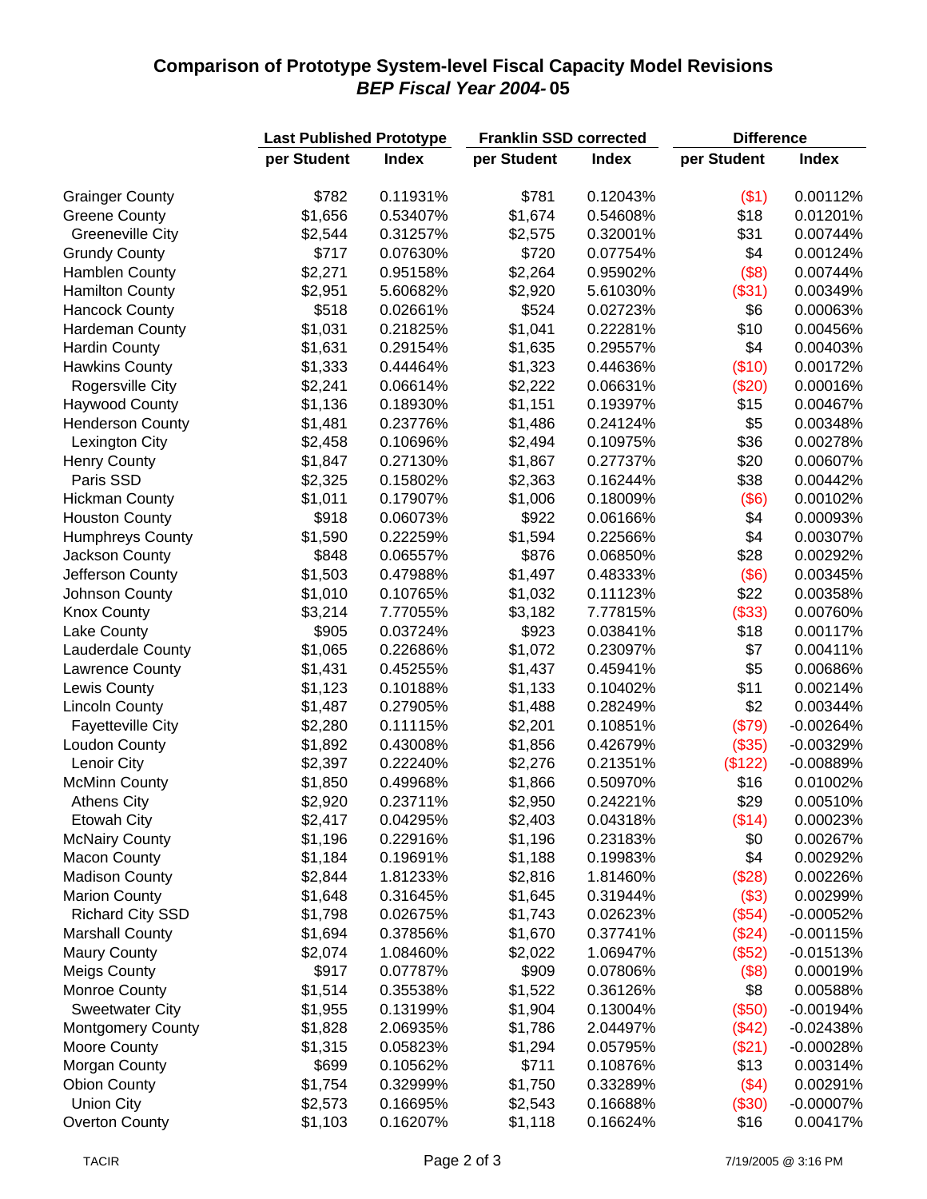## Comparison of Prototype System-level Fiscal Capacity Model Revisions
### *BEP Fiscal Year 2004-* 05

| | Last Published Prototype | | Franklin SSD corrected | | Difference | |
|---|---|---|---|---|---|---|
| | per Student | Index | per Student | Index | per Student | Index |
| Grainger County | $782 | 0.11931% | $781 | 0.12043% | ($1) | 0.00112% |
| Greene County | $1,656 | 0.53407% | $1,674 | 0.54608% | $18 | 0.01201% |
| Greeneville City | $2,544 | 0.31257% | $2,575 | 0.32001% | $31 | 0.00744% |
| Grundy County | $717 | 0.07630% | $720 | 0.07754% | $4 | 0.00124% |
| Hamblen County | $2,271 | 0.95158% | $2,264 | 0.95902% | ($8) | 0.00744% |
| Hamilton County | $2,951 | 5.60682% | $2,920 | 5.61030% | ($31) | 0.00349% |
| Hancock County | $518 | 0.02661% | $524 | 0.02723% | $6 | 0.00063% |
| Hardeman County | $1,031 | 0.21825% | $1,041 | 0.22281% | $10 | 0.00456% |
| Hardin County | $1,631 | 0.29154% | $1,635 | 0.29557% | $4 | 0.00403% |
| Hawkins County | $1,333 | 0.44464% | $1,323 | 0.44636% | ($10) | 0.00172% |
| Rogersville City | $2,241 | 0.06614% | $2,222 | 0.06631% | ($20) | 0.00016% |
| Haywood County | $1,136 | 0.18930% | $1,151 | 0.19397% | $15 | 0.00467% |
| Henderson County | $1,481 | 0.23776% | $1,486 | 0.24124% | $5 | 0.00348% |
| Lexington City | $2,458 | 0.10696% | $2,494 | 0.10975% | $36 | 0.00278% |
| Henry County | $1,847 | 0.27130% | $1,867 | 0.27737% | $20 | 0.00607% |
| Paris SSD | $2,325 | 0.15802% | $2,363 | 0.16244% | $38 | 0.00442% |
| Hickman County | $1,011 | 0.17907% | $1,006 | 0.18009% | ($6) | 0.00102% |
| Houston County | $918 | 0.06073% | $922 | 0.06166% | $4 | 0.00093% |
| Humphreys County | $1,590 | 0.22259% | $1,594 | 0.22566% | $4 | 0.00307% |
| Jackson County | $848 | 0.06557% | $876 | 0.06850% | $28 | 0.00292% |
| Jefferson County | $1,503 | 0.47988% | $1,497 | 0.48333% | ($6) | 0.00345% |
| Johnson County | $1,010 | 0.10765% | $1,032 | 0.11123% | $22 | 0.00358% |
| Knox County | $3,214 | 7.77055% | $3,182 | 7.77815% | ($33) | 0.00760% |
| Lake County | $905 | 0.03724% | $923 | 0.03841% | $18 | 0.00117% |
| Lauderdale County | $1,065 | 0.22686% | $1,072 | 0.23097% | $7 | 0.00411% |
| Lawrence County | $1,431 | 0.45255% | $1,437 | 0.45941% | $5 | 0.00686% |
| Lewis County | $1,123 | 0.10188% | $1,133 | 0.10402% | $11 | 0.00214% |
| Lincoln County | $1,487 | 0.27905% | $1,488 | 0.28249% | $2 | 0.00344% |
| Fayetteville City | $2,280 | 0.11115% | $2,201 | 0.10851% | ($79) | -0.00264% |
| Loudon County | $1,892 | 0.43008% | $1,856 | 0.42679% | ($35) | -0.00329% |
| Lenoir City | $2,397 | 0.22240% | $2,276 | 0.21351% | ($122) | -0.00889% |
| McMinn County | $1,850 | 0.49968% | $1,866 | 0.50970% | $16 | 0.01002% |
| Athens City | $2,920 | 0.23711% | $2,950 | 0.24221% | $29 | 0.00510% |
| Etowah City | $2,417 | 0.04295% | $2,403 | 0.04318% | ($14) | 0.00023% |
| McNairy County | $1,196 | 0.22916% | $1,196 | 0.23183% | $0 | 0.00267% |
| Macon County | $1,184 | 0.19691% | $1,188 | 0.19983% | $4 | 0.00292% |
| Madison County | $2,844 | 1.81233% | $2,816 | 1.81460% | ($28) | 0.00226% |
| Marion County | $1,648 | 0.31645% | $1,645 | 0.31944% | ($3) | 0.00299% |
| Richard City SSD | $1,798 | 0.02675% | $1,743 | 0.02623% | ($54) | -0.00052% |
| Marshall County | $1,694 | 0.37856% | $1,670 | 0.37741% | ($24) | -0.00115% |
| Maury County | $2,074 | 1.08460% | $2,022 | 1.06947% | ($52) | -0.01513% |
| Meigs County | $917 | 0.07787% | $909 | 0.07806% | ($8) | 0.00019% |
| Monroe County | $1,514 | 0.35538% | $1,522 | 0.36126% | $8 | 0.00588% |
| Sweetwater City | $1,955 | 0.13199% | $1,904 | 0.13004% | ($50) | -0.00194% |
| Montgomery County | $1,828 | 2.06935% | $1,786 | 2.04497% | ($42) | -0.02438% |
| Moore County | $1,315 | 0.05823% | $1,294 | 0.05795% | ($21) | -0.00028% |
| Morgan County | $699 | 0.10562% | $711 | 0.10876% | $13 | 0.00314% |
| Obion County | $1,754 | 0.32999% | $1,750 | 0.33289% | ($4) | 0.00291% |
| Union City | $2,573 | 0.16695% | $2,543 | 0.16688% | ($30) | -0.00007% |
| Overton County | $1,103 | 0.16207% | $1,118 | 0.16624% | $16 | 0.00417% |

TACIR — 7/19/2005 @ 3:16 PM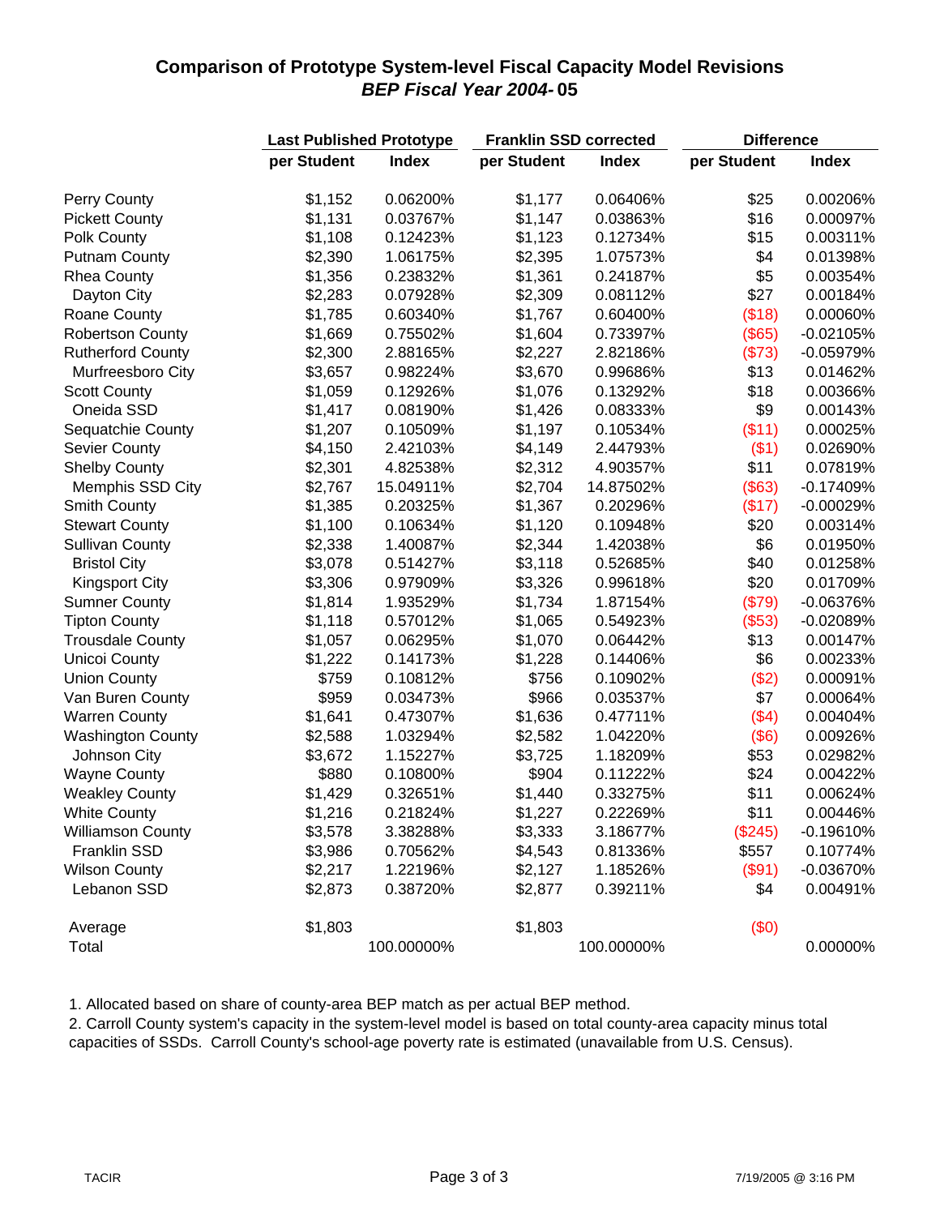## Comparison of Prototype System-level Fiscal Capacity Model Revisions
### *BEP Fiscal Year 2004-* 05

| | Last Published Prototype | | Franklin SSD corrected | | Difference | |
|---|---|---|---|---|---|---|
| | per Student | Index | per Student | Index | per Student | Index |
| Perry County | $1,152 | 0.06200% | $1,177 | 0.06406% | $25 | 0.00206% |
| Pickett County | $1,131 | 0.03767% | $1,147 | 0.03863% | $16 | 0.00097% |
| Polk County | $1,108 | 0.12423% | $1,123 | 0.12734% | $15 | 0.00311% |
| Putnam County | $2,390 | 1.06175% | $2,395 | 1.07573% | $4 | 0.01398% |
| Rhea County | $1,356 | 0.23832% | $1,361 | 0.24187% | $5 | 0.00354% |
| Dayton City | $2,283 | 0.07928% | $2,309 | 0.08112% | $27 | 0.00184% |
| Roane County | $1,785 | 0.60340% | $1,767 | 0.60400% | ($18) | 0.00060% |
| Robertson County | $1,669 | 0.75502% | $1,604 | 0.73397% | ($65) | -0.02105% |
| Rutherford County | $2,300 | 2.88165% | $2,227 | 2.82186% | ($73) | -0.05979% |
| Murfreesboro City | $3,657 | 0.98224% | $3,670 | 0.99686% | $13 | 0.01462% |
| Scott County | $1,059 | 0.12926% | $1,076 | 0.13292% | $18 | 0.00366% |
| Oneida SSD | $1,417 | 0.08190% | $1,426 | 0.08333% | $9 | 0.00143% |
| Sequatchie County | $1,207 | 0.10509% | $1,197 | 0.10534% | ($11) | 0.00025% |
| Sevier County | $4,150 | 2.42103% | $4,149 | 2.44793% | ($1) | 0.02690% |
| Shelby County | $2,301 | 4.82538% | $2,312 | 4.90357% | $11 | 0.07819% |
| Memphis SSD City | $2,767 | 15.04911% | $2,704 | 14.87502% | ($63) | -0.17409% |
| Smith County | $1,385 | 0.20325% | $1,367 | 0.20296% | ($17) | -0.00029% |
| Stewart County | $1,100 | 0.10634% | $1,120 | 0.10948% | $20 | 0.00314% |
| Sullivan County | $2,338 | 1.40087% | $2,344 | 1.42038% | $6 | 0.01950% |
| Bristol City | $3,078 | 0.51427% | $3,118 | 0.52685% | $40 | 0.01258% |
| Kingsport City | $3,306 | 0.97909% | $3,326 | 0.99618% | $20 | 0.01709% |
| Sumner County | $1,814 | 1.93529% | $1,734 | 1.87154% | ($79) | -0.06376% |
| Tipton County | $1,118 | 0.57012% | $1,065 | 0.54923% | ($53) | -0.02089% |
| Trousdale County | $1,057 | 0.06295% | $1,070 | 0.06442% | $13 | 0.00147% |
| Unicoi County | $1,222 | 0.14173% | $1,228 | 0.14406% | $6 | 0.00233% |
| Union County | $759 | 0.10812% | $756 | 0.10902% | ($2) | 0.00091% |
| Van Buren County | $959 | 0.03473% | $966 | 0.03537% | $7 | 0.00064% |
| Warren County | $1,641 | 0.47307% | $1,636 | 0.47711% | ($4) | 0.00404% |
| Washington County | $2,588 | 1.03294% | $2,582 | 1.04220% | ($6) | 0.00926% |
| Johnson City | $3,672 | 1.15227% | $3,725 | 1.18209% | $53 | 0.02982% |
| Wayne County | $880 | 0.10800% | $904 | 0.11222% | $24 | 0.00422% |
| Weakley County | $1,429 | 0.32651% | $1,440 | 0.33275% | $11 | 0.00624% |
| White County | $1,216 | 0.21824% | $1,227 | 0.22269% | $11 | 0.00446% |
| Williamson County | $3,578 | 3.38288% | $3,333 | 3.18677% | ($245) | -0.19610% |
| Franklin SSD | $3,986 | 0.70562% | $4,543 | 0.81336% | $557 | 0.10774% |
| Wilson County | $2,217 | 1.22196% | $2,127 | 1.18526% | ($91) | -0.03670% |
| Lebanon SSD | $2,873 | 0.38720% | $2,877 | 0.39211% | $4 | 0.00491% |
| Average | $1,803 | | $1,803 | | ($0) | |
| Total | | 100.00000% | | 100.00000% | | 0.00000% |

1. Allocated based on share of county-area BEP match as per actual BEP method.
2. Carroll County system's capacity in the system-level model is based on total county-area capacity minus total capacities of SSDs. Carroll County's school-age poverty rate is estimated (unavailable from U.S. Census).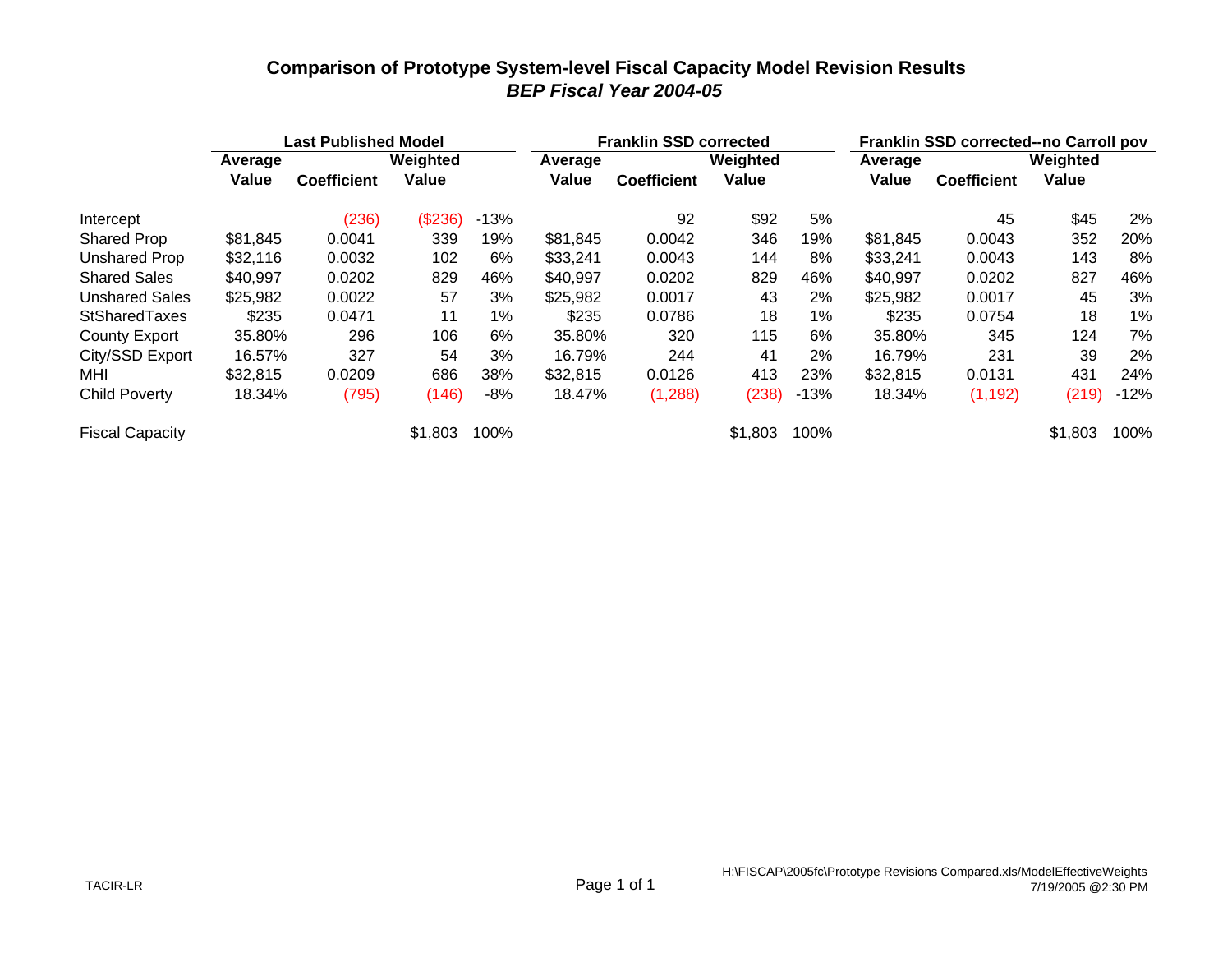**Comparison of Prototype System-level Fiscal Capacity Model Revision Results**

***BEP Fiscal Year 2004-05***

| | Last Published Model | | | | Franklin SSD corrected | | | | Franklin SSD corrected--no Carroll pov | | | |
|---|---|---|---|---|---|---|---|---|---|---|---|---|
| | Average Value | Coefficient | Weighted Value | | Average Value | Coefficient | Weighted Value | | Average Value | Coefficient | Weighted Value | |
| Intercept | | (236) | ($236) | -13% | | 92 | $92 | 5% | | 45 | $45 | 2% |
| Shared Prop | $81,845 | 0.0041 | 339 | 19% | $81,845 | 0.0042 | 346 | 19% | $81,845 | 0.0043 | 352 | 20% |
| Unshared Prop | $32,116 | 0.0032 | 102 | 6% | $33,241 | 0.0043 | 144 | 8% | $33,241 | 0.0043 | 143 | 8% |
| Shared Sales | $40,997 | 0.0202 | 829 | 46% | $40,997 | 0.0202 | 829 | 46% | $40,997 | 0.0202 | 827 | 46% |
| Unshared Sales | $25,982 | 0.0022 | 57 | 3% | $25,982 | 0.0017 | 43 | 2% | $25,982 | 0.0017 | 45 | 3% |
| StSharedTaxes | $235 | 0.0471 | 11 | 1% | $235 | 0.0786 | 18 | 1% | $235 | 0.0754 | 18 | 1% |
| County Export | 35.80% | 296 | 106 | 6% | 35.80% | 320 | 115 | 6% | 35.80% | 345 | 124 | 7% |
| City/SSD Export | 16.57% | 327 | 54 | 3% | 16.79% | 244 | 41 | 2% | 16.79% | 231 | 39 | 2% |
| MHI | $32,815 | 0.0209 | 686 | 38% | $32,815 | 0.0126 | 413 | 23% | $32,815 | 0.0131 | 431 | 24% |
| Child Poverty | 18.34% | (795) | (146) | -8% | 18.47% | (1,288) | (238) | -13% | 18.34% | (1,192) | (219) | -12% |
| Fiscal Capacity | | | $1,803 | 100% | | | $1,803 | 100% | | | $1,803 | 100% |

TACIR-LR

H:\FISCAP\2005fc\Prototype Revisions Compared.xls/ModelEffectiveWeights
7/19/2005 @2:30 PM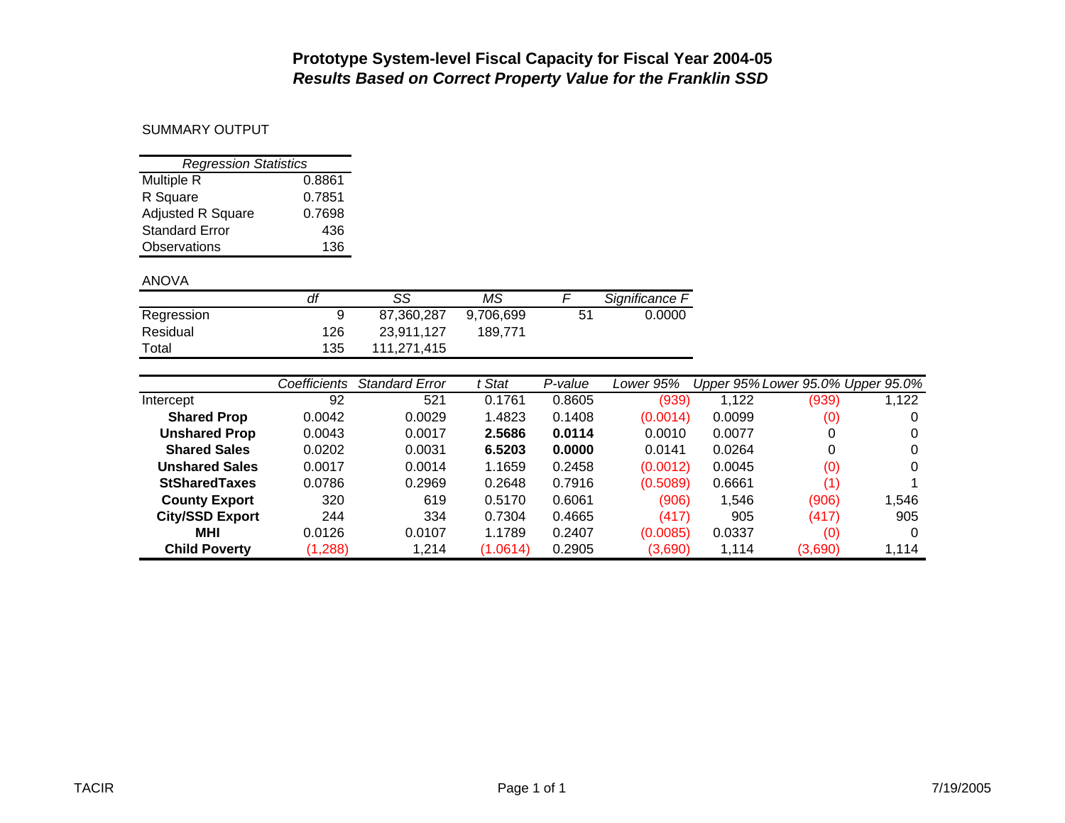# Prototype System-level Fiscal Capacity for Fiscal Year 2004-05

## *Results Based on Correct Property Value for the Franklin SSD*

SUMMARY OUTPUT

| *Regression Statistics* | |
|---|---|
| Multiple R | 0.8861 |
| R Square | 0.7851 |
| Adjusted R Square | 0.7698 |
| Standard Error | 436 |
| Observations | 136 |

ANOVA

| | *df* | *SS* | *MS* | *F* | *Significance F* |
|---|---|---|---|---|---|
| Regression | 9 | 87,360,287 | 9,706,699 | 51 | 0.0000 |
| Residual | 126 | 23,911,127 | 189,771 | | |
| Total | 135 | 111,271,415 | | | |

| | *Coefficients* | *Standard Error* | *t Stat* | *P-value* | *Lower 95%* | *Upper 95%* | *Lower 95.0%* | *Upper 95.0%* |
|---|---|---|---|---|---|---|---|---|
| Intercept | 92 | 521 | 0.1761 | 0.8605 | (939) | 1,122 | (939) | 1,122 |
| **Shared Prop** | 0.0042 | 0.0029 | 1.4823 | 0.1408 | (0.0014) | 0.0099 | (0) | 0 |
| **Unshared Prop** | 0.0043 | 0.0017 | **2.5686** | **0.0114** | 0.0010 | 0.0077 | 0 | 0 |
| **Shared Sales** | 0.0202 | 0.0031 | **6.5203** | **0.0000** | 0.0141 | 0.0264 | 0 | 0 |
| **Unshared Sales** | 0.0017 | 0.0014 | 1.1659 | 0.2458 | (0.0012) | 0.0045 | (0) | 0 |
| **StSharedTaxes** | 0.0786 | 0.2969 | 0.2648 | 0.7916 | (0.5089) | 0.6661 | (1) | 1 |
| **County Export** | 320 | 619 | 0.5170 | 0.6061 | (906) | 1,546 | (906) | 1,546 |
| **City/SSD Export** | 244 | 334 | 0.7304 | 0.4665 | (417) | 905 | (417) | 905 |
| **MHI** | 0.0126 | 0.0107 | 1.1789 | 0.2407 | (0.0085) | 0.0337 | (0) | 0 |
| **Child Poverty** | (1,288) | 1,214 | (1.0614) | 0.2905 | (3,690) | 1,114 | (3,690) | 1,114 |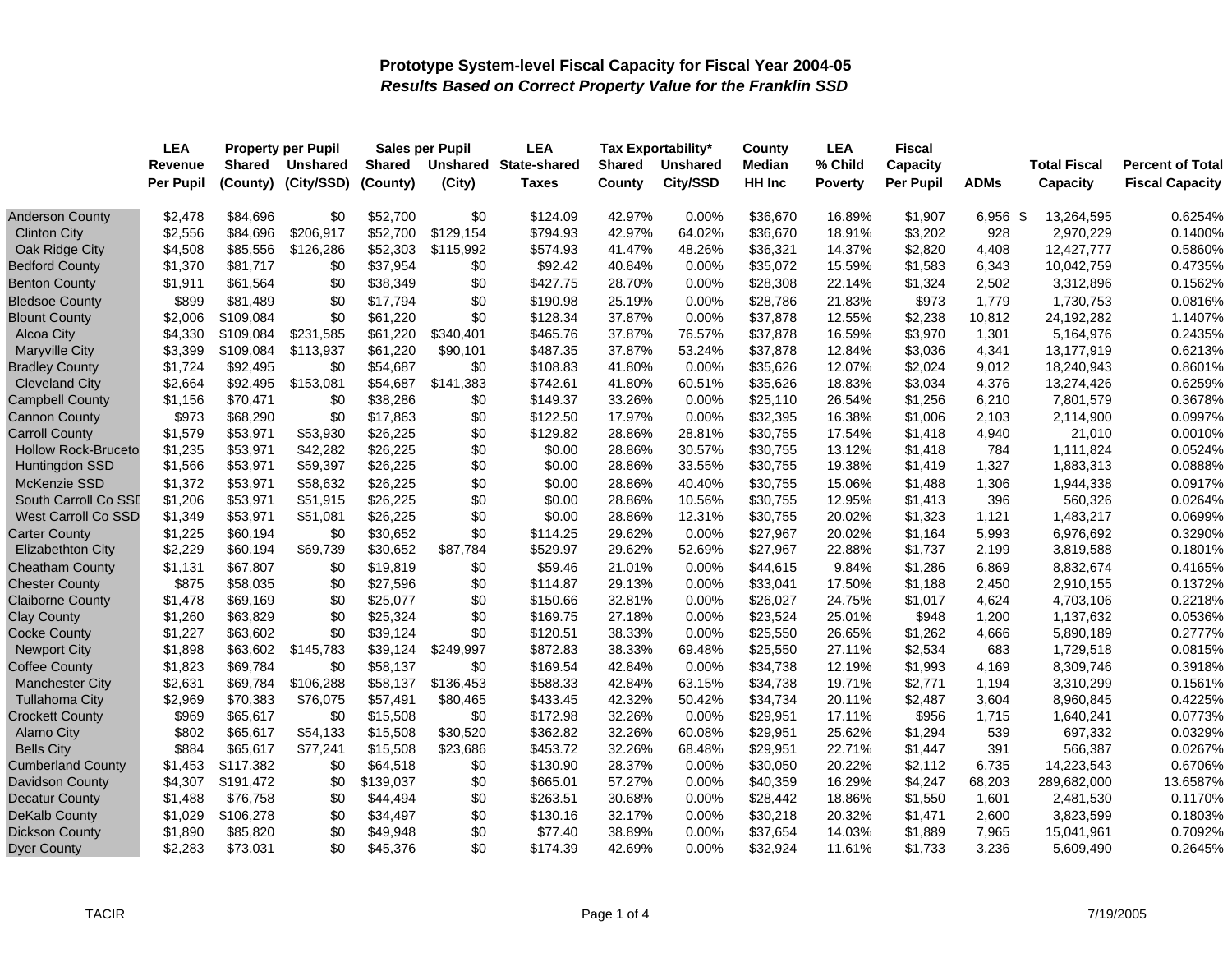# Prototype System-level Fiscal Capacity for Fiscal Year 2004-05

## *Results Based on Correct Property Value for the Franklin SSD*

| | LEA Revenue Per Pupil | Property per Pupil Shared (County) | Property per Pupil Unshared (City/SSD) | Sales per Pupil Shared (County) | Sales per Pupil Unshared (City) | LEA State-shared Taxes | Tax Exportability* Shared County | Tax Exportability* Unshared City/SSD | County Median HH Inc | LEA % Child Poverty | Fiscal Capacity Per Pupil | ADMs | Total Fiscal Capacity | Percent of Total Fiscal Capacity |
|---|---|---|---|---|---|---|---|---|---|---|---|---|---|---|
| Anderson County | $2,478 | $84,696 | $0 | $52,700 | $0 | $124.09 | 42.97% | 0.00% | $36,670 | 16.89% | $1,907 | 6,956 | $ 13,264,595 | 0.6254% |
| Clinton City | $2,556 | $84,696 | $206,917 | $52,700 | $129,154 | $794.93 | 42.97% | 64.02% | $36,670 | 18.91% | $3,202 | 928 | 2,970,229 | 0.1400% |
| Oak Ridge City | $4,508 | $85,556 | $126,286 | $52,303 | $115,992 | $574.93 | 41.47% | 48.26% | $36,321 | 14.37% | $2,820 | 4,408 | 12,427,777 | 0.5860% |
| Bedford County | $1,370 | $81,717 | $0 | $37,954 | $0 | $92.42 | 40.84% | 0.00% | $35,072 | 15.59% | $1,583 | 6,343 | 10,042,759 | 0.4735% |
| Benton County | $1,911 | $61,564 | $0 | $38,349 | $0 | $427.75 | 28.70% | 0.00% | $28,308 | 22.14% | $1,324 | 2,502 | 3,312,896 | 0.1562% |
| Bledsoe County | $899 | $81,489 | $0 | $17,794 | $0 | $190.98 | 25.19% | 0.00% | $28,786 | 21.83% | $973 | 1,779 | 1,730,753 | 0.0816% |
| Blount County | $2,006 | $109,084 | $0 | $61,220 | $0 | $128.34 | 37.87% | 0.00% | $37,878 | 12.55% | $2,238 | 10,812 | 24,192,282 | 1.1407% |
| Alcoa City | $4,330 | $109,084 | $231,585 | $61,220 | $340,401 | $465.76 | 37.87% | 76.57% | $37,878 | 16.59% | $3,970 | 1,301 | 5,164,976 | 0.2435% |
| Maryville City | $3,399 | $109,084 | $113,937 | $61,220 | $90,101 | $487.35 | 37.87% | 53.24% | $37,878 | 12.84% | $3,036 | 4,341 | 13,177,919 | 0.6213% |
| Bradley County | $1,724 | $92,495 | $0 | $54,687 | $0 | $108.83 | 41.80% | 0.00% | $35,626 | 12.07% | $2,024 | 9,012 | 18,240,943 | 0.8601% |
| Cleveland City | $2,664 | $92,495 | $153,081 | $54,687 | $141,383 | $742.61 | 41.80% | 60.51% | $35,626 | 18.83% | $3,034 | 4,376 | 13,274,426 | 0.6259% |
| Campbell County | $1,156 | $70,471 | $0 | $38,286 | $0 | $149.37 | 33.26% | 0.00% | $25,110 | 26.54% | $1,256 | 6,210 | 7,801,579 | 0.3678% |
| Cannon County | $973 | $68,290 | $0 | $17,863 | $0 | $122.50 | 17.97% | 0.00% | $32,395 | 16.38% | $1,006 | 2,103 | 2,114,900 | 0.0997% |
| Carroll County | $1,579 | $53,971 | $53,930 | $26,225 | $0 | $129.82 | 28.86% | 28.81% | $30,755 | 17.54% | $1,418 | 4,940 | 21,010 | 0.0010% |
| Hollow Rock-Bruceto | $1,235 | $53,971 | $42,282 | $26,225 | $0 | $0.00 | 28.86% | 30.57% | $30,755 | 13.12% | $1,418 | 784 | 1,111,824 | 0.0524% |
| Huntingdon SSD | $1,566 | $53,971 | $59,397 | $26,225 | $0 | $0.00 | 28.86% | 33.55% | $30,755 | 19.38% | $1,419 | 1,327 | 1,883,313 | 0.0888% |
| McKenzie SSD | $1,372 | $53,971 | $58,632 | $26,225 | $0 | $0.00 | 28.86% | 40.40% | $30,755 | 15.06% | $1,488 | 1,306 | 1,944,338 | 0.0917% |
| South Carroll Co SSD | $1,206 | $53,971 | $51,915 | $26,225 | $0 | $0.00 | 28.86% | 10.56% | $30,755 | 12.95% | $1,413 | 396 | 560,326 | 0.0264% |
| West Carroll Co SSD | $1,349 | $53,971 | $51,081 | $26,225 | $0 | $0.00 | 28.86% | 12.31% | $30,755 | 20.02% | $1,323 | 1,121 | 1,483,217 | 0.0699% |
| Carter County | $1,225 | $60,194 | $0 | $30,652 | $0 | $114.25 | 29.62% | 0.00% | $27,967 | 20.02% | $1,164 | 5,993 | 6,976,692 | 0.3290% |
| Elizabethton City | $2,229 | $60,194 | $69,739 | $30,652 | $87,784 | $529.97 | 29.62% | 52.69% | $27,967 | 22.88% | $1,737 | 2,199 | 3,819,588 | 0.1801% |
| Cheatham County | $1,131 | $67,807 | $0 | $19,819 | $0 | $59.46 | 21.01% | 0.00% | $44,615 | 9.84% | $1,286 | 6,869 | 8,832,674 | 0.4165% |
| Chester County | $875 | $58,035 | $0 | $27,596 | $0 | $114.87 | 29.13% | 0.00% | $33,041 | 17.50% | $1,188 | 2,450 | 2,910,155 | 0.1372% |
| Claiborne County | $1,478 | $69,169 | $0 | $25,077 | $0 | $150.66 | 32.81% | 0.00% | $26,027 | 24.75% | $1,017 | 4,624 | 4,703,106 | 0.2218% |
| Clay County | $1,260 | $63,829 | $0 | $25,324 | $0 | $169.75 | 27.18% | 0.00% | $23,524 | 25.01% | $948 | 1,200 | 1,137,632 | 0.0536% |
| Cocke County | $1,227 | $63,602 | $0 | $39,124 | $0 | $120.51 | 38.33% | 0.00% | $25,550 | 26.65% | $1,262 | 4,666 | 5,890,189 | 0.2777% |
| Newport City | $1,898 | $63,602 | $145,783 | $39,124 | $249,997 | $872.83 | 38.33% | 69.48% | $25,550 | 27.11% | $2,534 | 683 | 1,729,518 | 0.0815% |
| Coffee County | $1,823 | $69,784 | $0 | $58,137 | $0 | $169.54 | 42.84% | 0.00% | $34,738 | 12.19% | $1,993 | 4,169 | 8,309,746 | 0.3918% |
| Manchester City | $2,631 | $69,784 | $106,288 | $58,137 | $136,453 | $588.33 | 42.84% | 63.15% | $34,738 | 19.71% | $2,771 | 1,194 | 3,310,299 | 0.1561% |
| Tullahoma City | $2,969 | $70,383 | $76,075 | $57,491 | $80,465 | $433.45 | 42.32% | 50.42% | $34,734 | 20.11% | $2,487 | 3,604 | 8,960,845 | 0.4225% |
| Crockett County | $969 | $65,617 | $0 | $15,508 | $0 | $172.98 | 32.26% | 0.00% | $29,951 | 17.11% | $956 | 1,715 | 1,640,241 | 0.0773% |
| Alamo City | $802 | $65,617 | $54,133 | $15,508 | $30,520 | $362.82 | 32.26% | 60.08% | $29,951 | 25.62% | $1,294 | 539 | 697,332 | 0.0329% |
| Bells City | $884 | $65,617 | $77,241 | $15,508 | $23,686 | $453.72 | 32.26% | 68.48% | $29,951 | 22.71% | $1,447 | 391 | 566,387 | 0.0267% |
| Cumberland County | $1,453 | $117,382 | $0 | $64,518 | $0 | $130.90 | 28.37% | 0.00% | $30,050 | 20.22% | $2,112 | 6,735 | 14,223,543 | 0.6706% |
| Davidson County | $4,307 | $191,472 | $0 | $139,037 | $0 | $665.01 | 57.27% | 0.00% | $40,359 | 16.29% | $4,247 | 68,203 | 289,682,000 | 13.6587% |
| Decatur County | $1,488 | $76,758 | $0 | $44,494 | $0 | $263.51 | 30.68% | 0.00% | $28,442 | 18.86% | $1,550 | 1,601 | 2,481,530 | 0.1170% |
| DeKalb County | $1,029 | $106,278 | $0 | $34,497 | $0 | $130.16 | 32.17% | 0.00% | $30,218 | 20.32% | $1,471 | 2,600 | 3,823,599 | 0.1803% |
| Dickson County | $1,890 | $85,820 | $0 | $49,948 | $0 | $77.40 | 38.89% | 0.00% | $37,654 | 14.03% | $1,889 | 7,965 | 15,041,961 | 0.7092% |
| Dyer County | $2,283 | $73,031 | $0 | $45,376 | $0 | $174.39 | 42.69% | 0.00% | $32,924 | 11.61% | $1,733 | 3,236 | 5,609,490 | 0.2645% |

TACIR 7/19/2005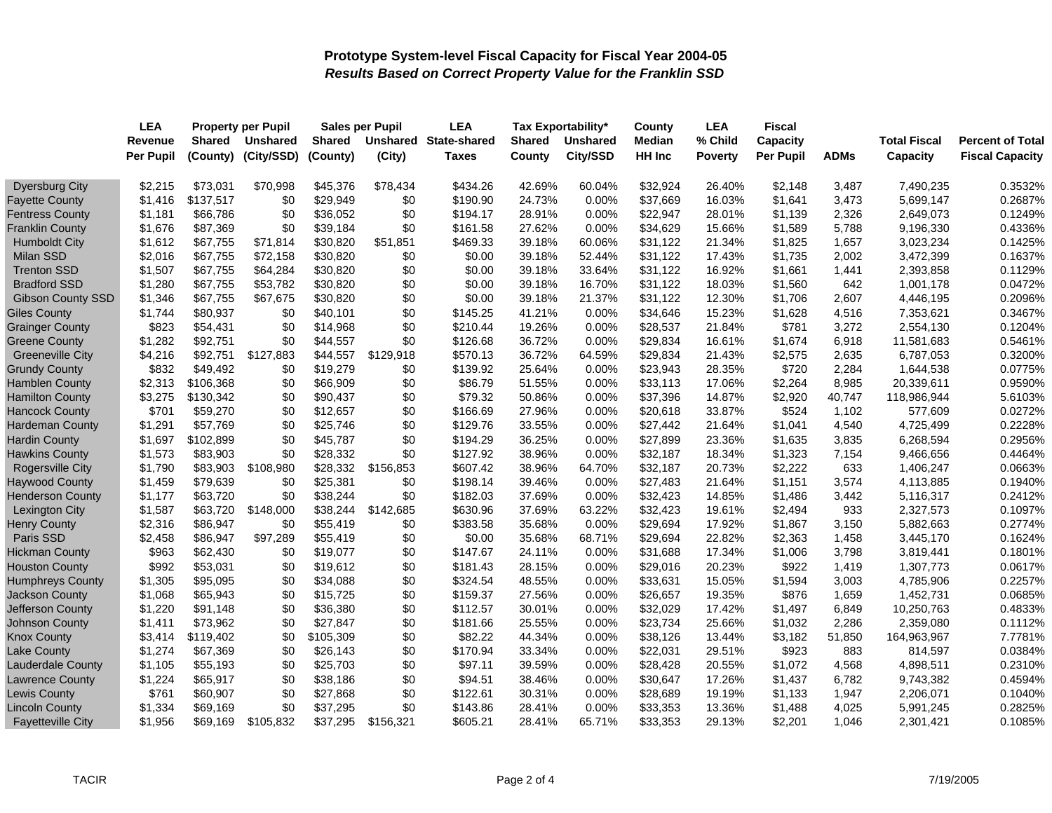## Prototype System-level Fiscal Capacity for Fiscal Year 2004-05

### *Results Based on Correct Property Value for the Franklin SSD*

| | LEA Revenue Per Pupil | Property per Pupil Shared (County) | Property per Pupil Unshared (City/SSD) | Sales per Pupil Shared (County) | Sales per Pupil Unshared (City) | LEA State-shared Taxes | Tax Exportability* Shared County | Tax Exportability* Unshared City/SSD | County Median HH Inc | LEA % Child Poverty | Fiscal Capacity Per Pupil | ADMs | Total Fiscal Capacity | Percent of Total Fiscal Capacity |
|---|---|---|---|---|---|---|---|---|---|---|---|---|---|---|
| Dyersburg City | $2,215 | $73,031 | $70,998 | $45,376 | $78,434 | $434.26 | 42.69% | 60.04% | $32,924 | 26.40% | $2,148 | 3,487 | 7,490,235 | 0.3532% |
| Fayette County | $1,416 | $137,517 | $0 | $29,949 | $0 | $190.90 | 24.73% | 0.00% | $37,669 | 16.03% | $1,641 | 3,473 | 5,699,147 | 0.2687% |
| Fentress County | $1,181 | $66,786 | $0 | $36,052 | $0 | $194.17 | 28.91% | 0.00% | $22,947 | 28.01% | $1,139 | 2,326 | 2,649,073 | 0.1249% |
| Franklin County | $1,676 | $87,369 | $0 | $39,184 | $0 | $161.58 | 27.62% | 0.00% | $34,629 | 15.66% | $1,589 | 5,788 | 9,196,330 | 0.4336% |
| Humboldt City | $1,612 | $67,755 | $71,814 | $30,820 | $51,851 | $469.33 | 39.18% | 60.06% | $31,122 | 21.34% | $1,825 | 1,657 | 3,023,234 | 0.1425% |
| Milan SSD | $2,016 | $67,755 | $72,158 | $30,820 | $0 | $0.00 | 39.18% | 52.44% | $31,122 | 17.43% | $1,735 | 2,002 | 3,472,399 | 0.1637% |
| Trenton SSD | $1,507 | $67,755 | $64,284 | $30,820 | $0 | $0.00 | 39.18% | 33.64% | $31,122 | 16.92% | $1,661 | 1,441 | 2,393,858 | 0.1129% |
| Bradford SSD | $1,280 | $67,755 | $53,782 | $30,820 | $0 | $0.00 | 39.18% | 16.70% | $31,122 | 18.03% | $1,560 | 642 | 1,001,178 | 0.0472% |
| Gibson County SSD | $1,346 | $67,755 | $67,675 | $30,820 | $0 | $0.00 | 39.18% | 21.37% | $31,122 | 12.30% | $1,706 | 2,607 | 4,446,195 | 0.2096% |
| Giles County | $1,744 | $80,937 | $0 | $40,101 | $0 | $145.25 | 41.21% | 0.00% | $34,646 | 15.23% | $1,628 | 4,516 | 7,353,621 | 0.3467% |
| Grainger County | $823 | $54,431 | $0 | $14,968 | $0 | $210.44 | 19.26% | 0.00% | $28,537 | 21.84% | $781 | 3,272 | 2,554,130 | 0.1204% |
| Greene County | $1,282 | $92,751 | $0 | $44,557 | $0 | $126.68 | 36.72% | 0.00% | $29,834 | 16.61% | $1,674 | 6,918 | 11,581,683 | 0.5461% |
| Greeneville City | $4,216 | $92,751 | $127,883 | $44,557 | $129,918 | $570.13 | 36.72% | 64.59% | $29,834 | 21.43% | $2,575 | 2,635 | 6,787,053 | 0.3200% |
| Grundy County | $832 | $49,492 | $0 | $19,279 | $0 | $139.92 | 25.64% | 0.00% | $23,943 | 28.35% | $720 | 2,284 | 1,644,538 | 0.0775% |
| Hamblen County | $2,313 | $106,368 | $0 | $66,909 | $0 | $86.79 | 51.55% | 0.00% | $33,113 | 17.06% | $2,264 | 8,985 | 20,339,611 | 0.9590% |
| Hamilton County | $3,275 | $130,342 | $0 | $90,437 | $0 | $79.32 | 50.86% | 0.00% | $37,396 | 14.87% | $2,920 | 40,747 | 118,986,944 | 5.6103% |
| Hancock County | $701 | $59,270 | $0 | $12,657 | $0 | $166.69 | 27.96% | 0.00% | $20,618 | 33.87% | $524 | 1,102 | 577,609 | 0.0272% |
| Hardeman County | $1,291 | $57,769 | $0 | $25,746 | $0 | $129.76 | 33.55% | 0.00% | $27,442 | 21.64% | $1,041 | 4,540 | 4,725,499 | 0.2228% |
| Hardin County | $1,697 | $102,899 | $0 | $45,787 | $0 | $194.29 | 36.25% | 0.00% | $27,899 | 23.36% | $1,635 | 3,835 | 6,268,594 | 0.2956% |
| Hawkins County | $1,573 | $83,903 | $0 | $28,332 | $0 | $127.92 | 38.96% | 0.00% | $32,187 | 18.34% | $1,323 | 7,154 | 9,466,656 | 0.4464% |
| Rogersville City | $1,790 | $83,903 | $108,980 | $28,332 | $156,853 | $607.42 | 38.96% | 64.70% | $32,187 | 20.73% | $2,222 | 633 | 1,406,247 | 0.0663% |
| Haywood County | $1,459 | $79,639 | $0 | $25,381 | $0 | $198.14 | 39.46% | 0.00% | $27,483 | 21.64% | $1,151 | 3,574 | 4,113,885 | 0.1940% |
| Henderson County | $1,177 | $63,720 | $0 | $38,244 | $0 | $182.03 | 37.69% | 0.00% | $32,423 | 14.85% | $1,486 | 3,442 | 5,116,317 | 0.2412% |
| Lexington City | $1,587 | $63,720 | $148,000 | $38,244 | $142,685 | $630.96 | 37.69% | 63.22% | $32,423 | 19.61% | $2,494 | 933 | 2,327,573 | 0.1097% |
| Henry County | $2,316 | $86,947 | $0 | $55,419 | $0 | $383.58 | 35.68% | 0.00% | $29,694 | 17.92% | $1,867 | 3,150 | 5,882,663 | 0.2774% |
| Paris SSD | $2,458 | $86,947 | $97,289 | $55,419 | $0 | $0.00 | 35.68% | 68.71% | $29,694 | 22.82% | $2,363 | 1,458 | 3,445,170 | 0.1624% |
| Hickman County | $963 | $62,430 | $0 | $19,077 | $0 | $147.67 | 24.11% | 0.00% | $31,688 | 17.34% | $1,006 | 3,798 | 3,819,441 | 0.1801% |
| Houston County | $992 | $53,031 | $0 | $19,612 | $0 | $181.43 | 28.15% | 0.00% | $29,016 | 20.23% | $922 | 1,419 | 1,307,773 | 0.0617% |
| Humphreys County | $1,305 | $95,095 | $0 | $34,088 | $0 | $324.54 | 48.55% | 0.00% | $33,631 | 15.05% | $1,594 | 3,003 | 4,785,906 | 0.2257% |
| Jackson County | $1,068 | $65,943 | $0 | $15,725 | $0 | $159.37 | 27.56% | 0.00% | $26,657 | 19.35% | $876 | 1,659 | 1,452,731 | 0.0685% |
| Jefferson County | $1,220 | $91,148 | $0 | $36,380 | $0 | $112.57 | 30.01% | 0.00% | $32,029 | 17.42% | $1,497 | 6,849 | 10,250,763 | 0.4833% |
| Johnson County | $1,411 | $73,962 | $0 | $27,847 | $0 | $181.66 | 25.55% | 0.00% | $23,734 | 25.66% | $1,032 | 2,286 | 2,359,080 | 0.1112% |
| Knox County | $3,414 | $119,402 | $0 | $105,309 | $0 | $82.22 | 44.34% | 0.00% | $38,126 | 13.44% | $3,182 | 51,850 | 164,963,967 | 7.7781% |
| Lake County | $1,274 | $67,369 | $0 | $26,143 | $0 | $170.94 | 33.34% | 0.00% | $22,031 | 29.51% | $923 | 883 | 814,597 | 0.0384% |
| Lauderdale County | $1,105 | $55,193 | $0 | $25,703 | $0 | $97.11 | 39.59% | 0.00% | $28,428 | 20.55% | $1,072 | 4,568 | 4,898,511 | 0.2310% |
| Lawrence County | $1,224 | $65,917 | $0 | $38,186 | $0 | $94.51 | 38.46% | 0.00% | $30,647 | 17.26% | $1,437 | 6,782 | 9,743,382 | 0.4594% |
| Lewis County | $761 | $60,907 | $0 | $27,868 | $0 | $122.61 | 30.31% | 0.00% | $28,689 | 19.19% | $1,133 | 1,947 | 2,206,071 | 0.1040% |
| Lincoln County | $1,334 | $69,169 | $0 | $37,295 | $0 | $143.86 | 28.41% | 0.00% | $33,353 | 13.36% | $1,488 | 4,025 | 5,991,245 | 0.2825% |
| Fayetteville City | $1,956 | $69,169 | $105,832 | $37,295 | $156,321 | $605.21 | 28.41% | 65.71% | $33,353 | 29.13% | $2,201 | 1,046 | 2,301,421 | 0.1085% |

TACIR

7/19/2005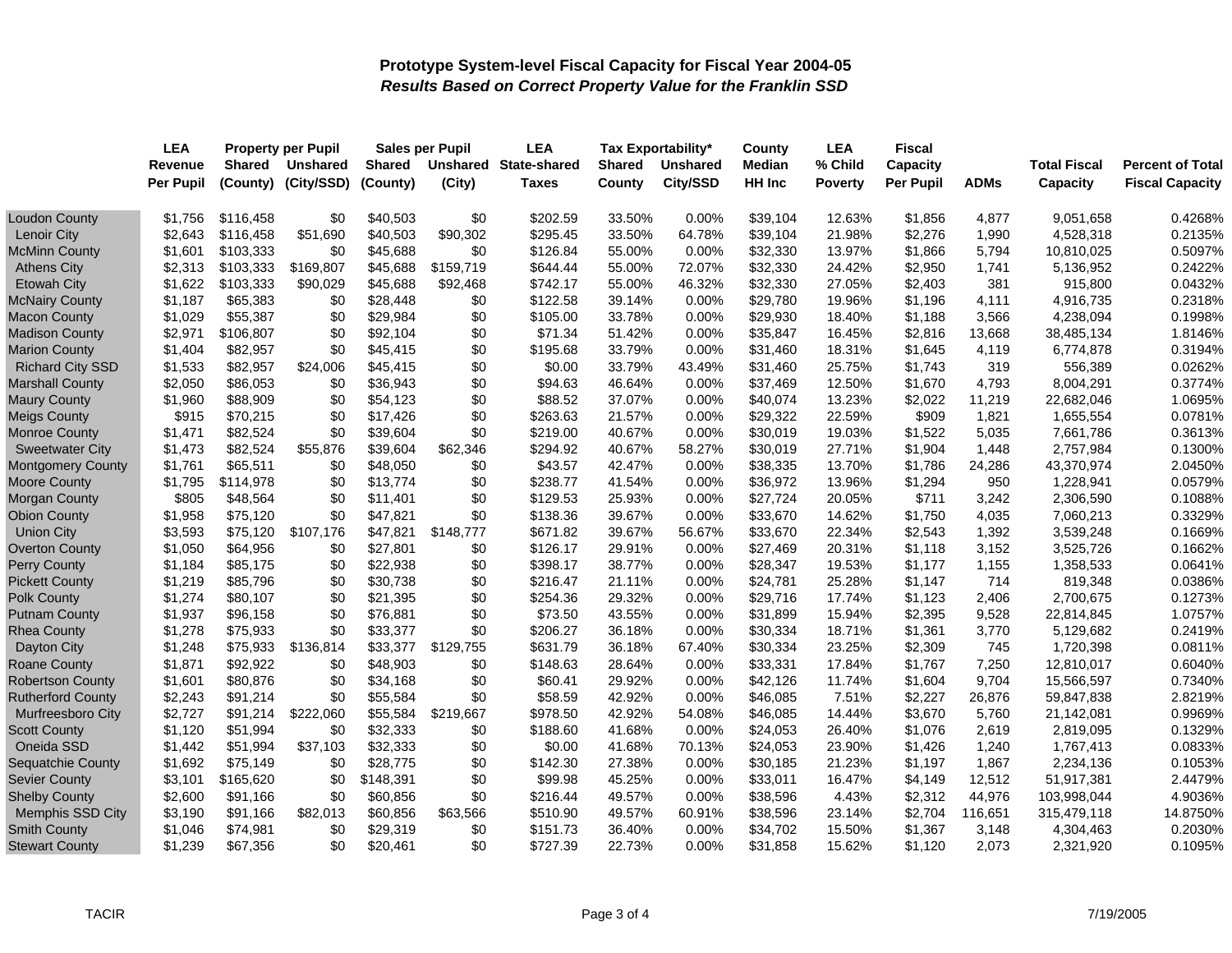# Prototype System-level Fiscal Capacity for Fiscal Year 2004-05

***Results Based on Correct Property Value for the Franklin SSD***

| | LEA | Property per Pupil | | Sales per Pupil | | LEA | Tax Exportability* | | County | LEA | Fiscal | | | |
|---|---|---|---|---|---|---|---|---|---|---|---|---|---|---|
| | Revenue Per Pupil | Shared (County) | Unshared (City/SSD) | Shared (County) | Unshared (City) | State-shared Taxes | Shared County | Unshared City/SSD | Median HH Inc | % Child Poverty | Capacity Per Pupil | ADMs | Total Fiscal Capacity | Percent of Total Fiscal Capacity |
| Loudon County | $1,756 | $116,458 | $0 | $40,503 | $0 | $202.59 | 33.50% | 0.00% | $39,104 | 12.63% | $1,856 | 4,877 | 9,051,658 | 0.4268% |
| Lenoir City | $2,643 | $116,458 | $51,690 | $40,503 | $90,302 | $295.45 | 33.50% | 64.78% | $39,104 | 21.98% | $2,276 | 1,990 | 4,528,318 | 0.2135% |
| McMinn County | $1,601 | $103,333 | $0 | $45,688 | $0 | $126.84 | 55.00% | 0.00% | $32,330 | 13.97% | $1,866 | 5,794 | 10,810,025 | 0.5097% |
| Athens City | $2,313 | $103,333 | $169,807 | $45,688 | $159,719 | $644.44 | 55.00% | 72.07% | $32,330 | 24.42% | $2,950 | 1,741 | 5,136,952 | 0.2422% |
| Etowah City | $1,622 | $103,333 | $90,029 | $45,688 | $92,468 | $742.17 | 55.00% | 46.32% | $32,330 | 27.05% | $2,403 | 381 | 915,800 | 0.0432% |
| McNairy County | $1,187 | $65,383 | $0 | $28,448 | $0 | $122.58 | 39.14% | 0.00% | $29,780 | 19.96% | $1,196 | 4,111 | 4,916,735 | 0.2318% |
| Macon County | $1,029 | $55,387 | $0 | $29,984 | $0 | $105.00 | 33.78% | 0.00% | $29,930 | 18.40% | $1,188 | 3,566 | 4,238,094 | 0.1998% |
| Madison County | $2,971 | $106,807 | $0 | $92,104 | $0 | $71.34 | 51.42% | 0.00% | $35,847 | 16.45% | $2,816 | 13,668 | 38,485,134 | 1.8146% |
| Marion County | $1,404 | $82,957 | $0 | $45,415 | $0 | $195.68 | 33.79% | 0.00% | $31,460 | 18.31% | $1,645 | 4,119 | 6,774,878 | 0.3194% |
| Richard City SSD | $1,533 | $82,957 | $24,006 | $45,415 | $0 | $0.00 | 33.79% | 43.49% | $31,460 | 25.75% | $1,743 | 319 | 556,389 | 0.0262% |
| Marshall County | $2,050 | $86,053 | $0 | $36,943 | $0 | $94.63 | 46.64% | 0.00% | $37,469 | 12.50% | $1,670 | 4,793 | 8,004,291 | 0.3774% |
| Maury County | $1,960 | $88,909 | $0 | $54,123 | $0 | $88.52 | 37.07% | 0.00% | $40,074 | 13.23% | $2,022 | 11,219 | 22,682,046 | 1.0695% |
| Meigs County | $915 | $70,215 | $0 | $17,426 | $0 | $263.63 | 21.57% | 0.00% | $29,322 | 22.59% | $909 | 1,821 | 1,655,554 | 0.0781% |
| Monroe County | $1,471 | $82,524 | $0 | $39,604 | $0 | $219.00 | 40.67% | 0.00% | $30,019 | 19.03% | $1,522 | 5,035 | 7,661,786 | 0.3613% |
| Sweetwater City | $1,473 | $82,524 | $55,876 | $39,604 | $62,346 | $294.92 | 40.67% | 58.27% | $30,019 | 27.71% | $1,904 | 1,448 | 2,757,984 | 0.1300% |
| Montgomery County | $1,761 | $65,511 | $0 | $48,050 | $0 | $43.57 | 42.47% | 0.00% | $38,335 | 13.70% | $1,786 | 24,286 | 43,370,974 | 2.0450% |
| Moore County | $1,795 | $114,978 | $0 | $13,774 | $0 | $238.77 | 41.54% | 0.00% | $36,972 | 13.96% | $1,294 | 950 | 1,228,941 | 0.0579% |
| Morgan County | $805 | $48,564 | $0 | $11,401 | $0 | $129.53 | 25.93% | 0.00% | $27,724 | 20.05% | $711 | 3,242 | 2,306,590 | 0.1088% |
| Obion County | $1,958 | $75,120 | $0 | $47,821 | $0 | $138.36 | 39.67% | 0.00% | $33,670 | 14.62% | $1,750 | 4,035 | 7,060,213 | 0.3329% |
| Union City | $3,593 | $75,120 | $107,176 | $47,821 | $148,777 | $671.82 | 39.67% | 56.67% | $33,670 | 22.34% | $2,543 | 1,392 | 3,539,248 | 0.1669% |
| Overton County | $1,050 | $64,956 | $0 | $27,801 | $0 | $126.17 | 29.91% | 0.00% | $27,469 | 20.31% | $1,118 | 3,152 | 3,525,726 | 0.1662% |
| Perry County | $1,184 | $85,175 | $0 | $22,938 | $0 | $398.17 | 38.77% | 0.00% | $28,347 | 19.53% | $1,177 | 1,155 | 1,358,533 | 0.0641% |
| Pickett County | $1,219 | $85,796 | $0 | $30,738 | $0 | $216.47 | 21.11% | 0.00% | $24,781 | 25.28% | $1,147 | 714 | 819,348 | 0.0386% |
| Polk County | $1,274 | $80,107 | $0 | $21,395 | $0 | $254.36 | 29.32% | 0.00% | $29,716 | 17.74% | $1,123 | 2,406 | 2,700,675 | 0.1273% |
| Putnam County | $1,937 | $96,158 | $0 | $76,881 | $0 | $73.50 | 43.55% | 0.00% | $31,899 | 15.94% | $2,395 | 9,528 | 22,814,845 | 1.0757% |
| Rhea County | $1,278 | $75,933 | $0 | $33,377 | $0 | $206.27 | 36.18% | 0.00% | $30,334 | 18.71% | $1,361 | 3,770 | 5,129,682 | 0.2419% |
| Dayton City | $1,248 | $75,933 | $136,814 | $33,377 | $129,755 | $631.79 | 36.18% | 67.40% | $30,334 | 23.25% | $2,309 | 745 | 1,720,398 | 0.0811% |
| Roane County | $1,871 | $92,922 | $0 | $48,903 | $0 | $148.63 | 28.64% | 0.00% | $33,331 | 17.84% | $1,767 | 7,250 | 12,810,017 | 0.6040% |
| Robertson County | $1,601 | $80,876 | $0 | $34,168 | $0 | $60.41 | 29.92% | 0.00% | $42,126 | 11.74% | $1,604 | 9,704 | 15,566,597 | 0.7340% |
| Rutherford County | $2,243 | $91,214 | $0 | $55,584 | $0 | $58.59 | 42.92% | 0.00% | $46,085 | 7.51% | $2,227 | 26,876 | 59,847,838 | 2.8219% |
| Murfreesboro City | $2,727 | $91,214 | $222,060 | $55,584 | $219,667 | $978.50 | 42.92% | 54.08% | $46,085 | 14.44% | $3,670 | 5,760 | 21,142,081 | 0.9969% |
| Scott County | $1,120 | $51,994 | $0 | $32,333 | $0 | $188.60 | 41.68% | 0.00% | $24,053 | 26.40% | $1,076 | 2,619 | 2,819,095 | 0.1329% |
| Oneida SSD | $1,442 | $51,994 | $37,103 | $32,333 | $0 | $0.00 | 41.68% | 70.13% | $24,053 | 23.90% | $1,426 | 1,240 | 1,767,413 | 0.0833% |
| Sequatchie County | $1,692 | $75,149 | $0 | $28,775 | $0 | $142.30 | 27.38% | 0.00% | $30,185 | 21.23% | $1,197 | 1,867 | 2,234,136 | 0.1053% |
| Sevier County | $3,101 | $165,620 | $0 | $148,391 | $0 | $99.98 | 45.25% | 0.00% | $33,011 | 16.47% | $4,149 | 12,512 | 51,917,381 | 2.4479% |
| Shelby County | $2,600 | $91,166 | $0 | $60,856 | $0 | $216.44 | 49.57% | 0.00% | $38,596 | 4.43% | $2,312 | 44,976 | 103,998,044 | 4.9036% |
| Memphis SSD City | $3,190 | $91,166 | $82,013 | $60,856 | $63,566 | $510.90 | 49.57% | 60.91% | $38,596 | 23.14% | $2,704 | 116,651 | 315,479,118 | 14.8750% |
| Smith County | $1,046 | $74,981 | $0 | $29,319 | $0 | $151.73 | 36.40% | 0.00% | $34,702 | 15.50% | $1,367 | 3,148 | 4,304,463 | 0.2030% |
| Stewart County | $1,239 | $67,356 | $0 | $20,461 | $0 | $727.39 | 22.73% | 0.00% | $31,858 | 15.62% | $1,120 | 2,073 | 2,321,920 | 0.1095% |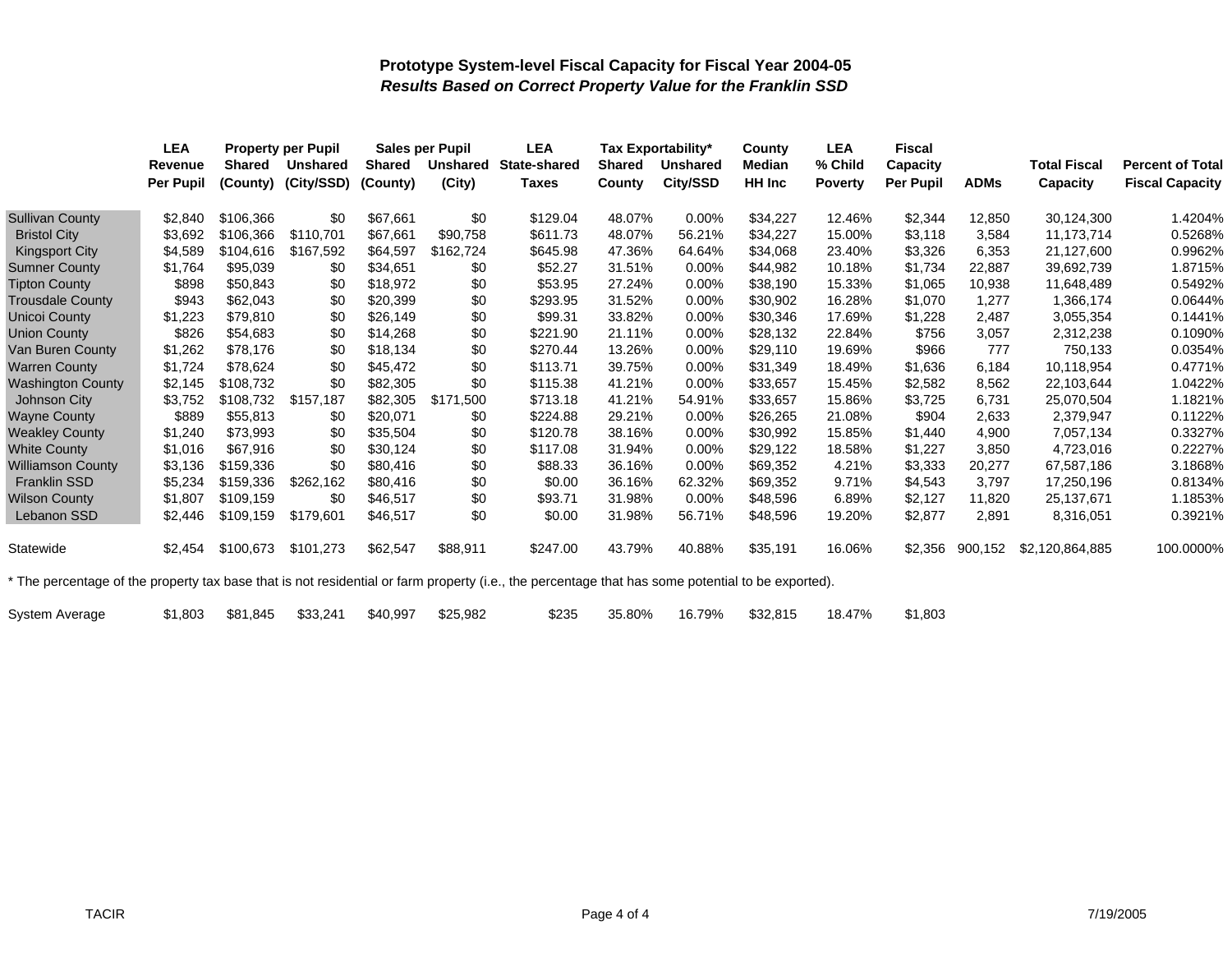## Prototype System-level Fiscal Capacity for Fiscal Year 2004-05

### *Results Based on Correct Property Value for the Franklin SSD*

| | LEA | Property per Pupil | | Sales per Pupil | | LEA | Tax Exportability* | | County | LEA | Fiscal | | | |
|---|---|---|---|---|---|---|---|---|---|---|---|---|---|---|
| | Revenue Per Pupil | Shared (County) | Unshared (City/SSD) | Shared (County) | Unshared (City) | State-shared Taxes | Shared County | Unshared City/SSD | Median HH Inc | % Child Poverty | Capacity Per Pupil | ADMs | Total Fiscal Capacity | Percent of Total Fiscal Capacity |
| Sullivan County | $2,840 | $106,366 | $0 | $67,661 | $0 | $129.04 | 48.07% | 0.00% | $34,227 | 12.46% | $2,344 | 12,850 | 30,124,300 | 1.4204% |
| Bristol City | $3,692 | $106,366 | $110,701 | $67,661 | $90,758 | $611.73 | 48.07% | 56.21% | $34,227 | 15.00% | $3,118 | 3,584 | 11,173,714 | 0.5268% |
| Kingsport City | $4,589 | $104,616 | $167,592 | $64,597 | $162,724 | $645.98 | 47.36% | 64.64% | $34,068 | 23.40% | $3,326 | 6,353 | 21,127,600 | 0.9962% |
| Sumner County | $1,764 | $95,039 | $0 | $34,651 | $0 | $52.27 | 31.51% | 0.00% | $44,982 | 10.18% | $1,734 | 22,887 | 39,692,739 | 1.8715% |
| Tipton County | $898 | $50,843 | $0 | $18,972 | $0 | $53.95 | 27.24% | 0.00% | $38,190 | 15.33% | $1,065 | 10,938 | 11,648,489 | 0.5492% |
| Trousdale County | $943 | $62,043 | $0 | $20,399 | $0 | $293.95 | 31.52% | 0.00% | $30,902 | 16.28% | $1,070 | 1,277 | 1,366,174 | 0.0644% |
| Unicoi County | $1,223 | $79,810 | $0 | $26,149 | $0 | $99.31 | 33.82% | 0.00% | $30,346 | 17.69% | $1,228 | 2,487 | 3,055,354 | 0.1441% |
| Union County | $826 | $54,683 | $0 | $14,268 | $0 | $221.90 | 21.11% | 0.00% | $28,132 | 22.84% | $756 | 3,057 | 2,312,238 | 0.1090% |
| Van Buren County | $1,262 | $78,176 | $0 | $18,134 | $0 | $270.44 | 13.26% | 0.00% | $29,110 | 19.69% | $966 | 777 | 750,133 | 0.0354% |
| Warren County | $1,724 | $78,624 | $0 | $45,472 | $0 | $113.71 | 39.75% | 0.00% | $31,349 | 18.49% | $1,636 | 6,184 | 10,118,954 | 0.4771% |
| Washington County | $2,145 | $108,732 | $0 | $82,305 | $0 | $115.38 | 41.21% | 0.00% | $33,657 | 15.45% | $2,582 | 8,562 | 22,103,644 | 1.0422% |
| Johnson City | $3,752 | $108,732 | $157,187 | $82,305 | $171,500 | $713.18 | 41.21% | 54.91% | $33,657 | 15.86% | $3,725 | 6,731 | 25,070,504 | 1.1821% |
| Wayne County | $889 | $55,813 | $0 | $20,071 | $0 | $224.88 | 29.21% | 0.00% | $26,265 | 21.08% | $904 | 2,633 | 2,379,947 | 0.1122% |
| Weakley County | $1,240 | $73,993 | $0 | $35,504 | $0 | $120.78 | 38.16% | 0.00% | $30,992 | 15.85% | $1,440 | 4,900 | 7,057,134 | 0.3327% |
| White County | $1,016 | $67,916 | $0 | $30,124 | $0 | $117.08 | 31.94% | 0.00% | $29,122 | 18.58% | $1,227 | 3,850 | 4,723,016 | 0.2227% |
| Williamson County | $3,136 | $159,336 | $0 | $80,416 | $0 | $88.33 | 36.16% | 0.00% | $69,352 | 4.21% | $3,333 | 20,277 | 67,587,186 | 3.1868% |
| Franklin SSD | $5,234 | $159,336 | $262,162 | $80,416 | $0 | $0.00 | 36.16% | 62.32% | $69,352 | 9.71% | $4,543 | 3,797 | 17,250,196 | 0.8134% |
| Wilson County | $1,807 | $109,159 | $0 | $46,517 | $0 | $93.71 | 31.98% | 0.00% | $48,596 | 6.89% | $2,127 | 11,820 | 25,137,671 | 1.1853% |
| Lebanon SSD | $2,446 | $109,159 | $179,601 | $46,517 | $0 | $0.00 | 31.98% | 56.71% | $48,596 | 19.20% | $2,877 | 2,891 | 8,316,051 | 0.3921% |
| Statewide | $2,454 | $100,673 | $101,273 | $62,547 | $88,911 | $247.00 | 43.79% | 40.88% | $35,191 | 16.06% | $2,356 | 900,152 | $2,120,864,885 | 100.0000% |

* The percentage of the property tax base that is not residential or farm property (i.e., the percentage that has some potential to be exported).

| | | | | | | | | | | | |
|---|---|---|---|---|---|---|---|---|---|---|---|
| System Average | $1,803 | $81,845 | $33,241 | $40,997 | $25,982 | $235 | 35.80% | 16.79% | $32,815 | 18.47% | $1,803 |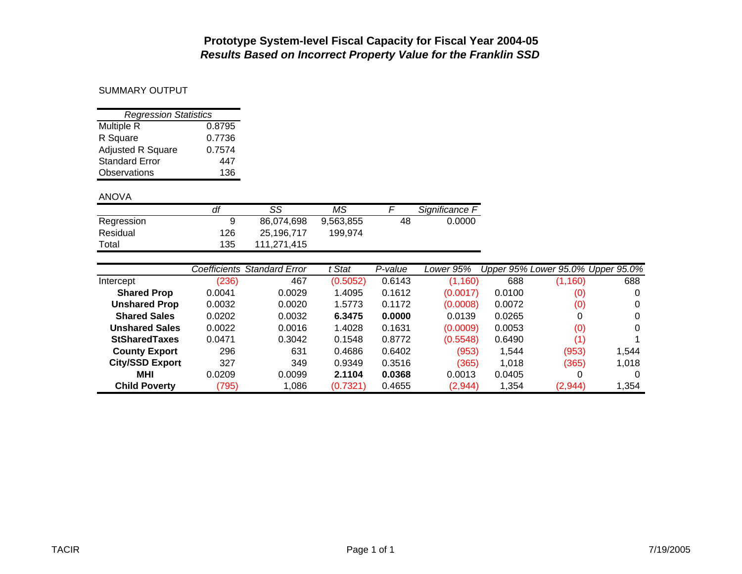# Prototype System-level Fiscal Capacity for Fiscal Year 2004-05
## *Results Based on Incorrect Property Value for the Franklin SSD*

SUMMARY OUTPUT

| *Regression Statistics* | |
|---|---|
| Multiple R | 0.8795 |
| R Square | 0.7736 |
| Adjusted R Square | 0.7574 |
| Standard Error | 447 |
| Observations | 136 |

ANOVA

| | *df* | *SS* | *MS* | *F* | *Significance F* |
|---|---|---|---|---|---|
| Regression | 9 | 86,074,698 | 9,563,855 | 48 | 0.0000 |
| Residual | 126 | 25,196,717 | 199,974 | | |
| Total | 135 | 111,271,415 | | | |

| | *Coefficients* | *Standard Error* | *t Stat* | *P-value* | *Lower 95%* | *Upper 95%* | *Lower 95.0%* | *Upper 95.0%* |
|---|---|---|---|---|---|---|---|---|
| Intercept | (236) | 467 | (0.5052) | 0.6143 | (1,160) | 688 | (1,160) | 688 |
| **Shared Prop** | 0.0041 | 0.0029 | 1.4095 | 0.1612 | (0.0017) | 0.0100 | (0) | 0 |
| **Unshared Prop** | 0.0032 | 0.0020 | 1.5773 | 0.1172 | (0.0008) | 0.0072 | (0) | 0 |
| **Shared Sales** | 0.0202 | 0.0032 | **6.3475** | **0.0000** | 0.0139 | 0.0265 | 0 | 0 |
| **Unshared Sales** | 0.0022 | 0.0016 | 1.4028 | 0.1631 | (0.0009) | 0.0053 | (0) | 0 |
| **StSharedTaxes** | 0.0471 | 0.3042 | 0.1548 | 0.8772 | (0.5548) | 0.6490 | (1) | 1 |
| **County Export** | 296 | 631 | 0.4686 | 0.6402 | (953) | 1,544 | (953) | 1,544 |
| **City/SSD Export** | 327 | 349 | 0.9349 | 0.3516 | (365) | 1,018 | (365) | 1,018 |
| **MHI** | 0.0209 | 0.0099 | **2.1104** | **0.0368** | 0.0013 | 0.0405 | 0 | 0 |
| **Child Poverty** | (795) | 1,086 | (0.7321) | 0.4655 | (2,944) | 1,354 | (2,944) | 1,354 |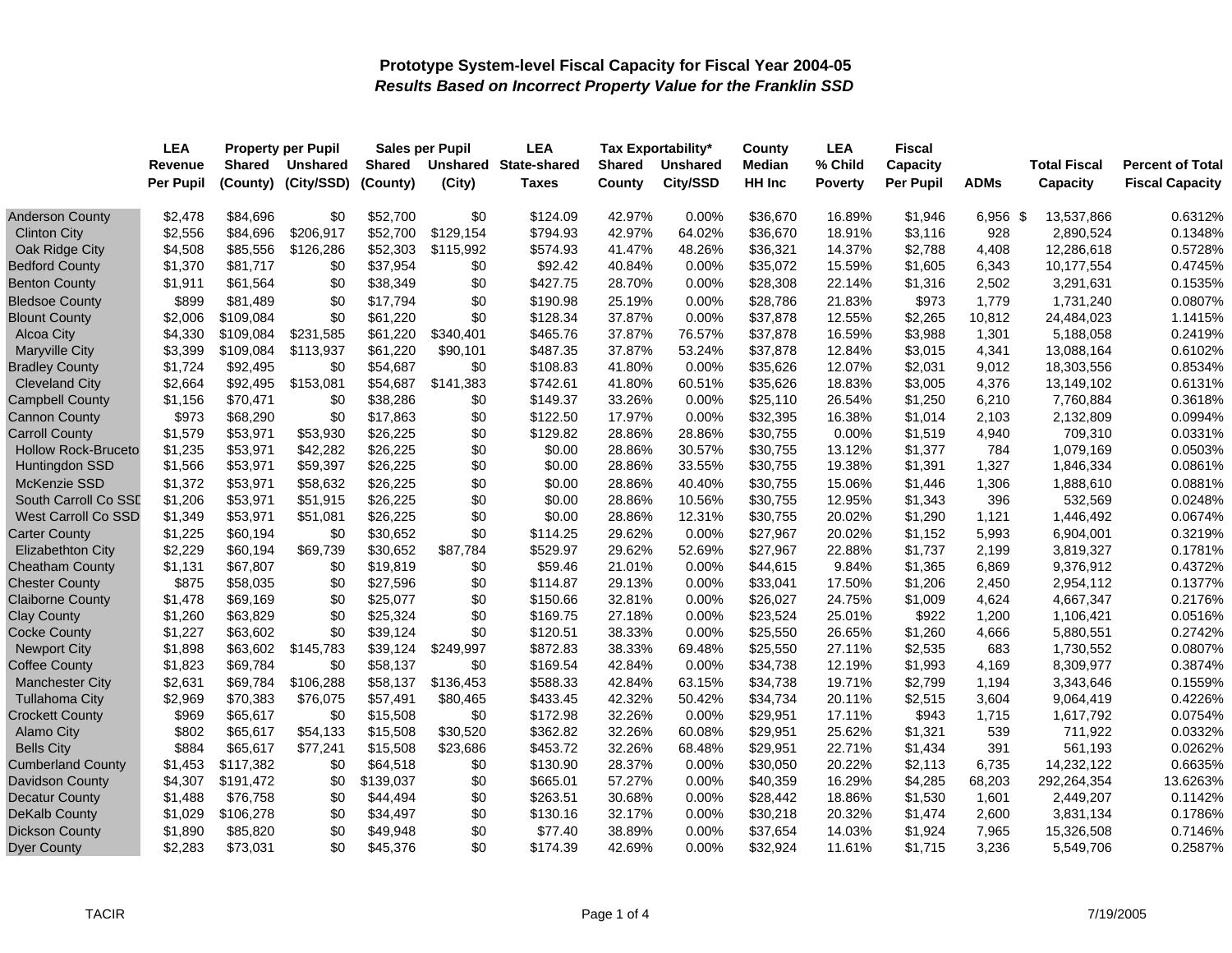# Prototype System-level Fiscal Capacity for Fiscal Year 2004-05

***Results Based on Incorrect Property Value for the Franklin SSD***

| | LEA Revenue Per Pupil | Property per Pupil Shared (County) | Property per Pupil Unshared (City/SSD) | Sales per Pupil Shared (County) | Sales per Pupil Unshared (City) | LEA State-shared Taxes | Tax Exportability* Shared County | Tax Exportability* Unshared City/SSD | County Median HH Inc | LEA % Child Poverty | Fiscal Capacity Per Pupil | ADMs | Total Fiscal Capacity | Percent of Total Fiscal Capacity |
|---|---|---|---|---|---|---|---|---|---|---|---|---|---|---|
| Anderson County | $2,478 | $84,696 | $0 | $52,700 | $0 | $124.09 | 42.97% | 0.00% | $36,670 | 16.89% | $1,946 | 6,956 | $ 13,537,866 | 0.6312% |
| Clinton City | $2,556 | $84,696 | $206,917 | $52,700 | $129,154 | $794.93 | 42.97% | 64.02% | $36,670 | 18.91% | $3,116 | 928 | 2,890,524 | 0.1348% |
| Oak Ridge City | $4,508 | $85,556 | $126,286 | $52,303 | $115,992 | $574.93 | 41.47% | 48.26% | $36,321 | 14.37% | $2,788 | 4,408 | 12,286,618 | 0.5728% |
| Bedford County | $1,370 | $81,717 | $0 | $37,954 | $0 | $92.42 | 40.84% | 0.00% | $35,072 | 15.59% | $1,605 | 6,343 | 10,177,554 | 0.4745% |
| Benton County | $1,911 | $61,564 | $0 | $38,349 | $0 | $427.75 | 28.70% | 0.00% | $28,308 | 22.14% | $1,316 | 2,502 | 3,291,631 | 0.1535% |
| Bledsoe County | $899 | $81,489 | $0 | $17,794 | $0 | $190.98 | 25.19% | 0.00% | $28,786 | 21.83% | $973 | 1,779 | 1,731,240 | 0.0807% |
| Blount County | $2,006 | $109,084 | $0 | $61,220 | $0 | $128.34 | 37.87% | 0.00% | $37,878 | 12.55% | $2,265 | 10,812 | 24,484,023 | 1.1415% |
| Alcoa City | $4,330 | $109,084 | $231,585 | $61,220 | $340,401 | $465.76 | 37.87% | 76.57% | $37,878 | 16.59% | $3,988 | 1,301 | 5,188,058 | 0.2419% |
| Maryville City | $3,399 | $109,084 | $113,937 | $61,220 | $90,101 | $487.35 | 37.87% | 53.24% | $37,878 | 12.84% | $3,015 | 4,341 | 13,088,164 | 0.6102% |
| Bradley County | $1,724 | $92,495 | $0 | $54,687 | $0 | $108.83 | 41.80% | 0.00% | $35,626 | 12.07% | $2,031 | 9,012 | 18,303,556 | 0.8534% |
| Cleveland City | $2,664 | $92,495 | $153,081 | $54,687 | $141,383 | $742.61 | 41.80% | 60.51% | $35,626 | 18.83% | $3,005 | 4,376 | 13,149,102 | 0.6131% |
| Campbell County | $1,156 | $70,471 | $0 | $38,286 | $0 | $149.37 | 33.26% | 0.00% | $25,110 | 26.54% | $1,250 | 6,210 | 7,760,884 | 0.3618% |
| Cannon County | $973 | $68,290 | $0 | $17,863 | $0 | $122.50 | 17.97% | 0.00% | $32,395 | 16.38% | $1,014 | 2,103 | 2,132,809 | 0.0994% |
| Carroll County | $1,579 | $53,971 | $53,930 | $26,225 | $0 | $129.82 | 28.86% | 28.86% | $30,755 | 0.00% | $1,519 | 4,940 | 709,310 | 0.0331% |
| Hollow Rock-Bruceto | $1,235 | $53,971 | $42,282 | $26,225 | $0 | $0.00 | 28.86% | 30.57% | $30,755 | 13.12% | $1,377 | 784 | 1,079,169 | 0.0503% |
| Huntingdon SSD | $1,566 | $53,971 | $59,397 | $26,225 | $0 | $0.00 | 28.86% | 33.55% | $30,755 | 19.38% | $1,391 | 1,327 | 1,846,334 | 0.0861% |
| McKenzie SSD | $1,372 | $53,971 | $58,632 | $26,225 | $0 | $0.00 | 28.86% | 40.40% | $30,755 | 15.06% | $1,446 | 1,306 | 1,888,610 | 0.0881% |
| South Carroll Co SSD | $1,206 | $53,971 | $51,915 | $26,225 | $0 | $0.00 | 28.86% | 10.56% | $30,755 | 12.95% | $1,343 | 396 | 532,569 | 0.0248% |
| West Carroll Co SSD | $1,349 | $53,971 | $51,081 | $26,225 | $0 | $0.00 | 28.86% | 12.31% | $30,755 | 20.02% | $1,290 | 1,121 | 1,446,492 | 0.0674% |
| Carter County | $1,225 | $60,194 | $0 | $30,652 | $0 | $114.25 | 29.62% | 0.00% | $27,967 | 20.02% | $1,152 | 5,993 | 6,904,001 | 0.3219% |
| Elizabethton City | $2,229 | $60,194 | $69,739 | $30,652 | $87,784 | $529.97 | 29.62% | 52.69% | $27,967 | 22.88% | $1,737 | 2,199 | 3,819,327 | 0.1781% |
| Cheatham County | $1,131 | $67,807 | $0 | $19,819 | $0 | $59.46 | 21.01% | 0.00% | $44,615 | 9.84% | $1,365 | 6,869 | 9,376,912 | 0.4372% |
| Chester County | $875 | $58,035 | $0 | $27,596 | $0 | $114.87 | 29.13% | 0.00% | $33,041 | 17.50% | $1,206 | 2,450 | 2,954,112 | 0.1377% |
| Claiborne County | $1,478 | $69,169 | $0 | $25,077 | $0 | $150.66 | 32.81% | 0.00% | $26,027 | 24.75% | $1,009 | 4,624 | 4,667,347 | 0.2176% |
| Clay County | $1,260 | $63,829 | $0 | $25,324 | $0 | $169.75 | 27.18% | 0.00% | $23,524 | 25.01% | $922 | 1,200 | 1,106,421 | 0.0516% |
| Cocke County | $1,227 | $63,602 | $0 | $39,124 | $0 | $120.51 | 38.33% | 0.00% | $25,550 | 26.65% | $1,260 | 4,666 | 5,880,551 | 0.2742% |
| Newport City | $1,898 | $63,602 | $145,783 | $39,124 | $249,997 | $872.83 | 38.33% | 69.48% | $25,550 | 27.11% | $2,535 | 683 | 1,730,552 | 0.0807% |
| Coffee County | $1,823 | $69,784 | $0 | $58,137 | $0 | $169.54 | 42.84% | 0.00% | $34,738 | 12.19% | $1,993 | 4,169 | 8,309,977 | 0.3874% |
| Manchester City | $2,631 | $69,784 | $106,288 | $58,137 | $136,453 | $588.33 | 42.84% | 63.15% | $34,738 | 19.71% | $2,799 | 1,194 | 3,343,646 | 0.1559% |
| Tullahoma City | $2,969 | $70,383 | $76,075 | $57,491 | $80,465 | $433.45 | 42.32% | 50.42% | $34,734 | 20.11% | $2,515 | 3,604 | 9,064,419 | 0.4226% |
| Crockett County | $969 | $65,617 | $0 | $15,508 | $0 | $172.98 | 32.26% | 0.00% | $29,951 | 17.11% | $943 | 1,715 | 1,617,792 | 0.0754% |
| Alamo City | $802 | $65,617 | $54,133 | $15,508 | $30,520 | $362.82 | 32.26% | 60.08% | $29,951 | 25.62% | $1,321 | 539 | 711,922 | 0.0332% |
| Bells City | $884 | $65,617 | $77,241 | $15,508 | $23,686 | $453.72 | 32.26% | 68.48% | $29,951 | 22.71% | $1,434 | 391 | 561,193 | 0.0262% |
| Cumberland County | $1,453 | $117,382 | $0 | $64,518 | $0 | $130.90 | 28.37% | 0.00% | $30,050 | 20.22% | $2,113 | 6,735 | 14,232,122 | 0.6635% |
| Davidson County | $4,307 | $191,472 | $0 | $139,037 | $0 | $665.01 | 57.27% | 0.00% | $40,359 | 16.29% | $4,285 | 68,203 | 292,264,354 | 13.6263% |
| Decatur County | $1,488 | $76,758 | $0 | $44,494 | $0 | $263.51 | 30.68% | 0.00% | $28,442 | 18.86% | $1,530 | 1,601 | 2,449,207 | 0.1142% |
| DeKalb County | $1,029 | $106,278 | $0 | $34,497 | $0 | $130.16 | 32.17% | 0.00% | $30,218 | 20.32% | $1,474 | 2,600 | 3,831,134 | 0.1786% |
| Dickson County | $1,890 | $85,820 | $0 | $49,948 | $0 | $77.40 | 38.89% | 0.00% | $37,654 | 14.03% | $1,924 | 7,965 | 15,326,508 | 0.7146% |
| Dyer County | $2,283 | $73,031 | $0 | $45,376 | $0 | $174.39 | 42.69% | 0.00% | $32,924 | 11.61% | $1,715 | 3,236 | 5,549,706 | 0.2587% |

TACIR 7/19/2005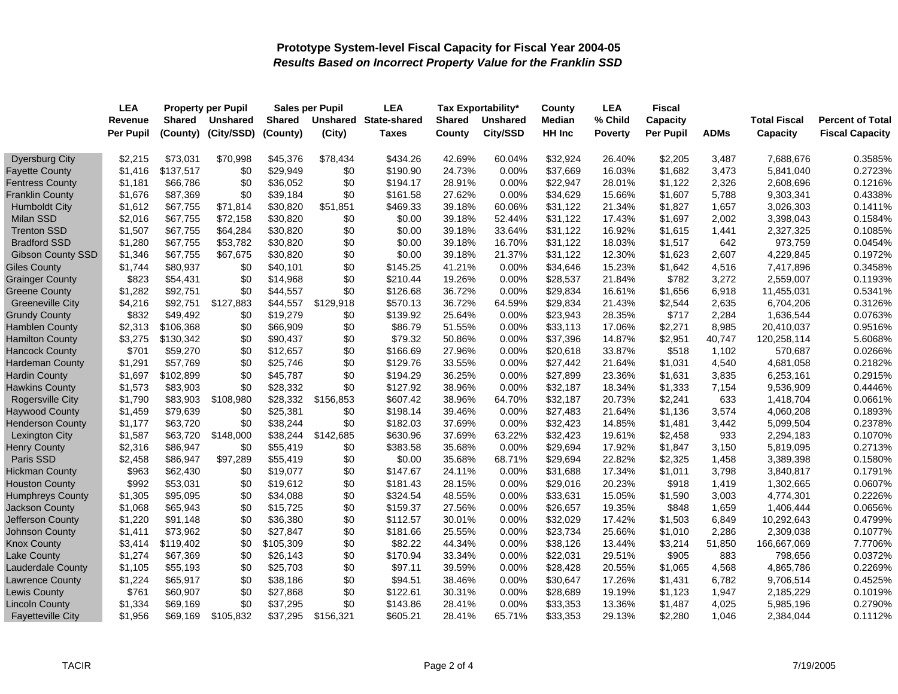## Prototype System-level Fiscal Capacity for Fiscal Year 2004-05

### *Results Based on Incorrect Property Value for the Franklin SSD*

| | LEA Revenue Per Pupil | Property per Pupil Shared (County) | Property per Pupil Unshared (City/SSD) | Sales per Pupil Shared (County) | Sales per Pupil Unshared (City) | LEA State-shared Taxes | Tax Exportability* Shared County | Tax Exportability* Unshared City/SSD | County Median HH Inc | LEA % Child Poverty | Fiscal Capacity Per Pupil | ADMs | Total Fiscal Capacity | Percent of Total Fiscal Capacity |
|---|---|---|---|---|---|---|---|---|---|---|---|---|---|---|
| Dyersburg City | $2,215 | $73,031 | $70,998 | $45,376 | $78,434 | $434.26 | 42.69% | 60.04% | $32,924 | 26.40% | $2,205 | 3,487 | 7,688,676 | 0.3585% |
| Fayette County | $1,416 | $137,517 | $0 | $29,949 | $0 | $190.90 | 24.73% | 0.00% | $37,669 | 16.03% | $1,682 | 3,473 | 5,841,040 | 0.2723% |
| Fentress County | $1,181 | $66,786 | $0 | $36,052 | $0 | $194.17 | 28.91% | 0.00% | $22,947 | 28.01% | $1,122 | 2,326 | 2,608,696 | 0.1216% |
| Franklin County | $1,676 | $87,369 | $0 | $39,184 | $0 | $161.58 | 27.62% | 0.00% | $34,629 | 15.66% | $1,607 | 5,788 | 9,303,341 | 0.4338% |
| Humboldt City | $1,612 | $67,755 | $71,814 | $30,820 | $51,851 | $469.33 | 39.18% | 60.06% | $31,122 | 21.34% | $1,827 | 1,657 | 3,026,303 | 0.1411% |
| Milan SSD | $2,016 | $67,755 | $72,158 | $30,820 | $0 | $0.00 | 39.18% | 52.44% | $31,122 | 17.43% | $1,697 | 2,002 | 3,398,043 | 0.1584% |
| Trenton SSD | $1,507 | $67,755 | $64,284 | $30,820 | $0 | $0.00 | 39.18% | 33.64% | $31,122 | 16.92% | $1,615 | 1,441 | 2,327,325 | 0.1085% |
| Bradford SSD | $1,280 | $67,755 | $53,782 | $30,820 | $0 | $0.00 | 39.18% | 16.70% | $31,122 | 18.03% | $1,517 | 642 | 973,759 | 0.0454% |
| Gibson County SSD | $1,346 | $67,755 | $67,675 | $30,820 | $0 | $0.00 | 39.18% | 21.37% | $31,122 | 12.30% | $1,623 | 2,607 | 4,229,845 | 0.1972% |
| Giles County | $1,744 | $80,937 | $0 | $40,101 | $0 | $145.25 | 41.21% | 0.00% | $34,646 | 15.23% | $1,642 | 4,516 | 7,417,896 | 0.3458% |
| Grainger County | $823 | $54,431 | $0 | $14,968 | $0 | $210.44 | 19.26% | 0.00% | $28,537 | 21.84% | $782 | 3,272 | 2,559,007 | 0.1193% |
| Greene County | $1,282 | $92,751 | $0 | $44,557 | $0 | $126.68 | 36.72% | 0.00% | $29,834 | 16.61% | $1,656 | 6,918 | 11,455,031 | 0.5341% |
| Greeneville City | $4,216 | $92,751 | $127,883 | $44,557 | $129,918 | $570.13 | 36.72% | 64.59% | $29,834 | 21.43% | $2,544 | 2,635 | 6,704,206 | 0.3126% |
| Grundy County | $832 | $49,492 | $0 | $19,279 | $0 | $139.92 | 25.64% | 0.00% | $23,943 | 28.35% | $717 | 2,284 | 1,636,544 | 0.0763% |
| Hamblen County | $2,313 | $106,368 | $0 | $66,909 | $0 | $86.79 | 51.55% | 0.00% | $33,113 | 17.06% | $2,271 | 8,985 | 20,410,037 | 0.9516% |
| Hamilton County | $3,275 | $130,342 | $0 | $90,437 | $0 | $79.32 | 50.86% | 0.00% | $37,396 | 14.87% | $2,951 | 40,747 | 120,258,114 | 5.6068% |
| Hancock County | $701 | $59,270 | $0 | $12,657 | $0 | $166.69 | 27.96% | 0.00% | $20,618 | 33.87% | $518 | 1,102 | 570,687 | 0.0266% |
| Hardeman County | $1,291 | $57,769 | $0 | $25,746 | $0 | $129.76 | 33.55% | 0.00% | $27,442 | 21.64% | $1,031 | 4,540 | 4,681,058 | 0.2182% |
| Hardin County | $1,697 | $102,899 | $0 | $45,787 | $0 | $194.29 | 36.25% | 0.00% | $27,899 | 23.36% | $1,631 | 3,835 | 6,253,161 | 0.2915% |
| Hawkins County | $1,573 | $83,903 | $0 | $28,332 | $0 | $127.92 | 38.96% | 0.00% | $32,187 | 18.34% | $1,333 | 7,154 | 9,536,909 | 0.4446% |
| Rogersville City | $1,790 | $83,903 | $108,980 | $28,332 | $156,853 | $607.42 | 38.96% | 64.70% | $32,187 | 20.73% | $2,241 | 633 | 1,418,704 | 0.0661% |
| Haywood County | $1,459 | $79,639 | $0 | $25,381 | $0 | $198.14 | 39.46% | 0.00% | $27,483 | 21.64% | $1,136 | 3,574 | 4,060,208 | 0.1893% |
| Henderson County | $1,177 | $63,720 | $0 | $38,244 | $0 | $182.03 | 37.69% | 0.00% | $32,423 | 14.85% | $1,481 | 3,442 | 5,099,504 | 0.2378% |
| Lexington City | $1,587 | $63,720 | $148,000 | $38,244 | $142,685 | $630.96 | 37.69% | 63.22% | $32,423 | 19.61% | $2,458 | 933 | 2,294,183 | 0.1070% |
| Henry County | $2,316 | $86,947 | $0 | $55,419 | $0 | $383.58 | 35.68% | 0.00% | $29,694 | 17.92% | $1,847 | 3,150 | 5,819,095 | 0.2713% |
| Paris SSD | $2,458 | $86,947 | $97,289 | $55,419 | $0 | $0.00 | 35.68% | 68.71% | $29,694 | 22.82% | $2,325 | 1,458 | 3,389,398 | 0.1580% |
| Hickman County | $963 | $62,430 | $0 | $19,077 | $0 | $147.67 | 24.11% | 0.00% | $31,688 | 17.34% | $1,011 | 3,798 | 3,840,817 | 0.1791% |
| Houston County | $992 | $53,031 | $0 | $19,612 | $0 | $181.43 | 28.15% | 0.00% | $29,016 | 20.23% | $918 | 1,419 | 1,302,665 | 0.0607% |
| Humphreys County | $1,305 | $95,095 | $0 | $34,088 | $0 | $324.54 | 48.55% | 0.00% | $33,631 | 15.05% | $1,590 | 3,003 | 4,774,301 | 0.2226% |
| Jackson County | $1,068 | $65,943 | $0 | $15,725 | $0 | $159.37 | 27.56% | 0.00% | $26,657 | 19.35% | $848 | 1,659 | 1,406,444 | 0.0656% |
| Jefferson County | $1,220 | $91,148 | $0 | $36,380 | $0 | $112.57 | 30.01% | 0.00% | $32,029 | 17.42% | $1,503 | 6,849 | 10,292,643 | 0.4799% |
| Johnson County | $1,411 | $73,962 | $0 | $27,847 | $0 | $181.66 | 25.55% | 0.00% | $23,734 | 25.66% | $1,010 | 2,286 | 2,309,038 | 0.1077% |
| Knox County | $3,414 | $119,402 | $0 | $105,309 | $0 | $82.22 | 44.34% | 0.00% | $38,126 | 13.44% | $3,214 | 51,850 | 166,667,069 | 7.7706% |
| Lake County | $1,274 | $67,369 | $0 | $26,143 | $0 | $170.94 | 33.34% | 0.00% | $22,031 | 29.51% | $905 | 883 | 798,656 | 0.0372% |
| Lauderdale County | $1,105 | $55,193 | $0 | $25,703 | $0 | $97.11 | 39.59% | 0.00% | $28,428 | 20.55% | $1,065 | 4,568 | 4,865,786 | 0.2269% |
| Lawrence County | $1,224 | $65,917 | $0 | $38,186 | $0 | $94.51 | 38.46% | 0.00% | $30,647 | 17.26% | $1,431 | 6,782 | 9,706,514 | 0.4525% |
| Lewis County | $761 | $60,907 | $0 | $27,868 | $0 | $122.61 | 30.31% | 0.00% | $28,689 | 19.19% | $1,123 | 1,947 | 2,185,229 | 0.1019% |
| Lincoln County | $1,334 | $69,169 | $0 | $37,295 | $0 | $143.86 | 28.41% | 0.00% | $33,353 | 13.36% | $1,487 | 4,025 | 5,985,196 | 0.2790% |
| Fayetteville City | $1,956 | $69,169 | $105,832 | $37,295 | $156,321 | $605.21 | 28.41% | 65.71% | $33,353 | 29.13% | $2,280 | 1,046 | 2,384,044 | 0.1112% |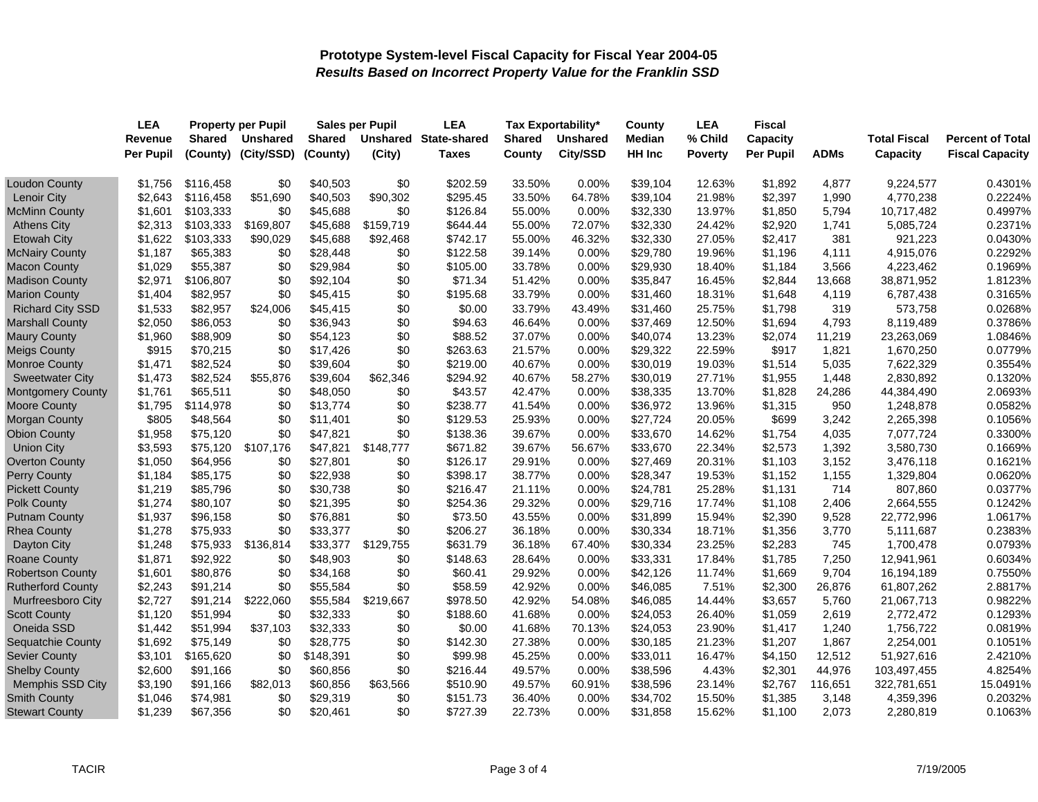# Prototype System-level Fiscal Capacity for Fiscal Year 2004-05

## *Results Based on Incorrect Property Value for the Franklin SSD*

| | LEA Revenue Per Pupil | Property per Pupil Shared (County) | Property per Pupil Unshared (City/SSD) | Sales per Pupil Shared (County) | Sales per Pupil Unshared (City) | LEA State-shared Taxes | Tax Exportability* Shared County | Tax Exportability* Unshared City/SSD | County Median HH Inc | LEA % Child Poverty | Fiscal Capacity Per Pupil | ADMs | Total Fiscal Capacity | Percent of Total Fiscal Capacity |
|---|---|---|---|---|---|---|---|---|---|---|---|---|---|---|
| Loudon County | $1,756 | $116,458 | $0 | $40,503 | $0 | $202.59 | 33.50% | 0.00% | $39,104 | 12.63% | $1,892 | 4,877 | 9,224,577 | 0.4301% |
| Lenoir City | $2,643 | $116,458 | $51,690 | $40,503 | $90,302 | $295.45 | 33.50% | 64.78% | $39,104 | 21.98% | $2,397 | 1,990 | 4,770,238 | 0.2224% |
| McMinn County | $1,601 | $103,333 | $0 | $45,688 | $0 | $126.84 | 55.00% | 0.00% | $32,330 | 13.97% | $1,850 | 5,794 | 10,717,482 | 0.4997% |
| Athens City | $2,313 | $103,333 | $169,807 | $45,688 | $159,719 | $644.44 | 55.00% | 72.07% | $32,330 | 24.42% | $2,920 | 1,741 | 5,085,724 | 0.2371% |
| Etowah City | $1,622 | $103,333 | $90,029 | $45,688 | $92,468 | $742.17 | 55.00% | 46.32% | $32,330 | 27.05% | $2,417 | 381 | 921,223 | 0.0430% |
| McNairy County | $1,187 | $65,383 | $0 | $28,448 | $0 | $122.58 | 39.14% | 0.00% | $29,780 | 19.96% | $1,196 | 4,111 | 4,915,076 | 0.2292% |
| Macon County | $1,029 | $55,387 | $0 | $29,984 | $0 | $105.00 | 33.78% | 0.00% | $29,930 | 18.40% | $1,184 | 3,566 | 4,223,462 | 0.1969% |
| Madison County | $2,971 | $106,807 | $0 | $92,104 | $0 | $71.34 | 51.42% | 0.00% | $35,847 | 16.45% | $2,844 | 13,668 | 38,871,952 | 1.8123% |
| Marion County | $1,404 | $82,957 | $0 | $45,415 | $0 | $195.68 | 33.79% | 0.00% | $31,460 | 18.31% | $1,648 | 4,119 | 6,787,438 | 0.3165% |
| Richard City SSD | $1,533 | $82,957 | $24,006 | $45,415 | $0 | $0.00 | 33.79% | 43.49% | $31,460 | 25.75% | $1,798 | 319 | 573,758 | 0.0268% |
| Marshall County | $2,050 | $86,053 | $0 | $36,943 | $0 | $94.63 | 46.64% | 0.00% | $37,469 | 12.50% | $1,694 | 4,793 | 8,119,489 | 0.3786% |
| Maury County | $1,960 | $88,909 | $0 | $54,123 | $0 | $88.52 | 37.07% | 0.00% | $40,074 | 13.23% | $2,074 | 11,219 | 23,263,069 | 1.0846% |
| Meigs County | $915 | $70,215 | $0 | $17,426 | $0 | $263.63 | 21.57% | 0.00% | $29,322 | 22.59% | $917 | 1,821 | 1,670,250 | 0.0779% |
| Monroe County | $1,471 | $82,524 | $0 | $39,604 | $0 | $219.00 | 40.67% | 0.00% | $30,019 | 19.03% | $1,514 | 5,035 | 7,622,329 | 0.3554% |
| Sweetwater City | $1,473 | $82,524 | $55,876 | $39,604 | $62,346 | $294.92 | 40.67% | 58.27% | $30,019 | 27.71% | $1,955 | 1,448 | 2,830,892 | 0.1320% |
| Montgomery County | $1,761 | $65,511 | $0 | $48,050 | $0 | $43.57 | 42.47% | 0.00% | $38,335 | 13.70% | $1,828 | 24,286 | 44,384,490 | 2.0693% |
| Moore County | $1,795 | $114,978 | $0 | $13,774 | $0 | $238.77 | 41.54% | 0.00% | $36,972 | 13.96% | $1,315 | 950 | 1,248,878 | 0.0582% |
| Morgan County | $805 | $48,564 | $0 | $11,401 | $0 | $129.53 | 25.93% | 0.00% | $27,724 | 20.05% | $699 | 3,242 | 2,265,398 | 0.1056% |
| Obion County | $1,958 | $75,120 | $0 | $47,821 | $0 | $138.36 | 39.67% | 0.00% | $33,670 | 14.62% | $1,754 | 4,035 | 7,077,724 | 0.3300% |
| Union City | $3,593 | $75,120 | $107,176 | $47,821 | $148,777 | $671.82 | 39.67% | 56.67% | $33,670 | 22.34% | $2,573 | 1,392 | 3,580,730 | 0.1669% |
| Overton County | $1,050 | $64,956 | $0 | $27,801 | $0 | $126.17 | 29.91% | 0.00% | $27,469 | 20.31% | $1,103 | 3,152 | 3,476,118 | 0.1621% |
| Perry County | $1,184 | $85,175 | $0 | $22,938 | $0 | $398.17 | 38.77% | 0.00% | $28,347 | 19.53% | $1,152 | 1,155 | 1,329,804 | 0.0620% |
| Pickett County | $1,219 | $85,796 | $0 | $30,738 | $0 | $216.47 | 21.11% | 0.00% | $24,781 | 25.28% | $1,131 | 714 | 807,860 | 0.0377% |
| Polk County | $1,274 | $80,107 | $0 | $21,395 | $0 | $254.36 | 29.32% | 0.00% | $29,716 | 17.74% | $1,108 | 2,406 | 2,664,555 | 0.1242% |
| Putnam County | $1,937 | $96,158 | $0 | $76,881 | $0 | $73.50 | 43.55% | 0.00% | $31,899 | 15.94% | $2,390 | 9,528 | 22,772,996 | 1.0617% |
| Rhea County | $1,278 | $75,933 | $0 | $33,377 | $0 | $206.27 | 36.18% | 0.00% | $30,334 | 18.71% | $1,356 | 3,770 | 5,111,687 | 0.2383% |
| Dayton City | $1,248 | $75,933 | $136,814 | $33,377 | $129,755 | $631.79 | 36.18% | 67.40% | $30,334 | 23.25% | $2,283 | 745 | 1,700,478 | 0.0793% |
| Roane County | $1,871 | $92,922 | $0 | $48,903 | $0 | $148.63 | 28.64% | 0.00% | $33,331 | 17.84% | $1,785 | 7,250 | 12,941,961 | 0.6034% |
| Robertson County | $1,601 | $80,876 | $0 | $34,168 | $0 | $60.41 | 29.92% | 0.00% | $42,126 | 11.74% | $1,669 | 9,704 | 16,194,189 | 0.7550% |
| Rutherford County | $2,243 | $91,214 | $0 | $55,584 | $0 | $58.59 | 42.92% | 0.00% | $46,085 | 7.51% | $2,300 | 26,876 | 61,807,262 | 2.8817% |
| Murfreesboro City | $2,727 | $91,214 | $222,060 | $55,584 | $219,667 | $978.50 | 42.92% | 54.08% | $46,085 | 14.44% | $3,657 | 5,760 | 21,067,713 | 0.9822% |
| Scott County | $1,120 | $51,994 | $0 | $32,333 | $0 | $188.60 | 41.68% | 0.00% | $24,053 | 26.40% | $1,059 | 2,619 | 2,772,472 | 0.1293% |
| Oneida SSD | $1,442 | $51,994 | $37,103 | $32,333 | $0 | $0.00 | 41.68% | 70.13% | $24,053 | 23.90% | $1,417 | 1,240 | 1,756,722 | 0.0819% |
| Sequatchie County | $1,692 | $75,149 | $0 | $28,775 | $0 | $142.30 | 27.38% | 0.00% | $30,185 | 21.23% | $1,207 | 1,867 | 2,254,001 | 0.1051% |
| Sevier County | $3,101 | $165,620 | $0 | $148,391 | $0 | $99.98 | 45.25% | 0.00% | $33,011 | 16.47% | $4,150 | 12,512 | 51,927,616 | 2.4210% |
| Shelby County | $2,600 | $91,166 | $0 | $60,856 | $0 | $216.44 | 49.57% | 0.00% | $38,596 | 4.43% | $2,301 | 44,976 | 103,497,455 | 4.8254% |
| Memphis SSD City | $3,190 | $91,166 | $82,013 | $60,856 | $63,566 | $510.90 | 49.57% | 60.91% | $38,596 | 23.14% | $2,767 | 116,651 | 322,781,651 | 15.0491% |
| Smith County | $1,046 | $74,981 | $0 | $29,319 | $0 | $151.73 | 36.40% | 0.00% | $34,702 | 15.50% | $1,385 | 3,148 | 4,359,396 | 0.2032% |
| Stewart County | $1,239 | $67,356 | $0 | $20,461 | $0 | $727.39 | 22.73% | 0.00% | $31,858 | 15.62% | $1,100 | 2,073 | 2,280,819 | 0.1063% |

TACIR 7/19/2005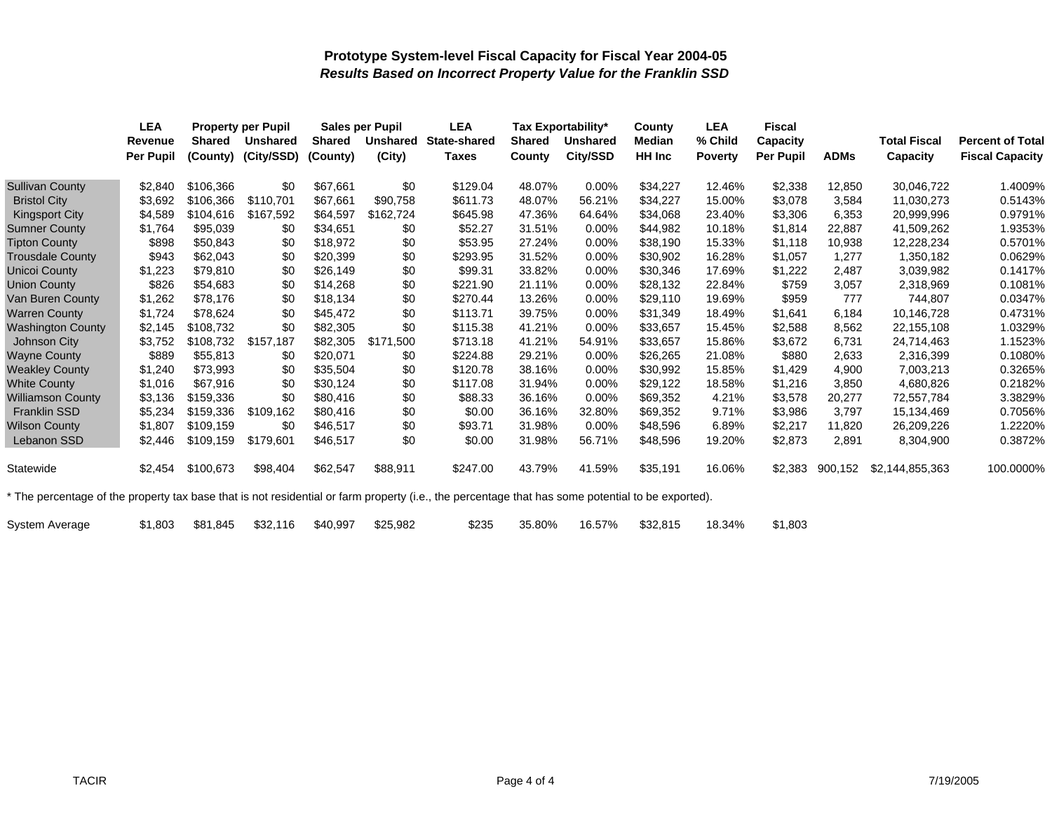## Prototype System-level Fiscal Capacity for Fiscal Year 2004-05

### *Results Based on Incorrect Property Value for the Franklin SSD*

| | LEA Revenue Per Pupil | Property per Pupil Shared (County) | Property per Pupil Unshared (City/SSD) | Sales per Pupil Shared (County) | Sales per Pupil Unshared (City) | LEA State-shared Taxes | Tax Exportability* Shared County | Tax Exportability* Unshared City/SSD | County Median HH Inc | LEA % Child Poverty | Fiscal Capacity Per Pupil | ADMs | Total Fiscal Capacity | Percent of Total Fiscal Capacity |
|---|---|---|---|---|---|---|---|---|---|---|---|---|---|---|
| Sullivan County | $2,840 | $106,366 | $0 | $67,661 | $0 | $129.04 | 48.07% | 0.00% | $34,227 | 12.46% | $2,338 | 12,850 | 30,046,722 | 1.4009% |
| Bristol City | $3,692 | $106,366 | $110,701 | $67,661 | $90,758 | $611.73 | 48.07% | 56.21% | $34,227 | 15.00% | $3,078 | 3,584 | 11,030,273 | 0.5143% |
| Kingsport City | $4,589 | $104,616 | $167,592 | $64,597 | $162,724 | $645.98 | 47.36% | 64.64% | $34,068 | 23.40% | $3,306 | 6,353 | 20,999,996 | 0.9791% |
| Sumner County | $1,764 | $95,039 | $0 | $34,651 | $0 | $52.27 | 31.51% | 0.00% | $44,982 | 10.18% | $1,814 | 22,887 | 41,509,262 | 1.9353% |
| Tipton County | $898 | $50,843 | $0 | $18,972 | $0 | $53.95 | 27.24% | 0.00% | $38,190 | 15.33% | $1,118 | 10,938 | 12,228,234 | 0.5701% |
| Trousdale County | $943 | $62,043 | $0 | $20,399 | $0 | $293.95 | 31.52% | 0.00% | $30,902 | 16.28% | $1,057 | 1,277 | 1,350,182 | 0.0629% |
| Unicoi County | $1,223 | $79,810 | $0 | $26,149 | $0 | $99.31 | 33.82% | 0.00% | $30,346 | 17.69% | $1,222 | 2,487 | 3,039,982 | 0.1417% |
| Union County | $826 | $54,683 | $0 | $14,268 | $0 | $221.90 | 21.11% | 0.00% | $28,132 | 22.84% | $759 | 3,057 | 2,318,969 | 0.1081% |
| Van Buren County | $1,262 | $78,176 | $0 | $18,134 | $0 | $270.44 | 13.26% | 0.00% | $29,110 | 19.69% | $959 | 777 | 744,807 | 0.0347% |
| Warren County | $1,724 | $78,624 | $0 | $45,472 | $0 | $113.71 | 39.75% | 0.00% | $31,349 | 18.49% | $1,641 | 6,184 | 10,146,728 | 0.4731% |
| Washington County | $2,145 | $108,732 | $0 | $82,305 | $0 | $115.38 | 41.21% | 0.00% | $33,657 | 15.45% | $2,588 | 8,562 | 22,155,108 | 1.0329% |
| Johnson City | $3,752 | $108,732 | $157,187 | $82,305 | $171,500 | $713.18 | 41.21% | 54.91% | $33,657 | 15.86% | $3,672 | 6,731 | 24,714,463 | 1.1523% |
| Wayne County | $889 | $55,813 | $0 | $20,071 | $0 | $224.88 | 29.21% | 0.00% | $26,265 | 21.08% | $880 | 2,633 | 2,316,399 | 0.1080% |
| Weakley County | $1,240 | $73,993 | $0 | $35,504 | $0 | $120.78 | 38.16% | 0.00% | $30,992 | 15.85% | $1,429 | 4,900 | 7,003,213 | 0.3265% |
| White County | $1,016 | $67,916 | $0 | $30,124 | $0 | $117.08 | 31.94% | 0.00% | $29,122 | 18.58% | $1,216 | 3,850 | 4,680,826 | 0.2182% |
| Williamson County | $3,136 | $159,336 | $0 | $80,416 | $0 | $88.33 | 36.16% | 0.00% | $69,352 | 4.21% | $3,578 | 20,277 | 72,557,784 | 3.3829% |
| Franklin SSD | $5,234 | $159,336 | $109,162 | $80,416 | $0 | $0.00 | 36.16% | 32.80% | $69,352 | 9.71% | $3,986 | 3,797 | 15,134,469 | 0.7056% |
| Wilson County | $1,807 | $109,159 | $0 | $46,517 | $0 | $93.71 | 31.98% | 0.00% | $48,596 | 6.89% | $2,217 | 11,820 | 26,209,226 | 1.2220% |
| Lebanon SSD | $2,446 | $109,159 | $179,601 | $46,517 | $0 | $0.00 | 31.98% | 56.71% | $48,596 | 19.20% | $2,873 | 2,891 | 8,304,900 | 0.3872% |
| Statewide | $2,454 | $100,673 | $98,404 | $62,547 | $88,911 | $247.00 | 43.79% | 41.59% | $35,191 | 16.06% | $2,383 | 900,152 | $2,144,855,363 | 100.0000% |

* The percentage of the property tax base that is not residential or farm property (i.e., the percentage that has some potential to be exported).

| | | | | | | | | | | | |
|---|---|---|---|---|---|---|---|---|---|---|---|
| System Average | $1,803 | $81,845 | $32,116 | $40,997 | $25,982 | $235 | 35.80% | 16.57% | $32,815 | 18.34% | $1,803 |